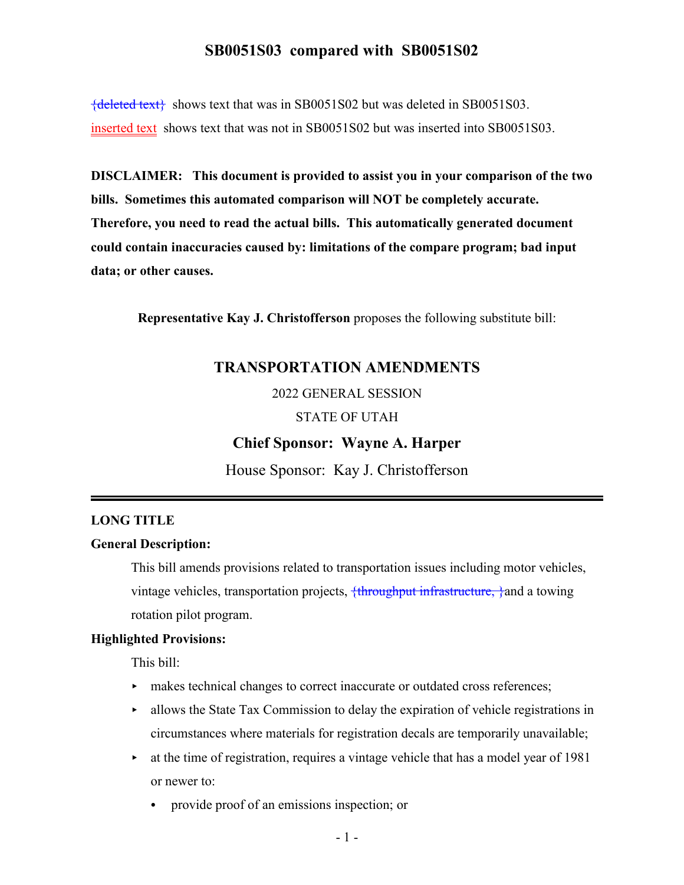# SB0051S03 compared with SB0051S02

{deleted text} shows text that was in SB0051S02 but was deleted in SB0051S03.

inserted text shows text that was not in SB0051S02 but was inserted into SB0051S03.

**DISCLAIMER: This document is provided to assist you in your comparison of the two bills. Sometimes this automated comparison will NOT be completely accurate. Therefore, you need to read the actual bills. This automatically generated document could contain inaccuracies caused by: limitations of the compare program; bad input data; or other causes.**

**Representative Kay J. Christofferson** proposes the following substitute bill:

## TRANSPORTATION AMENDMENTS

2022 GENERAL SESSION

STATE OF UTAH

**Chief Sponsor: Wayne A. Harper**

House Sponsor: Kay J. Christofferson

---

**LONG TITLE**

**General Description:**

This bill amends provisions related to transportation issues including motor vehicles, vintage vehicles, transportation projects, {throughput infrastructure, }and a towing rotation pilot program.

**Highlighted Provisions:**

This bill:

- makes technical changes to correct inaccurate or outdated cross references;
- allows the State Tax Commission to delay the expiration of vehicle registrations in circumstances where materials for registration decals are temporarily unavailable;
- at the time of registration, requires a vintage vehicle that has a model year of 1981 or newer to:
  - provide proof of an emissions inspection; or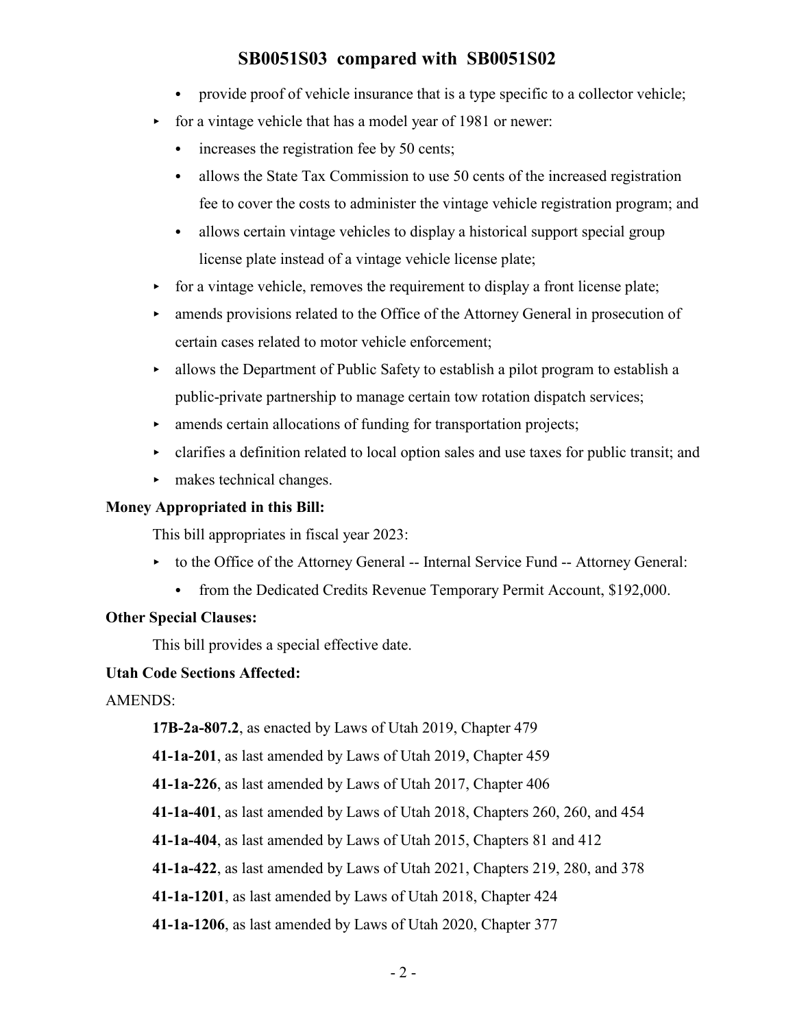- provide proof of vehicle insurance that is a type specific to a collector vehicle;
- for a vintage vehicle that has a model year of 1981 or newer:
  - increases the registration fee by 50 cents;
  - allows the State Tax Commission to use 50 cents of the increased registration fee to cover the costs to administer the vintage vehicle registration program; and
  - allows certain vintage vehicles to display a historical support special group license plate instead of a vintage vehicle license plate;
- for a vintage vehicle, removes the requirement to display a front license plate;
- amends provisions related to the Office of the Attorney General in prosecution of certain cases related to motor vehicle enforcement;
- allows the Department of Public Safety to establish a pilot program to establish a public-private partnership to manage certain tow rotation dispatch services;
- amends certain allocations of funding for transportation projects;
- clarifies a definition related to local option sales and use taxes for public transit; and
- makes technical changes.

**Money Appropriated in this Bill:**

This bill appropriates in fiscal year 2023:

- to the Office of the Attorney General -- Internal Service Fund -- Attorney General:
  - from the Dedicated Credits Revenue Temporary Permit Account, $192,000.

**Other Special Clauses:**

This bill provides a special effective date.

**Utah Code Sections Affected:**

AMENDS:

**17B-2a-807.2**, as enacted by Laws of Utah 2019, Chapter 479

**41-1a-201**, as last amended by Laws of Utah 2019, Chapter 459

**41-1a-226**, as last amended by Laws of Utah 2017, Chapter 406

**41-1a-401**, as last amended by Laws of Utah 2018, Chapters 260, 260, and 454

**41-1a-404**, as last amended by Laws of Utah 2015, Chapters 81 and 412

**41-1a-422**, as last amended by Laws of Utah 2021, Chapters 219, 280, and 378

**41-1a-1201**, as last amended by Laws of Utah 2018, Chapter 424

**41-1a-1206**, as last amended by Laws of Utah 2020, Chapter 377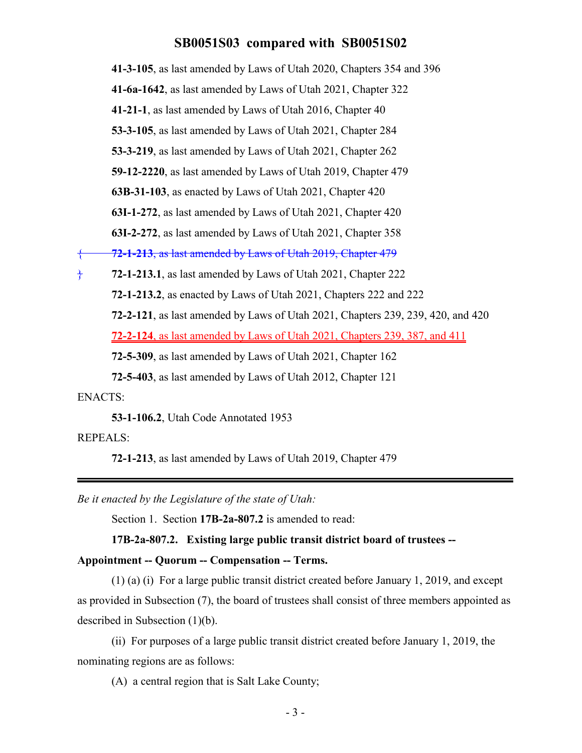**41-3-105**, as last amended by Laws of Utah 2020, Chapters 354 and 396

**41-6a-1642**, as last amended by Laws of Utah 2021, Chapter 322

**41-21-1**, as last amended by Laws of Utah 2016, Chapter 40

**53-3-105**, as last amended by Laws of Utah 2021, Chapter 284

**53-3-219**, as last amended by Laws of Utah 2021, Chapter 262

**59-12-2220**, as last amended by Laws of Utah 2019, Chapter 479

**63B-31-103**, as enacted by Laws of Utah 2021, Chapter 420

**63I-1-272**, as last amended by Laws of Utah 2021, Chapter 420

**63I-2-272**, as last amended by Laws of Utah 2021, Chapter 358

{ ~~**72-1-213**, as last amended by Laws of Utah 2019, Chapter 479~~

} **72-1-213.1**, as last amended by Laws of Utah 2021, Chapter 222

**72-1-213.2**, as enacted by Laws of Utah 2021, Chapters 222 and 222

**72-2-121**, as last amended by Laws of Utah 2021, Chapters 239, 239, 420, and 420

**72-2-124**, as last amended by Laws of Utah 2021, Chapters 239, 387, and 411

**72-5-309**, as last amended by Laws of Utah 2021, Chapter 162

**72-5-403**, as last amended by Laws of Utah 2012, Chapter 121

ENACTS:

**53-1-106.2**, Utah Code Annotated 1953

REPEALS:

**72-1-213**, as last amended by Laws of Utah 2019, Chapter 479

---

*Be it enacted by the Legislature of the state of Utah:*

Section 1. Section **17B-2a-807.2** is amended to read:

**17B-2a-807.2. Existing large public transit district board of trustees -- Appointment -- Quorum -- Compensation -- Terms.**

(1) (a) (i) For a large public transit district created before January 1, 2019, and except as provided in Subsection (7), the board of trustees shall consist of three members appointed as described in Subsection (1)(b).

(ii) For purposes of a large public transit district created before January 1, 2019, the nominating regions are as follows:

(A) a central region that is Salt Lake County;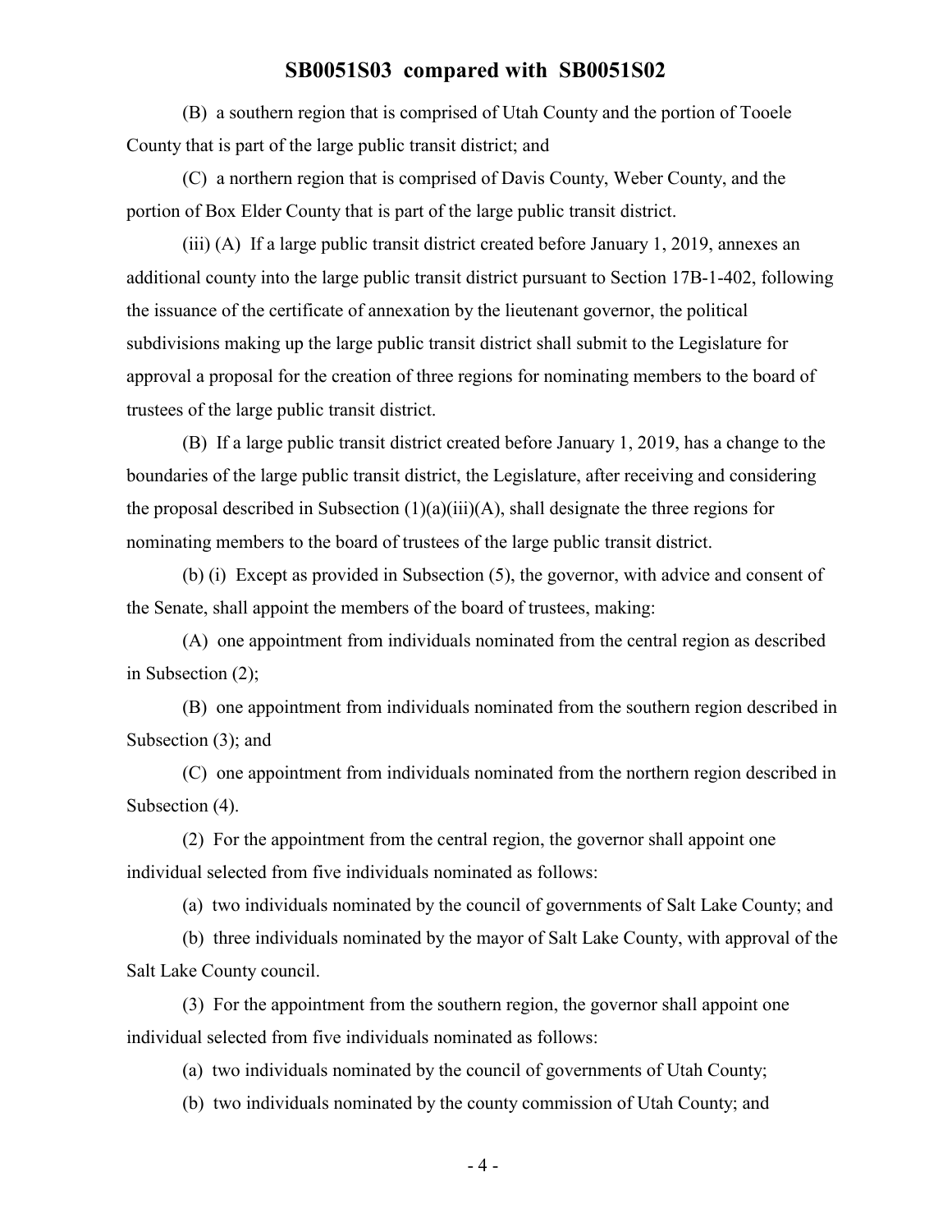(B) a southern region that is comprised of Utah County and the portion of Tooele County that is part of the large public transit district; and

(C) a northern region that is comprised of Davis County, Weber County, and the portion of Box Elder County that is part of the large public transit district.

(iii) (A) If a large public transit district created before January 1, 2019, annexes an additional county into the large public transit district pursuant to Section 17B-1-402, following the issuance of the certificate of annexation by the lieutenant governor, the political subdivisions making up the large public transit district shall submit to the Legislature for approval a proposal for the creation of three regions for nominating members to the board of trustees of the large public transit district.

(B) If a large public transit district created before January 1, 2019, has a change to the boundaries of the large public transit district, the Legislature, after receiving and considering the proposal described in Subsection (1)(a)(iii)(A), shall designate the three regions for nominating members to the board of trustees of the large public transit district.

(b) (i) Except as provided in Subsection (5), the governor, with advice and consent of the Senate, shall appoint the members of the board of trustees, making:

(A) one appointment from individuals nominated from the central region as described in Subsection (2);

(B) one appointment from individuals nominated from the southern region described in Subsection (3); and

(C) one appointment from individuals nominated from the northern region described in Subsection (4).

(2) For the appointment from the central region, the governor shall appoint one individual selected from five individuals nominated as follows:

(a) two individuals nominated by the council of governments of Salt Lake County; and

(b) three individuals nominated by the mayor of Salt Lake County, with approval of the Salt Lake County council.

(3) For the appointment from the southern region, the governor shall appoint one individual selected from five individuals nominated as follows:

(a) two individuals nominated by the council of governments of Utah County;

(b) two individuals nominated by the county commission of Utah County; and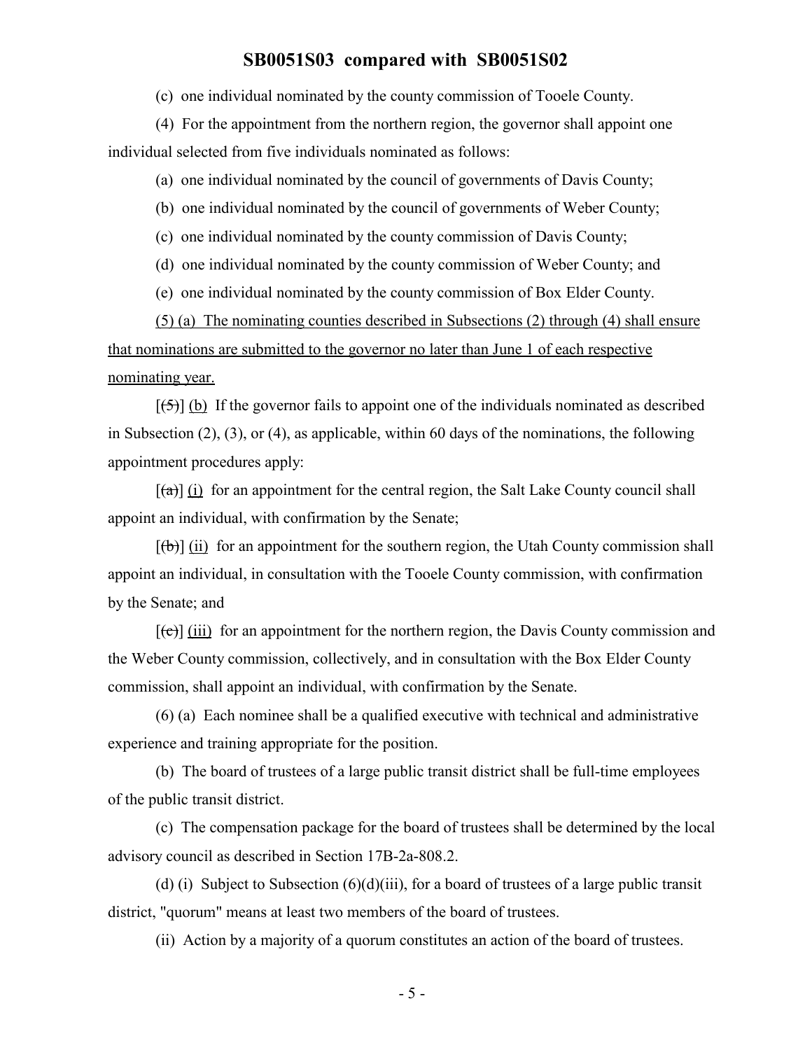(c) one individual nominated by the county commission of Tooele County.

(4) For the appointment from the northern region, the governor shall appoint one individual selected from five individuals nominated as follows:

(a) one individual nominated by the council of governments of Davis County;

(b) one individual nominated by the council of governments of Weber County;

(c) one individual nominated by the county commission of Davis County;

(d) one individual nominated by the county commission of Weber County; and

(e) one individual nominated by the county commission of Box Elder County.

<u>(5) (a) The nominating counties described in Subsections (2) through (4) shall ensure that nominations are submitted to the governor no later than June 1 of each respective nominating year.</u>

[~~(5)~~] <u>(b)</u> If the governor fails to appoint one of the individuals nominated as described in Subsection (2), (3), or (4), as applicable, within 60 days of the nominations, the following appointment procedures apply:

[~~(a)~~] <u>(i)</u> for an appointment for the central region, the Salt Lake County council shall appoint an individual, with confirmation by the Senate;

[~~(b)~~] <u>(ii)</u> for an appointment for the southern region, the Utah County commission shall appoint an individual, in consultation with the Tooele County commission, with confirmation by the Senate; and

[~~(c)~~] <u>(iii)</u> for an appointment for the northern region, the Davis County commission and the Weber County commission, collectively, and in consultation with the Box Elder County commission, shall appoint an individual, with confirmation by the Senate.

(6) (a) Each nominee shall be a qualified executive with technical and administrative experience and training appropriate for the position.

(b) The board of trustees of a large public transit district shall be full-time employees of the public transit district.

(c) The compensation package for the board of trustees shall be determined by the local advisory council as described in Section 17B-2a-808.2.

(d) (i) Subject to Subsection (6)(d)(iii), for a board of trustees of a large public transit district, "quorum" means at least two members of the board of trustees.

(ii) Action by a majority of a quorum constitutes an action of the board of trustees.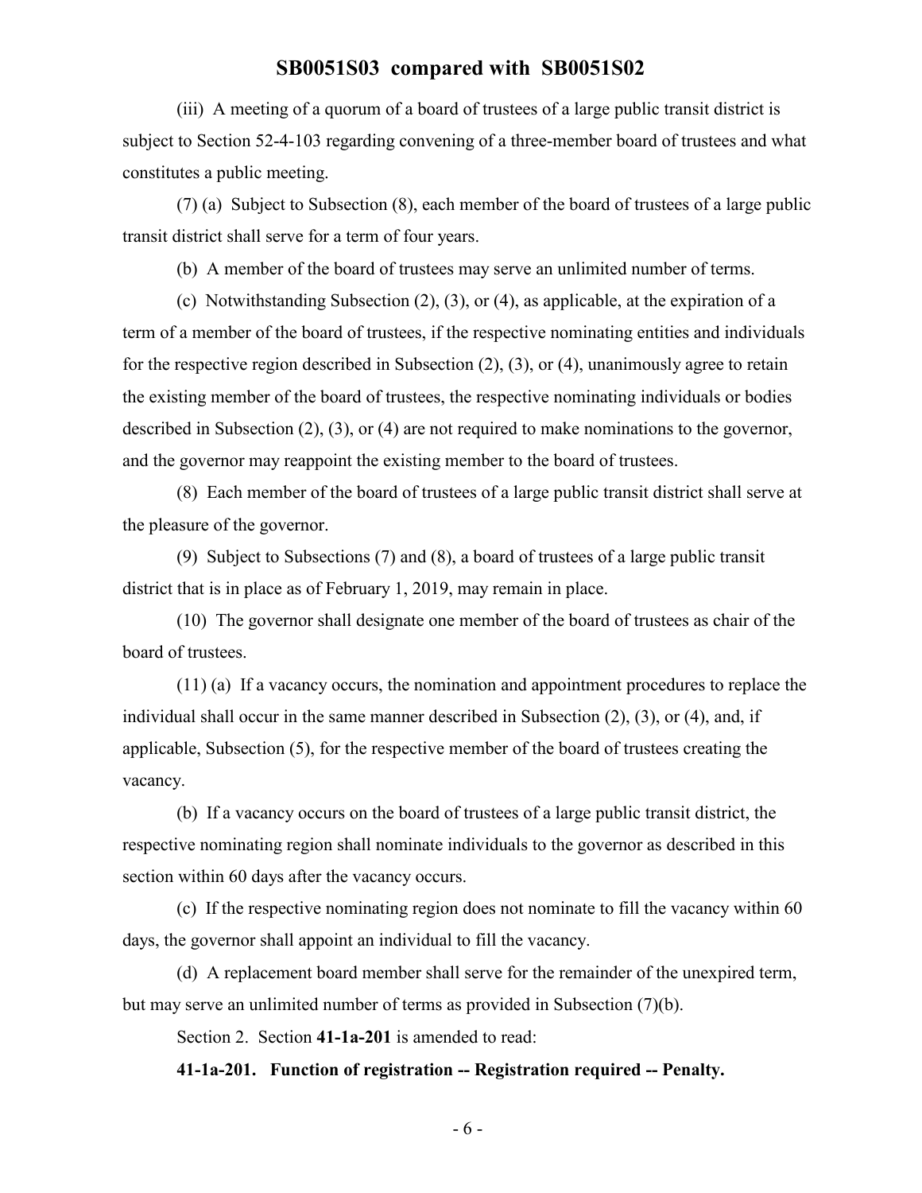(iii) A meeting of a quorum of a board of trustees of a large public transit district is subject to Section 52-4-103 regarding convening of a three-member board of trustees and what constitutes a public meeting.

(7) (a) Subject to Subsection (8), each member of the board of trustees of a large public transit district shall serve for a term of four years.

(b) A member of the board of trustees may serve an unlimited number of terms.

(c) Notwithstanding Subsection (2), (3), or (4), as applicable, at the expiration of a term of a member of the board of trustees, if the respective nominating entities and individuals for the respective region described in Subsection (2), (3), or (4), unanimously agree to retain the existing member of the board of trustees, the respective nominating individuals or bodies described in Subsection (2), (3), or (4) are not required to make nominations to the governor, and the governor may reappoint the existing member to the board of trustees.

(8) Each member of the board of trustees of a large public transit district shall serve at the pleasure of the governor.

(9) Subject to Subsections (7) and (8), a board of trustees of a large public transit district that is in place as of February 1, 2019, may remain in place.

(10) The governor shall designate one member of the board of trustees as chair of the board of trustees.

(11) (a) If a vacancy occurs, the nomination and appointment procedures to replace the individual shall occur in the same manner described in Subsection (2), (3), or (4), and, if applicable, Subsection (5), for the respective member of the board of trustees creating the vacancy.

(b) If a vacancy occurs on the board of trustees of a large public transit district, the respective nominating region shall nominate individuals to the governor as described in this section within 60 days after the vacancy occurs.

(c) If the respective nominating region does not nominate to fill the vacancy within 60 days, the governor shall appoint an individual to fill the vacancy.

(d) A replacement board member shall serve for the remainder of the unexpired term, but may serve an unlimited number of terms as provided in Subsection (7)(b).

Section 2. Section **41-1a-201** is amended to read:

**41-1a-201. Function of registration -- Registration required -- Penalty.**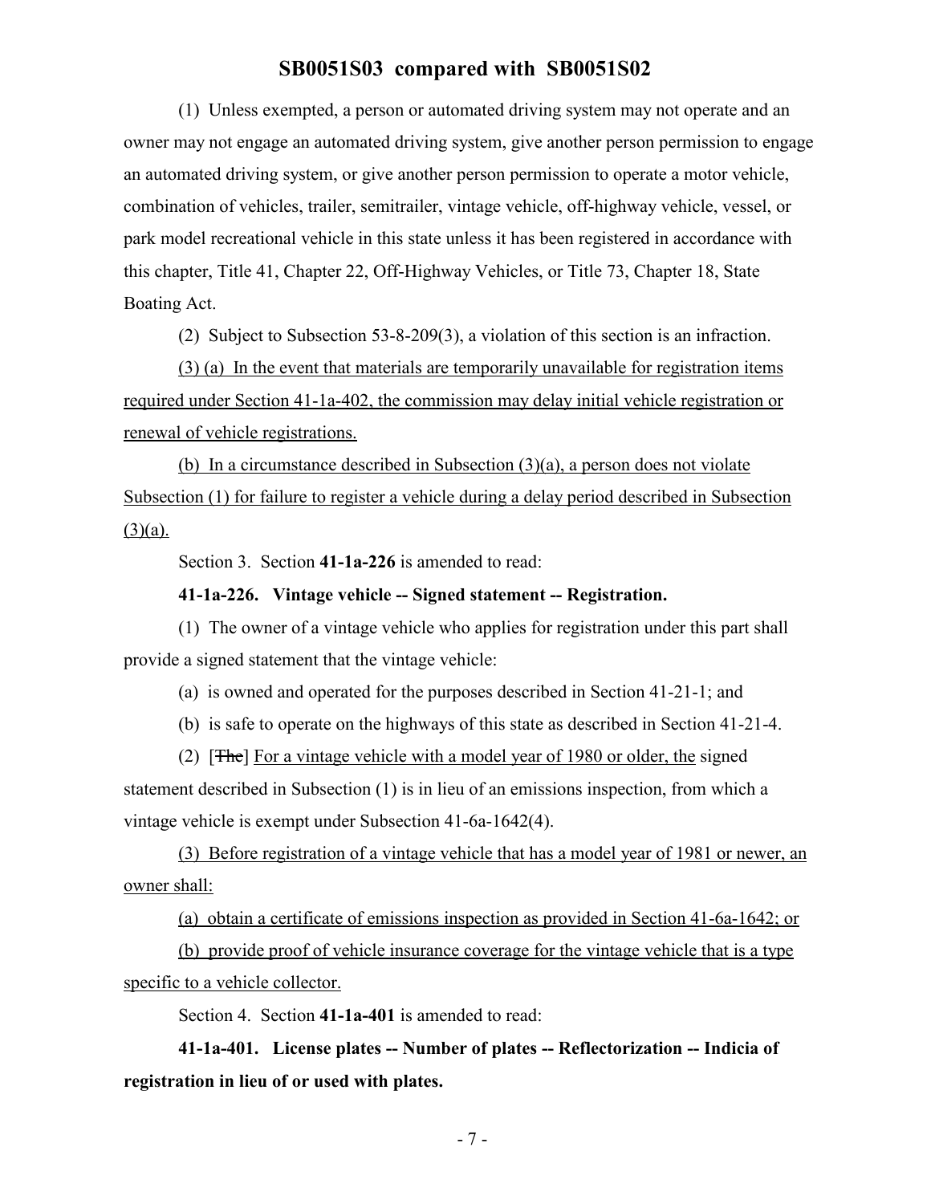(1) Unless exempted, a person or automated driving system may not operate and an owner may not engage an automated driving system, give another person permission to engage an automated driving system, or give another person permission to operate a motor vehicle, combination of vehicles, trailer, semitrailer, vintage vehicle, off-highway vehicle, vessel, or park model recreational vehicle in this state unless it has been registered in accordance with this chapter, Title 41, Chapter 22, Off-Highway Vehicles, or Title 73, Chapter 18, State Boating Act.

(2) Subject to Subsection 53-8-209(3), a violation of this section is an infraction.

(3) (a) In the event that materials are temporarily unavailable for registration items required under Section 41-1a-402, the commission may delay initial vehicle registration or renewal of vehicle registrations.

(b) In a circumstance described in Subsection (3)(a), a person does not violate Subsection (1) for failure to register a vehicle during a delay period described in Subsection (3)(a).

Section 3. Section **41-1a-226** is amended to read:

**41-1a-226. Vintage vehicle -- Signed statement -- Registration.**

(1) The owner of a vintage vehicle who applies for registration under this part shall provide a signed statement that the vintage vehicle:

(a) is owned and operated for the purposes described in Section 41-21-1; and

(b) is safe to operate on the highways of this state as described in Section 41-21-4.

(2) [~~The~~] For a vintage vehicle with a model year of 1980 or older, the signed statement described in Subsection (1) is in lieu of an emissions inspection, from which a vintage vehicle is exempt under Subsection 41-6a-1642(4).

(3) Before registration of a vintage vehicle that has a model year of 1981 or newer, an owner shall:

(a) obtain a certificate of emissions inspection as provided in Section 41-6a-1642; or

(b) provide proof of vehicle insurance coverage for the vintage vehicle that is a type specific to a vehicle collector.

Section 4. Section **41-1a-401** is amended to read:

**41-1a-401. License plates -- Number of plates -- Reflectorization -- Indicia of registration in lieu of or used with plates.**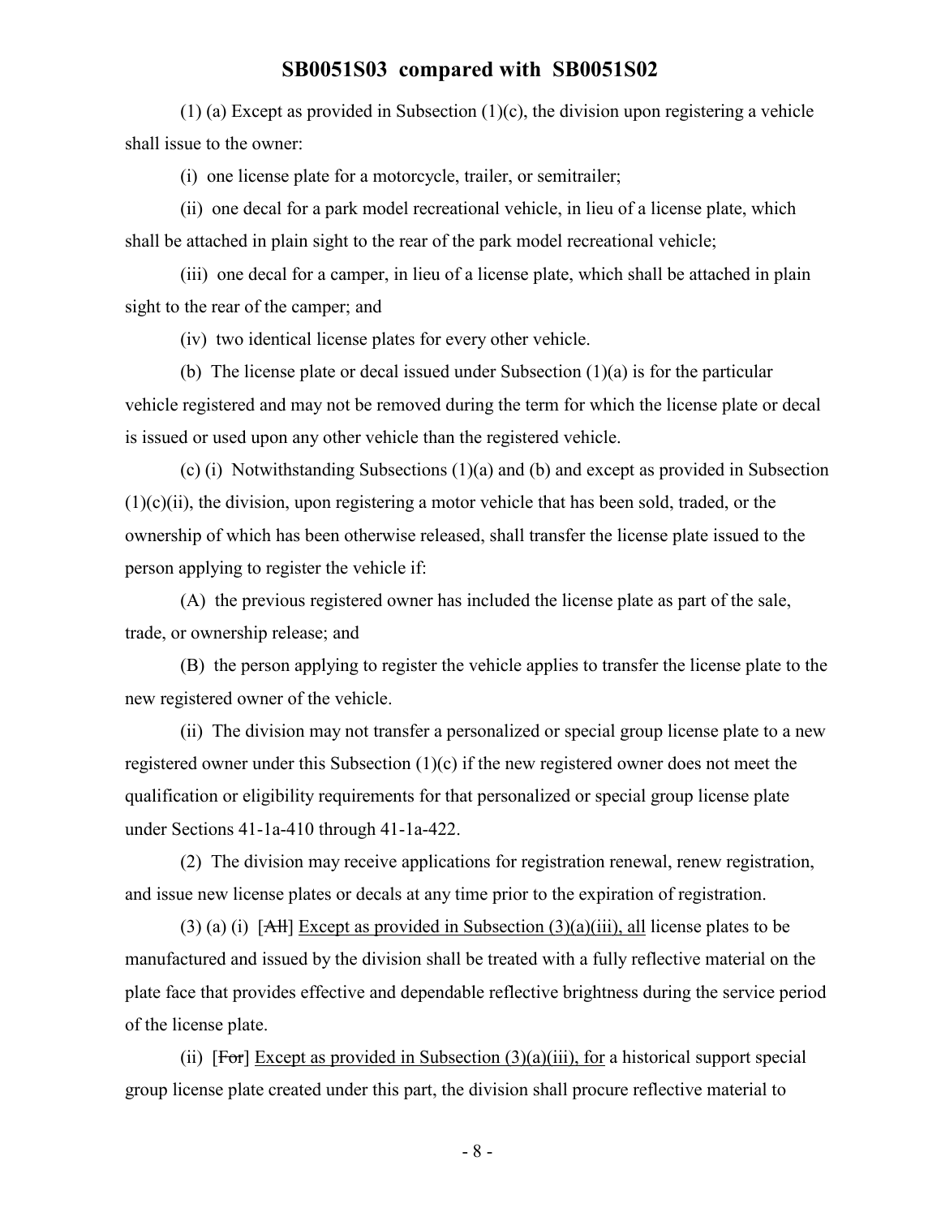(1) (a) Except as provided in Subsection (1)(c), the division upon registering a vehicle shall issue to the owner:

(i) one license plate for a motorcycle, trailer, or semitrailer;

(ii) one decal for a park model recreational vehicle, in lieu of a license plate, which shall be attached in plain sight to the rear of the park model recreational vehicle;

(iii) one decal for a camper, in lieu of a license plate, which shall be attached in plain sight to the rear of the camper; and

(iv) two identical license plates for every other vehicle.

(b) The license plate or decal issued under Subsection (1)(a) is for the particular vehicle registered and may not be removed during the term for which the license plate or decal is issued or used upon any other vehicle than the registered vehicle.

(c) (i) Notwithstanding Subsections (1)(a) and (b) and except as provided in Subsection (1)(c)(ii), the division, upon registering a motor vehicle that has been sold, traded, or the ownership of which has been otherwise released, shall transfer the license plate issued to the person applying to register the vehicle if:

(A) the previous registered owner has included the license plate as part of the sale, trade, or ownership release; and

(B) the person applying to register the vehicle applies to transfer the license plate to the new registered owner of the vehicle.

(ii) The division may not transfer a personalized or special group license plate to a new registered owner under this Subsection (1)(c) if the new registered owner does not meet the qualification or eligibility requirements for that personalized or special group license plate under Sections 41-1a-410 through 41-1a-422.

(2) The division may receive applications for registration renewal, renew registration, and issue new license plates or decals at any time prior to the expiration of registration.

(3) (a) (i) [~~All~~] Except as provided in Subsection (3)(a)(iii), all license plates to be manufactured and issued by the division shall be treated with a fully reflective material on the plate face that provides effective and dependable reflective brightness during the service period of the license plate.

(ii) [~~For~~] Except as provided in Subsection (3)(a)(iii), for a historical support special group license plate created under this part, the division shall procure reflective material to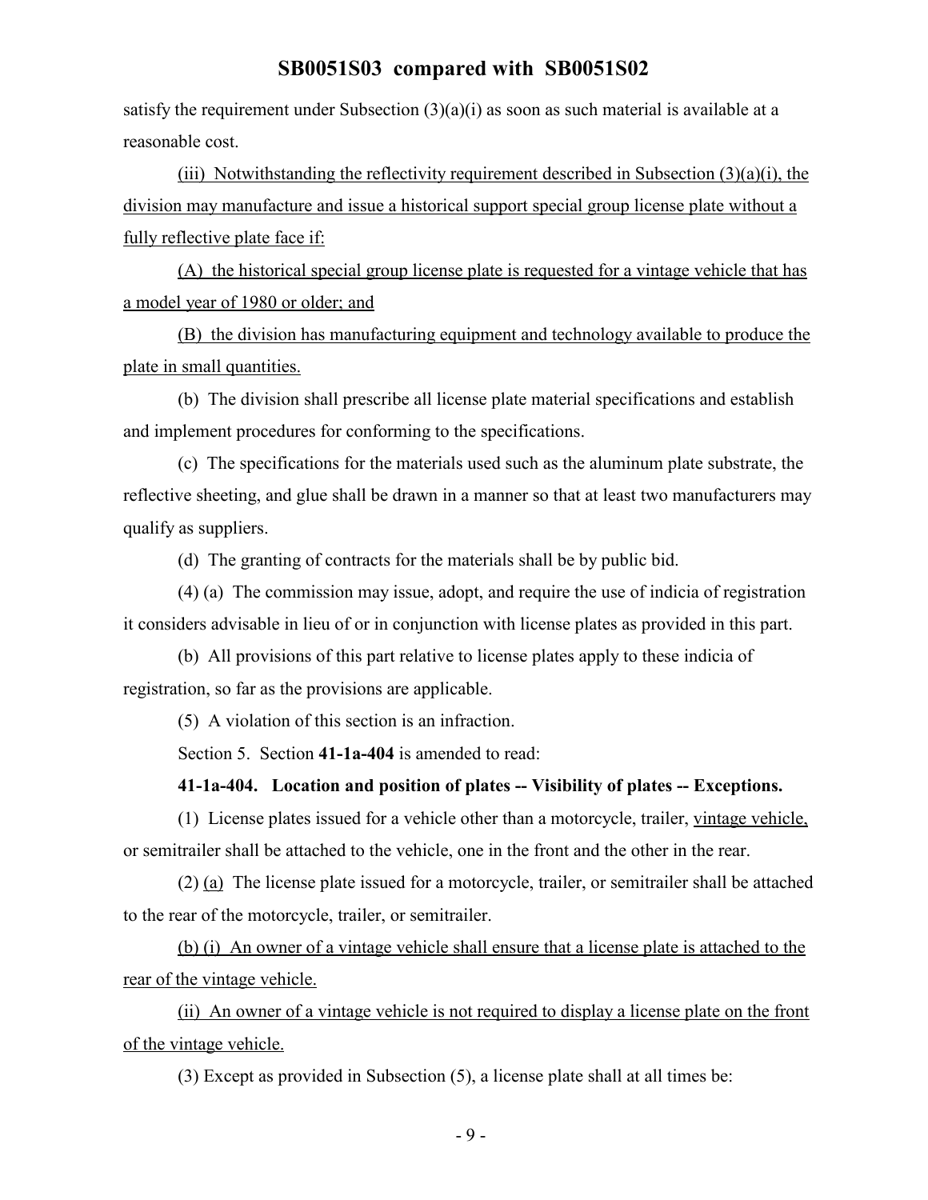satisfy the requirement under Subsection (3)(a)(i) as soon as such material is available at a reasonable cost.

(iii) Notwithstanding the reflectivity requirement described in Subsection (3)(a)(i), the division may manufacture and issue a historical support special group license plate without a fully reflective plate face if:

(A) the historical special group license plate is requested for a vintage vehicle that has a model year of 1980 or older; and

(B) the division has manufacturing equipment and technology available to produce the plate in small quantities.

(b) The division shall prescribe all license plate material specifications and establish and implement procedures for conforming to the specifications.

(c) The specifications for the materials used such as the aluminum plate substrate, the reflective sheeting, and glue shall be drawn in a manner so that at least two manufacturers may qualify as suppliers.

(d) The granting of contracts for the materials shall be by public bid.

(4) (a) The commission may issue, adopt, and require the use of indicia of registration it considers advisable in lieu of or in conjunction with license plates as provided in this part.

(b) All provisions of this part relative to license plates apply to these indicia of registration, so far as the provisions are applicable.

(5) A violation of this section is an infraction.

Section 5. Section **41-1a-404** is amended to read:

**41-1a-404. Location and position of plates -- Visibility of plates -- Exceptions.**

(1) License plates issued for a vehicle other than a motorcycle, trailer, vintage vehicle, or semitrailer shall be attached to the vehicle, one in the front and the other in the rear.

(2) (a) The license plate issued for a motorcycle, trailer, or semitrailer shall be attached to the rear of the motorcycle, trailer, or semitrailer.

(b) (i) An owner of a vintage vehicle shall ensure that a license plate is attached to the rear of the vintage vehicle.

(ii) An owner of a vintage vehicle is not required to display a license plate on the front of the vintage vehicle.

(3) Except as provided in Subsection (5), a license plate shall at all times be: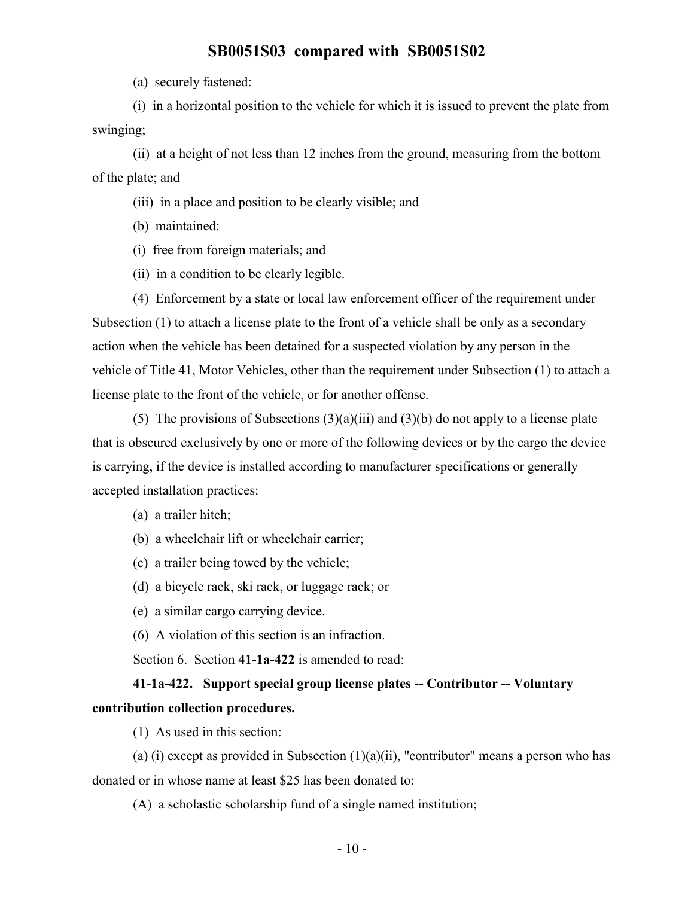(a) securely fastened:

(i) in a horizontal position to the vehicle for which it is issued to prevent the plate from swinging;

(ii) at a height of not less than 12 inches from the ground, measuring from the bottom of the plate; and

(iii) in a place and position to be clearly visible; and

(b) maintained:

(i) free from foreign materials; and

(ii) in a condition to be clearly legible.

(4) Enforcement by a state or local law enforcement officer of the requirement under Subsection (1) to attach a license plate to the front of a vehicle shall be only as a secondary action when the vehicle has been detained for a suspected violation by any person in the vehicle of Title 41, Motor Vehicles, other than the requirement under Subsection (1) to attach a license plate to the front of the vehicle, or for another offense.

(5) The provisions of Subsections (3)(a)(iii) and (3)(b) do not apply to a license plate that is obscured exclusively by one or more of the following devices or by the cargo the device is carrying, if the device is installed according to manufacturer specifications or generally accepted installation practices:

(a) a trailer hitch;

(b) a wheelchair lift or wheelchair carrier;

(c) a trailer being towed by the vehicle;

(d) a bicycle rack, ski rack, or luggage rack; or

(e) a similar cargo carrying device.

(6) A violation of this section is an infraction.

Section 6. Section **41-1a-422** is amended to read:

**41-1a-422. Support special group license plates -- Contributor -- Voluntary contribution collection procedures.**

(1) As used in this section:

(a) (i) except as provided in Subsection (1)(a)(ii), "contributor" means a person who has donated or in whose name at least $25 has been donated to:

(A) a scholastic scholarship fund of a single named institution;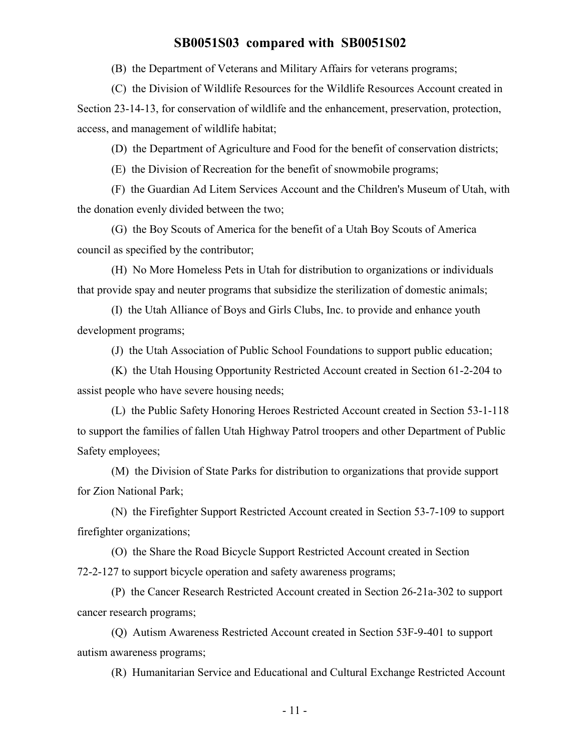(B) the Department of Veterans and Military Affairs for veterans programs;

(C) the Division of Wildlife Resources for the Wildlife Resources Account created in Section 23-14-13, for conservation of wildlife and the enhancement, preservation, protection, access, and management of wildlife habitat;

(D) the Department of Agriculture and Food for the benefit of conservation districts;

(E) the Division of Recreation for the benefit of snowmobile programs;

(F) the Guardian Ad Litem Services Account and the Children's Museum of Utah, with the donation evenly divided between the two;

(G) the Boy Scouts of America for the benefit of a Utah Boy Scouts of America council as specified by the contributor;

(H) No More Homeless Pets in Utah for distribution to organizations or individuals that provide spay and neuter programs that subsidize the sterilization of domestic animals;

(I) the Utah Alliance of Boys and Girls Clubs, Inc. to provide and enhance youth development programs;

(J) the Utah Association of Public School Foundations to support public education;

(K) the Utah Housing Opportunity Restricted Account created in Section 61-2-204 to assist people who have severe housing needs;

(L) the Public Safety Honoring Heroes Restricted Account created in Section 53-1-118 to support the families of fallen Utah Highway Patrol troopers and other Department of Public Safety employees;

(M) the Division of State Parks for distribution to organizations that provide support for Zion National Park;

(N) the Firefighter Support Restricted Account created in Section 53-7-109 to support firefighter organizations;

(O) the Share the Road Bicycle Support Restricted Account created in Section 72-2-127 to support bicycle operation and safety awareness programs;

(P) the Cancer Research Restricted Account created in Section 26-21a-302 to support cancer research programs;

(Q) Autism Awareness Restricted Account created in Section 53F-9-401 to support autism awareness programs;

(R) Humanitarian Service and Educational and Cultural Exchange Restricted Account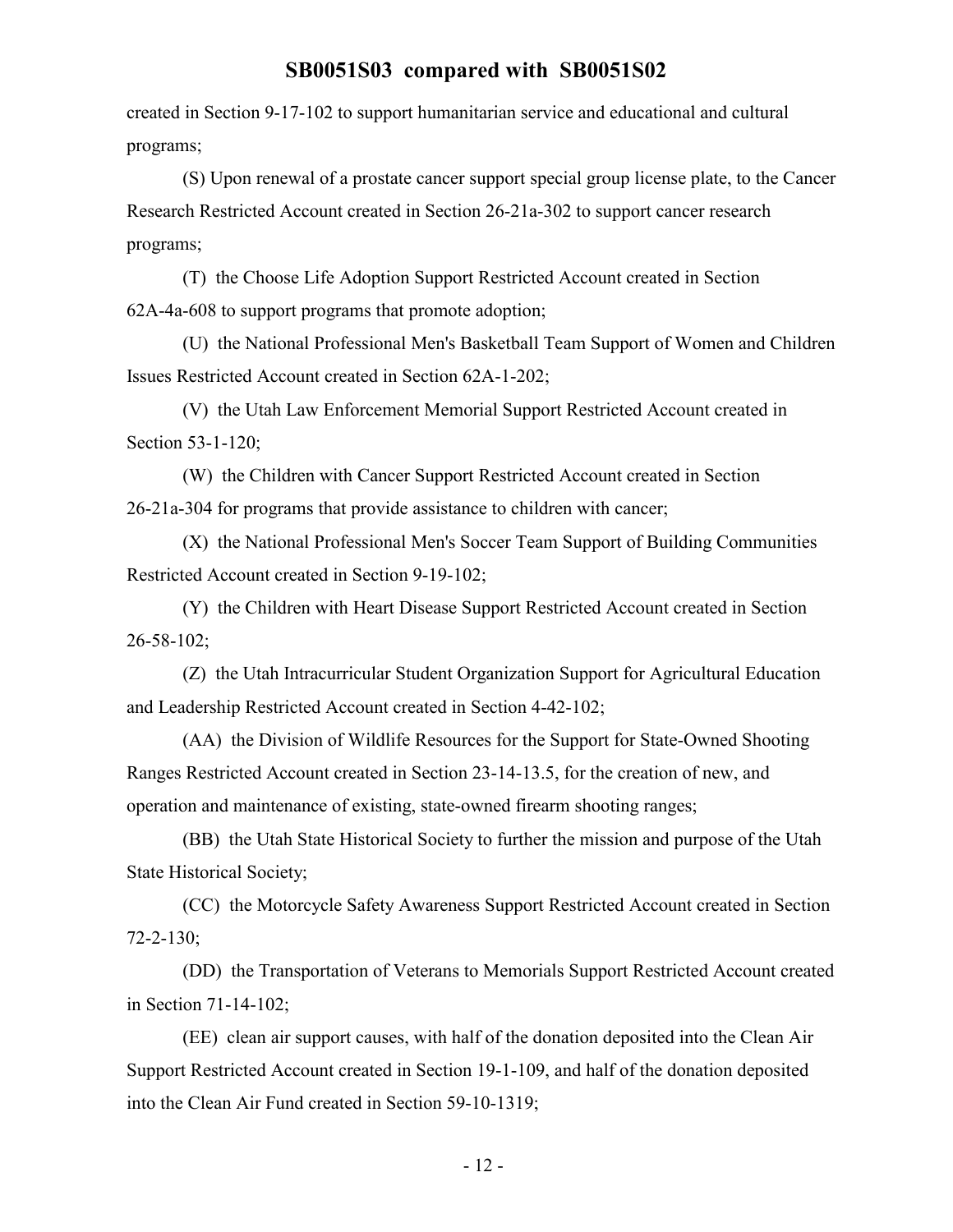created in Section 9-17-102 to support humanitarian service and educational and cultural programs;

(S) Upon renewal of a prostate cancer support special group license plate, to the Cancer Research Restricted Account created in Section 26-21a-302 to support cancer research programs;

(T) the Choose Life Adoption Support Restricted Account created in Section 62A-4a-608 to support programs that promote adoption;

(U) the National Professional Men's Basketball Team Support of Women and Children Issues Restricted Account created in Section 62A-1-202;

(V) the Utah Law Enforcement Memorial Support Restricted Account created in Section 53-1-120;

(W) the Children with Cancer Support Restricted Account created in Section 26-21a-304 for programs that provide assistance to children with cancer;

(X) the National Professional Men's Soccer Team Support of Building Communities Restricted Account created in Section 9-19-102;

(Y) the Children with Heart Disease Support Restricted Account created in Section 26-58-102;

(Z) the Utah Intracurricular Student Organization Support for Agricultural Education and Leadership Restricted Account created in Section 4-42-102;

(AA) the Division of Wildlife Resources for the Support for State-Owned Shooting Ranges Restricted Account created in Section 23-14-13.5, for the creation of new, and operation and maintenance of existing, state-owned firearm shooting ranges;

(BB) the Utah State Historical Society to further the mission and purpose of the Utah State Historical Society;

(CC) the Motorcycle Safety Awareness Support Restricted Account created in Section 72-2-130;

(DD) the Transportation of Veterans to Memorials Support Restricted Account created in Section 71-14-102;

(EE) clean air support causes, with half of the donation deposited into the Clean Air Support Restricted Account created in Section 19-1-109, and half of the donation deposited into the Clean Air Fund created in Section 59-10-1319;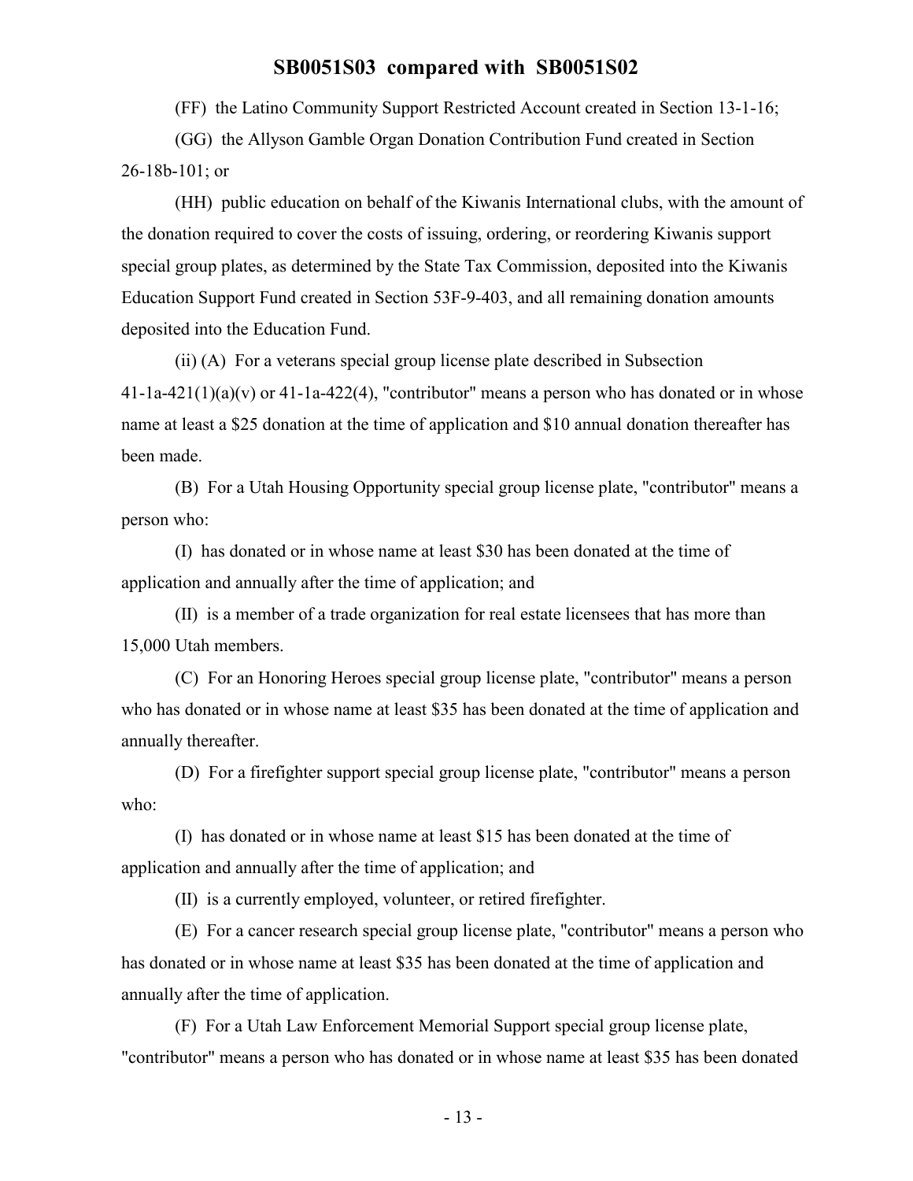(FF) the Latino Community Support Restricted Account created in Section 13-1-16;

(GG) the Allyson Gamble Organ Donation Contribution Fund created in Section 26-18b-101; or

(HH) public education on behalf of the Kiwanis International clubs, with the amount of the donation required to cover the costs of issuing, ordering, or reordering Kiwanis support special group plates, as determined by the State Tax Commission, deposited into the Kiwanis Education Support Fund created in Section 53F-9-403, and all remaining donation amounts deposited into the Education Fund.

(ii) (A) For a veterans special group license plate described in Subsection 41-1a-421(1)(a)(v) or 41-1a-422(4), "contributor" means a person who has donated or in whose name at least a $25 donation at the time of application and $10 annual donation thereafter has been made.

(B) For a Utah Housing Opportunity special group license plate, "contributor" means a person who:

(I) has donated or in whose name at least $30 has been donated at the time of application and annually after the time of application; and

(II) is a member of a trade organization for real estate licensees that has more than 15,000 Utah members.

(C) For an Honoring Heroes special group license plate, "contributor" means a person who has donated or in whose name at least $35 has been donated at the time of application and annually thereafter.

(D) For a firefighter support special group license plate, "contributor" means a person who:

(I) has donated or in whose name at least $15 has been donated at the time of application and annually after the time of application; and

(II) is a currently employed, volunteer, or retired firefighter.

(E) For a cancer research special group license plate, "contributor" means a person who has donated or in whose name at least $35 has been donated at the time of application and annually after the time of application.

(F) For a Utah Law Enforcement Memorial Support special group license plate, "contributor" means a person who has donated or in whose name at least $35 has been donated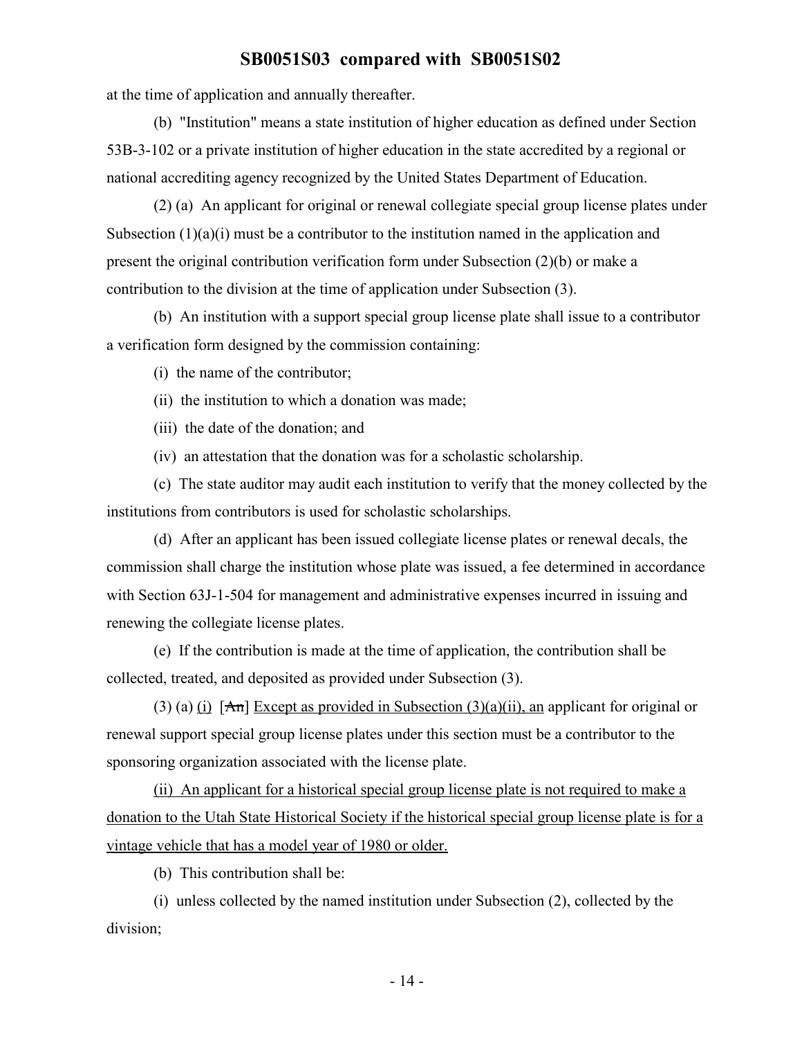at the time of application and annually thereafter.

(b) "Institution" means a state institution of higher education as defined under Section 53B-3-102 or a private institution of higher education in the state accredited by a regional or national accrediting agency recognized by the United States Department of Education.

(2) (a) An applicant for original or renewal collegiate special group license plates under Subsection (1)(a)(i) must be a contributor to the institution named in the application and present the original contribution verification form under Subsection (2)(b) or make a contribution to the division at the time of application under Subsection (3).

(b) An institution with a support special group license plate shall issue to a contributor a verification form designed by the commission containing:

(i) the name of the contributor;

(ii) the institution to which a donation was made;

(iii) the date of the donation; and

(iv) an attestation that the donation was for a scholastic scholarship.

(c) The state auditor may audit each institution to verify that the money collected by the institutions from contributors is used for scholastic scholarships.

(d) After an applicant has been issued collegiate license plates or renewal decals, the commission shall charge the institution whose plate was issued, a fee determined in accordance with Section 63J-1-504 for management and administrative expenses incurred in issuing and renewing the collegiate license plates.

(e) If the contribution is made at the time of application, the contribution shall be collected, treated, and deposited as provided under Subsection (3).

(3) (a) <u>(i)</u> [~~An~~] <u>Except as provided in Subsection (3)(a)(ii), an</u> applicant for original or renewal support special group license plates under this section must be a contributor to the sponsoring organization associated with the license plate.

<u>(ii) An applicant for a historical special group license plate is not required to make a donation to the Utah State Historical Society if the historical special group license plate is for a vintage vehicle that has a model year of 1980 or older.</u>

(b) This contribution shall be:

(i) unless collected by the named institution under Subsection (2), collected by the division;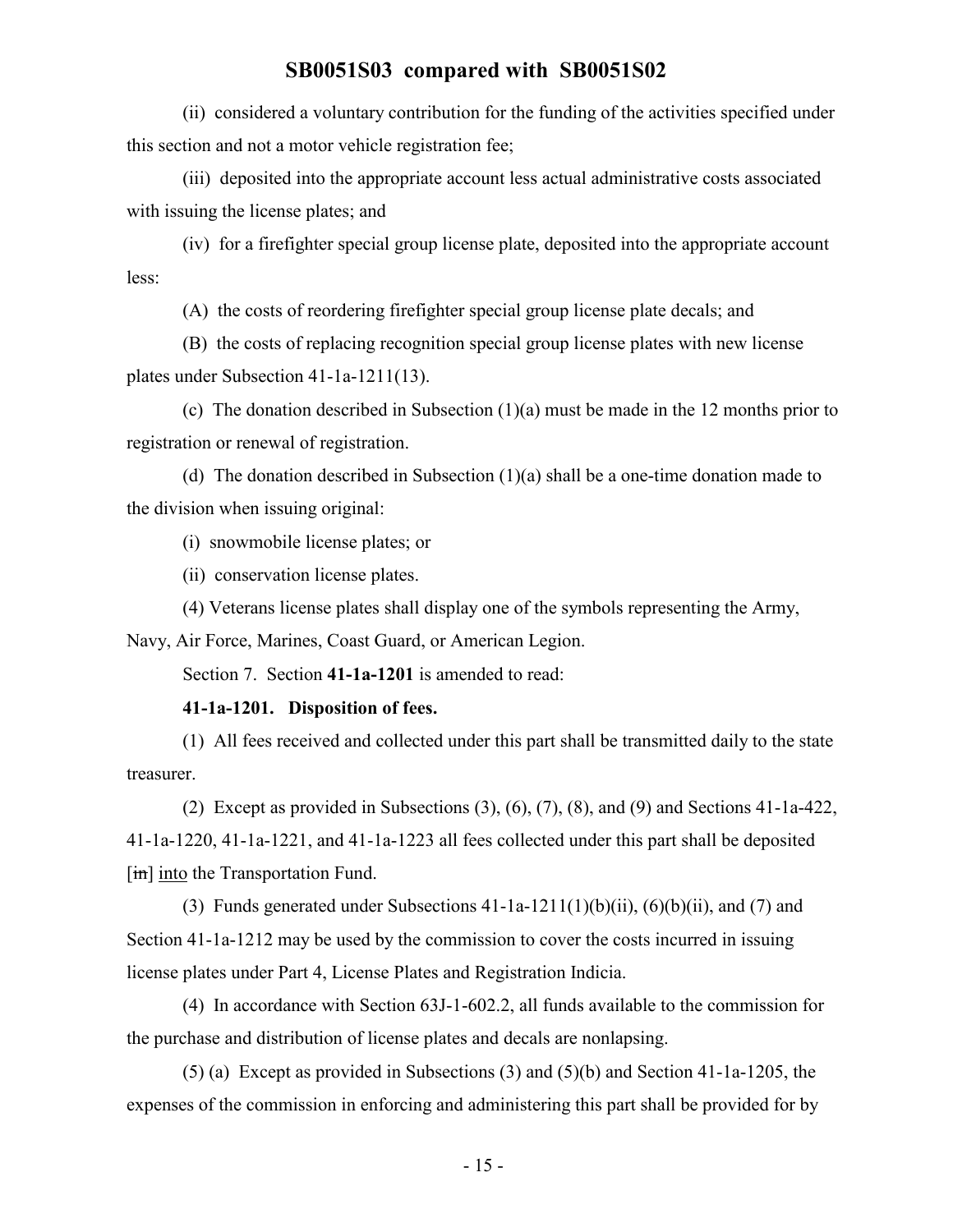(ii) considered a voluntary contribution for the funding of the activities specified under this section and not a motor vehicle registration fee;

(iii) deposited into the appropriate account less actual administrative costs associated with issuing the license plates; and

(iv) for a firefighter special group license plate, deposited into the appropriate account less:

(A) the costs of reordering firefighter special group license plate decals; and

(B) the costs of replacing recognition special group license plates with new license plates under Subsection 41-1a-1211(13).

(c) The donation described in Subsection (1)(a) must be made in the 12 months prior to registration or renewal of registration.

(d) The donation described in Subsection (1)(a) shall be a one-time donation made to the division when issuing original:

(i) snowmobile license plates; or

(ii) conservation license plates.

(4) Veterans license plates shall display one of the symbols representing the Army, Navy, Air Force, Marines, Coast Guard, or American Legion.

Section 7. Section **41-1a-1201** is amended to read:

**41-1a-1201. Disposition of fees.**

(1) All fees received and collected under this part shall be transmitted daily to the state treasurer.

(2) Except as provided in Subsections (3), (6), (7), (8), and (9) and Sections 41-1a-422, 41-1a-1220, 41-1a-1221, and 41-1a-1223 all fees collected under this part shall be deposited [~~in~~] into the Transportation Fund.

(3) Funds generated under Subsections 41-1a-1211(1)(b)(ii), (6)(b)(ii), and (7) and Section 41-1a-1212 may be used by the commission to cover the costs incurred in issuing license plates under Part 4, License Plates and Registration Indicia.

(4) In accordance with Section 63J-1-602.2, all funds available to the commission for the purchase and distribution of license plates and decals are nonlapsing.

(5) (a) Except as provided in Subsections (3) and (5)(b) and Section 41-1a-1205, the expenses of the commission in enforcing and administering this part shall be provided for by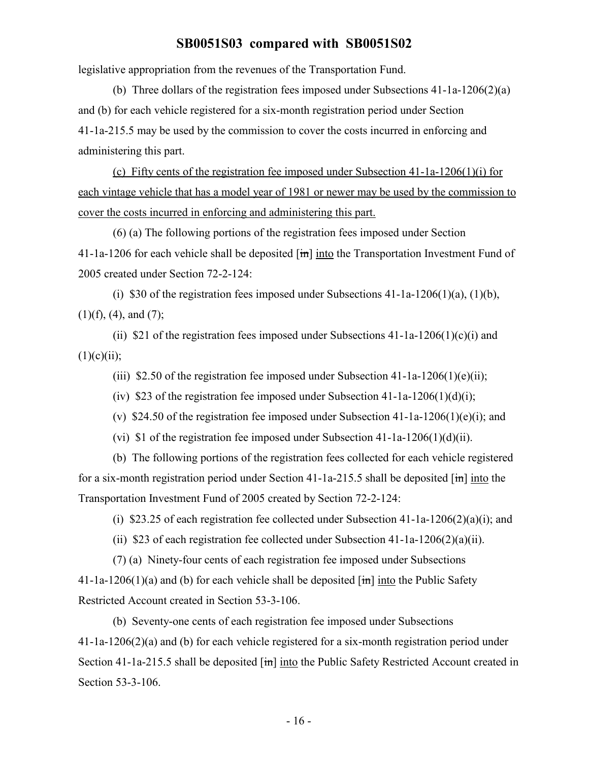legislative appropriation from the revenues of the Transportation Fund.

(b) Three dollars of the registration fees imposed under Subsections 41-1a-1206(2)(a) and (b) for each vehicle registered for a six-month registration period under Section 41-1a-215.5 may be used by the commission to cover the costs incurred in enforcing and administering this part.

<u>(c) Fifty cents of the registration fee imposed under Subsection 41-1a-1206(1)(i) for each vintage vehicle that has a model year of 1981 or newer may be used by the commission to cover the costs incurred in enforcing and administering this part.</u>

(6) (a) The following portions of the registration fees imposed under Section 41-1a-1206 for each vehicle shall be deposited [~~in~~] <u>into</u> the Transportation Investment Fund of 2005 created under Section 72-2-124:

(i) $30 of the registration fees imposed under Subsections 41-1a-1206(1)(a), (1)(b), (1)(f), (4), and (7);

(ii) $21 of the registration fees imposed under Subsections 41-1a-1206(1)(c)(i) and (1)(c)(ii);

(iii) $2.50 of the registration fee imposed under Subsection 41-1a-1206(1)(e)(ii);

(iv) $23 of the registration fee imposed under Subsection 41-1a-1206(1)(d)(i);

(v) $24.50 of the registration fee imposed under Subsection 41-1a-1206(1)(e)(i); and

(vi) $1 of the registration fee imposed under Subsection 41-1a-1206(1)(d)(ii).

(b) The following portions of the registration fees collected for each vehicle registered for a six-month registration period under Section 41-1a-215.5 shall be deposited [~~in~~] <u>into</u> the Transportation Investment Fund of 2005 created by Section 72-2-124:

(i) $23.25 of each registration fee collected under Subsection 41-1a-1206(2)(a)(i); and

(ii) $23 of each registration fee collected under Subsection 41-1a-1206(2)(a)(ii).

(7) (a) Ninety-four cents of each registration fee imposed under Subsections 41-1a-1206(1)(a) and (b) for each vehicle shall be deposited [~~in~~] <u>into</u> the Public Safety Restricted Account created in Section 53-3-106.

(b) Seventy-one cents of each registration fee imposed under Subsections 41-1a-1206(2)(a) and (b) for each vehicle registered for a six-month registration period under Section 41-1a-215.5 shall be deposited [~~in~~] <u>into</u> the Public Safety Restricted Account created in Section 53-3-106.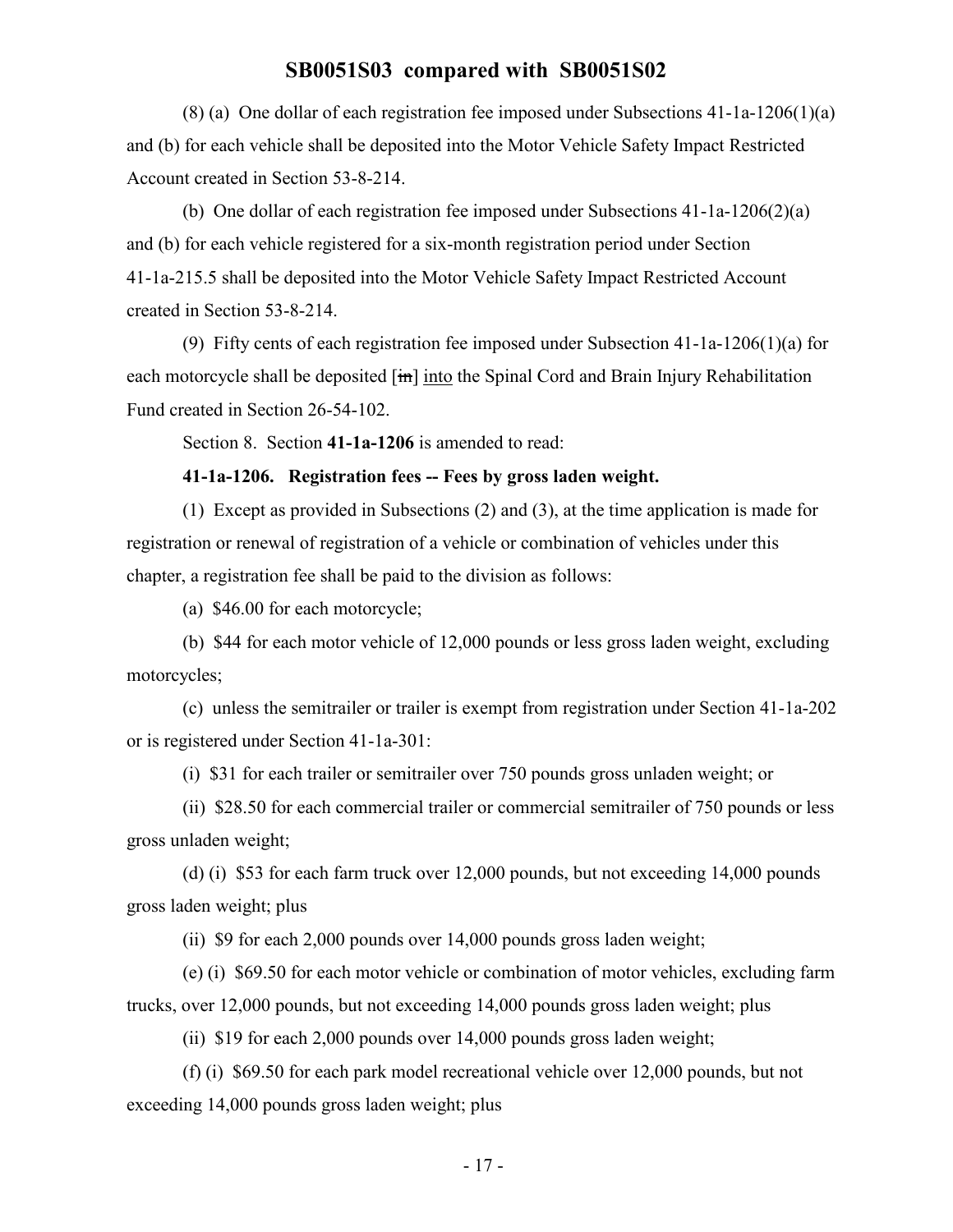(8) (a) One dollar of each registration fee imposed under Subsections 41-1a-1206(1)(a) and (b) for each vehicle shall be deposited into the Motor Vehicle Safety Impact Restricted Account created in Section 53-8-214.

(b) One dollar of each registration fee imposed under Subsections 41-1a-1206(2)(a) and (b) for each vehicle registered for a six-month registration period under Section 41-1a-215.5 shall be deposited into the Motor Vehicle Safety Impact Restricted Account created in Section 53-8-214.

(9) Fifty cents of each registration fee imposed under Subsection 41-1a-1206(1)(a) for each motorcycle shall be deposited [~~in~~] into the Spinal Cord and Brain Injury Rehabilitation Fund created in Section 26-54-102.

Section 8. Section **41-1a-1206** is amended to read:

**41-1a-1206. Registration fees -- Fees by gross laden weight.**

(1) Except as provided in Subsections (2) and (3), at the time application is made for registration or renewal of registration of a vehicle or combination of vehicles under this chapter, a registration fee shall be paid to the division as follows:

(a) $46.00 for each motorcycle;

(b) $44 for each motor vehicle of 12,000 pounds or less gross laden weight, excluding motorcycles;

(c) unless the semitrailer or trailer is exempt from registration under Section 41-1a-202 or is registered under Section 41-1a-301:

(i) $31 for each trailer or semitrailer over 750 pounds gross unladen weight; or

(ii) $28.50 for each commercial trailer or commercial semitrailer of 750 pounds or less gross unladen weight;

(d) (i) $53 for each farm truck over 12,000 pounds, but not exceeding 14,000 pounds gross laden weight; plus

(ii) $9 for each 2,000 pounds over 14,000 pounds gross laden weight;

(e) (i) $69.50 for each motor vehicle or combination of motor vehicles, excluding farm trucks, over 12,000 pounds, but not exceeding 14,000 pounds gross laden weight; plus

(ii) $19 for each 2,000 pounds over 14,000 pounds gross laden weight;

(f) (i) $69.50 for each park model recreational vehicle over 12,000 pounds, but not exceeding 14,000 pounds gross laden weight; plus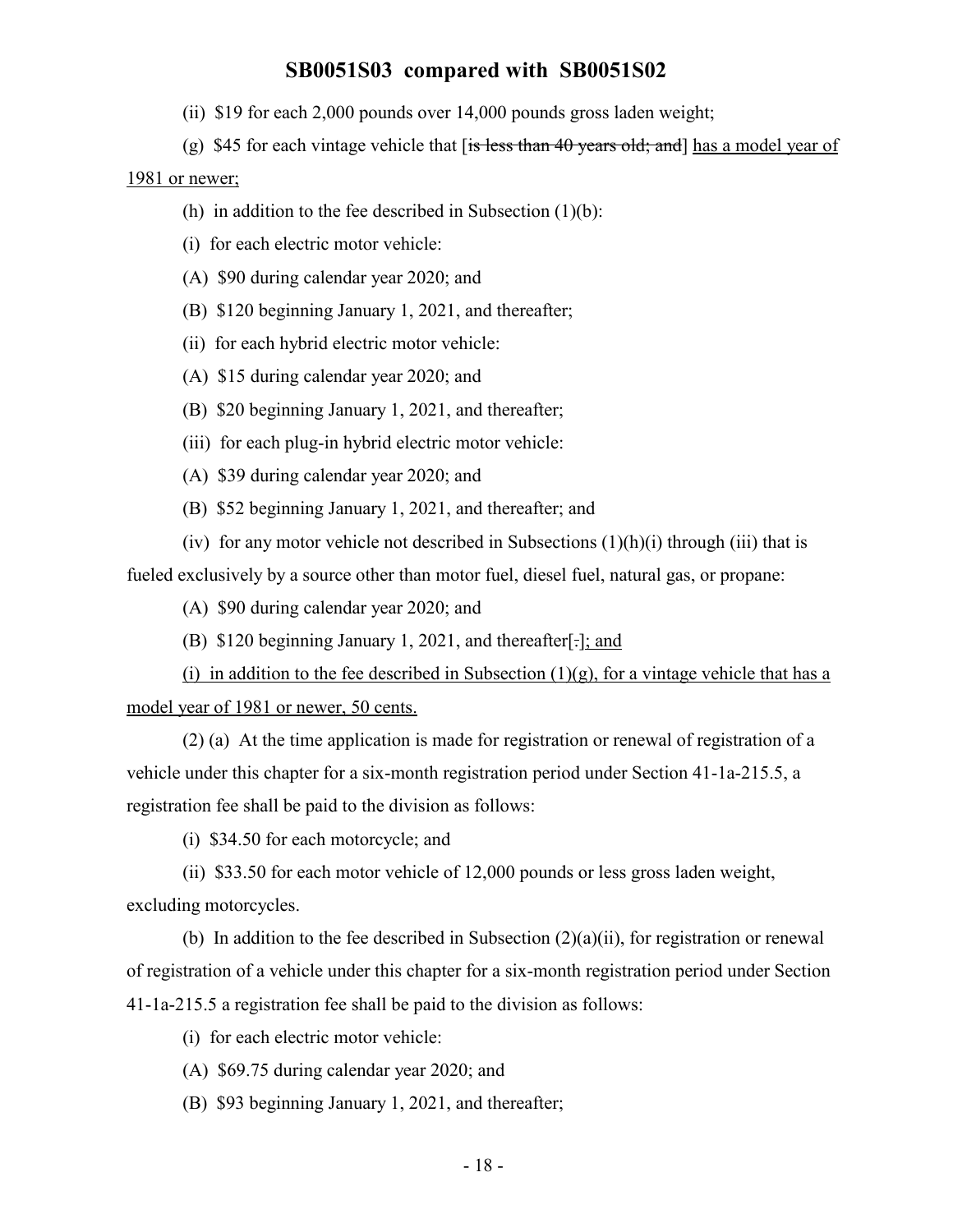(ii) $19 for each 2,000 pounds over 14,000 pounds gross laden weight;

(g) $45 for each vintage vehicle that [~~is less than 40 years old; and~~] <u>has a model year of 1981 or newer;</u>

(h) in addition to the fee described in Subsection (1)(b):

(i) for each electric motor vehicle:

(A) $90 during calendar year 2020; and

(B) $120 beginning January 1, 2021, and thereafter;

(ii) for each hybrid electric motor vehicle:

(A) $15 during calendar year 2020; and

(B) $20 beginning January 1, 2021, and thereafter;

(iii) for each plug-in hybrid electric motor vehicle:

(A) $39 during calendar year 2020; and

(B) $52 beginning January 1, 2021, and thereafter; and

(iv) for any motor vehicle not described in Subsections (1)(h)(i) through (iii) that is fueled exclusively by a source other than motor fuel, diesel fuel, natural gas, or propane:

(A) $90 during calendar year 2020; and

(B) $120 beginning January 1, 2021, and thereafter[~~.~~]<u>; and</u>

<u>(i) in addition to the fee described in Subsection (1)(g), for a vintage vehicle that has a model year of 1981 or newer, 50 cents.</u>

(2) (a) At the time application is made for registration or renewal of registration of a vehicle under this chapter for a six-month registration period under Section 41-1a-215.5, a registration fee shall be paid to the division as follows:

(i) $34.50 for each motorcycle; and

(ii) $33.50 for each motor vehicle of 12,000 pounds or less gross laden weight, excluding motorcycles.

(b) In addition to the fee described in Subsection (2)(a)(ii), for registration or renewal of registration of a vehicle under this chapter for a six-month registration period under Section 41-1a-215.5 a registration fee shall be paid to the division as follows:

(i) for each electric motor vehicle:

(A) $69.75 during calendar year 2020; and

(B) $93 beginning January 1, 2021, and thereafter;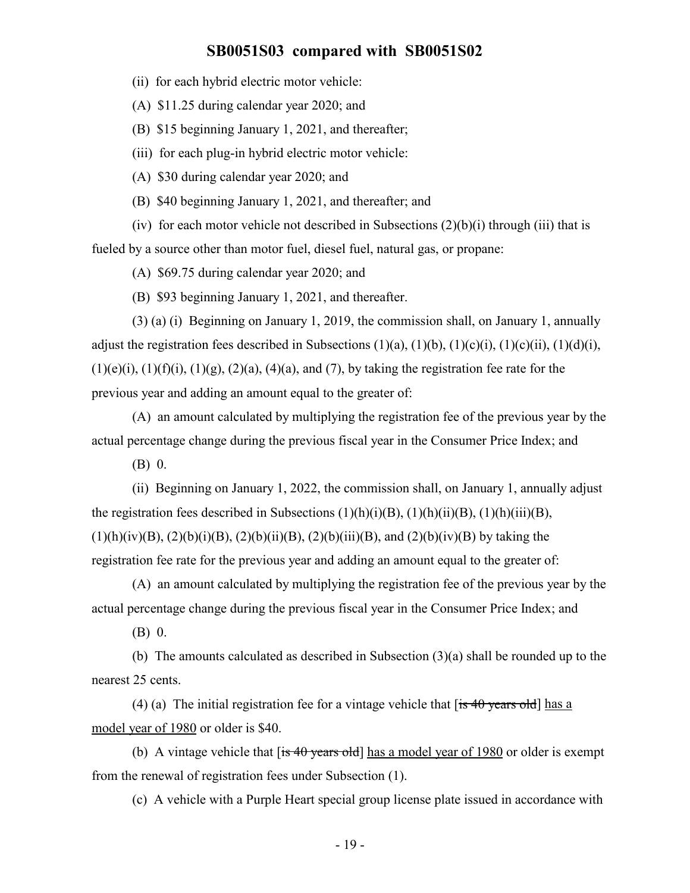(ii) for each hybrid electric motor vehicle:

(A) $11.25 during calendar year 2020; and

(B) $15 beginning January 1, 2021, and thereafter;

(iii) for each plug-in hybrid electric motor vehicle:

(A) $30 during calendar year 2020; and

(B) $40 beginning January 1, 2021, and thereafter; and

(iv) for each motor vehicle not described in Subsections (2)(b)(i) through (iii) that is fueled by a source other than motor fuel, diesel fuel, natural gas, or propane:

(A) $69.75 during calendar year 2020; and

(B) $93 beginning January 1, 2021, and thereafter.

(3) (a) (i) Beginning on January 1, 2019, the commission shall, on January 1, annually adjust the registration fees described in Subsections (1)(a), (1)(b), (1)(c)(i), (1)(c)(ii), (1)(d)(i), (1)(e)(i), (1)(f)(i), (1)(g), (2)(a), (4)(a), and (7), by taking the registration fee rate for the previous year and adding an amount equal to the greater of:

(A) an amount calculated by multiplying the registration fee of the previous year by the actual percentage change during the previous fiscal year in the Consumer Price Index; and

(B) 0.

(ii) Beginning on January 1, 2022, the commission shall, on January 1, annually adjust the registration fees described in Subsections (1)(h)(i)(B), (1)(h)(ii)(B), (1)(h)(iii)(B), (1)(h)(iv)(B), (2)(b)(i)(B), (2)(b)(ii)(B), (2)(b)(iii)(B), and (2)(b)(iv)(B) by taking the registration fee rate for the previous year and adding an amount equal to the greater of:

(A) an amount calculated by multiplying the registration fee of the previous year by the actual percentage change during the previous fiscal year in the Consumer Price Index; and

(B) 0.

(b) The amounts calculated as described in Subsection (3)(a) shall be rounded up to the nearest 25 cents.

(4) (a) The initial registration fee for a vintage vehicle that [~~is 40 years old~~] <u>has a model year of 1980</u> or older is $40.

(b) A vintage vehicle that [~~is 40 years old~~] <u>has a model year of 1980</u> or older is exempt from the renewal of registration fees under Subsection (1).

(c) A vehicle with a Purple Heart special group license plate issued in accordance with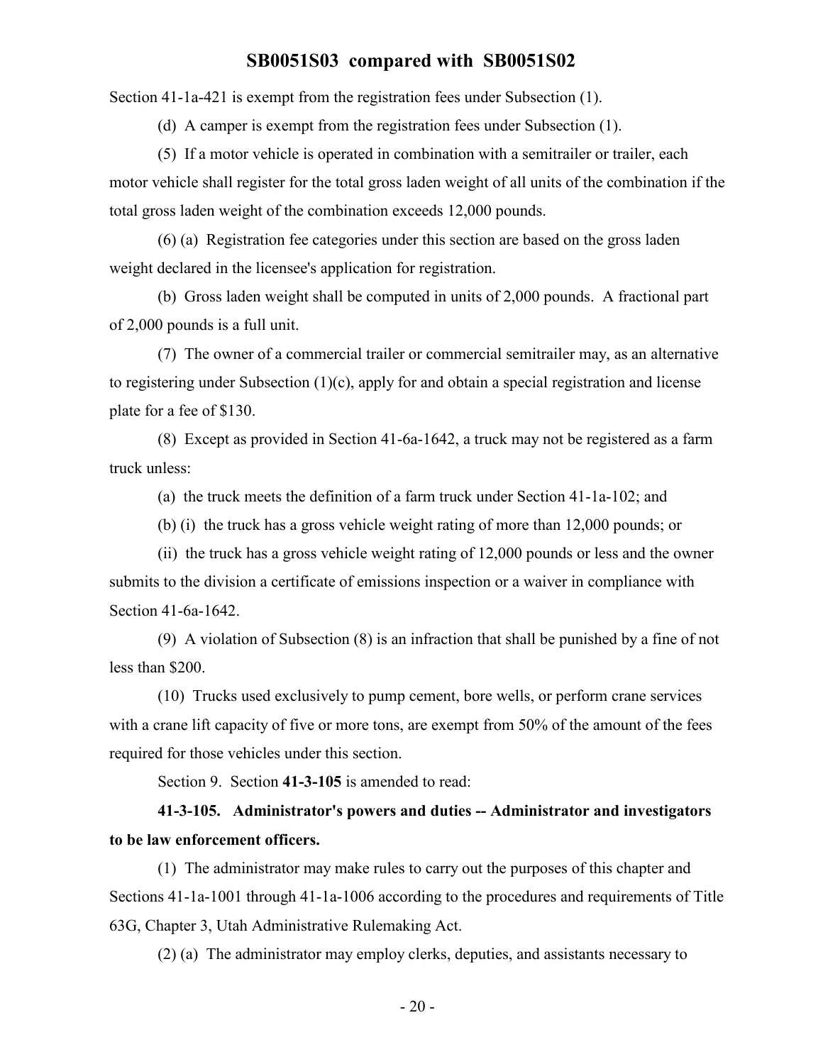Section 41-1a-421 is exempt from the registration fees under Subsection (1).

(d) A camper is exempt from the registration fees under Subsection (1).

(5) If a motor vehicle is operated in combination with a semitrailer or trailer, each motor vehicle shall register for the total gross laden weight of all units of the combination if the total gross laden weight of the combination exceeds 12,000 pounds.

(6) (a) Registration fee categories under this section are based on the gross laden weight declared in the licensee's application for registration.

(b) Gross laden weight shall be computed in units of 2,000 pounds. A fractional part of 2,000 pounds is a full unit.

(7) The owner of a commercial trailer or commercial semitrailer may, as an alternative to registering under Subsection (1)(c), apply for and obtain a special registration and license plate for a fee of $130.

(8) Except as provided in Section 41-6a-1642, a truck may not be registered as a farm truck unless:

(a) the truck meets the definition of a farm truck under Section 41-1a-102; and

(b) (i) the truck has a gross vehicle weight rating of more than 12,000 pounds; or

(ii) the truck has a gross vehicle weight rating of 12,000 pounds or less and the owner submits to the division a certificate of emissions inspection or a waiver in compliance with Section 41-6a-1642.

(9) A violation of Subsection (8) is an infraction that shall be punished by a fine of not less than $200.

(10) Trucks used exclusively to pump cement, bore wells, or perform crane services with a crane lift capacity of five or more tons, are exempt from 50% of the amount of the fees required for those vehicles under this section.

Section 9. Section **41-3-105** is amended to read:

**41-3-105. Administrator's powers and duties -- Administrator and investigators to be law enforcement officers.**

(1) The administrator may make rules to carry out the purposes of this chapter and Sections 41-1a-1001 through 41-1a-1006 according to the procedures and requirements of Title 63G, Chapter 3, Utah Administrative Rulemaking Act.

(2) (a) The administrator may employ clerks, deputies, and assistants necessary to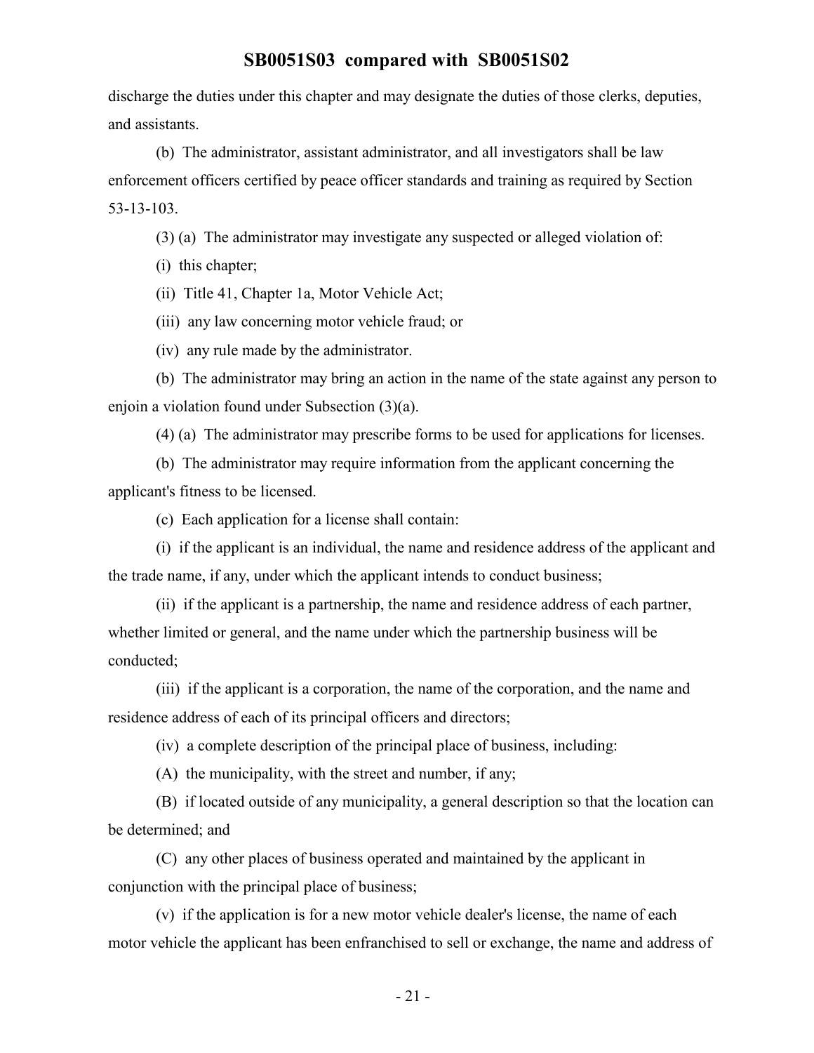discharge the duties under this chapter and may designate the duties of those clerks, deputies, and assistants.

(b) The administrator, assistant administrator, and all investigators shall be law enforcement officers certified by peace officer standards and training as required by Section 53-13-103.

(3) (a) The administrator may investigate any suspected or alleged violation of:

(i) this chapter;

(ii) Title 41, Chapter 1a, Motor Vehicle Act;

(iii) any law concerning motor vehicle fraud; or

(iv) any rule made by the administrator.

(b) The administrator may bring an action in the name of the state against any person to enjoin a violation found under Subsection (3)(a).

(4) (a) The administrator may prescribe forms to be used for applications for licenses.

(b) The administrator may require information from the applicant concerning the applicant's fitness to be licensed.

(c) Each application for a license shall contain:

(i) if the applicant is an individual, the name and residence address of the applicant and the trade name, if any, under which the applicant intends to conduct business;

(ii) if the applicant is a partnership, the name and residence address of each partner, whether limited or general, and the name under which the partnership business will be conducted;

(iii) if the applicant is a corporation, the name of the corporation, and the name and residence address of each of its principal officers and directors;

(iv) a complete description of the principal place of business, including:

(A) the municipality, with the street and number, if any;

(B) if located outside of any municipality, a general description so that the location can be determined; and

(C) any other places of business operated and maintained by the applicant in conjunction with the principal place of business;

(v) if the application is for a new motor vehicle dealer's license, the name of each motor vehicle the applicant has been enfranchised to sell or exchange, the name and address of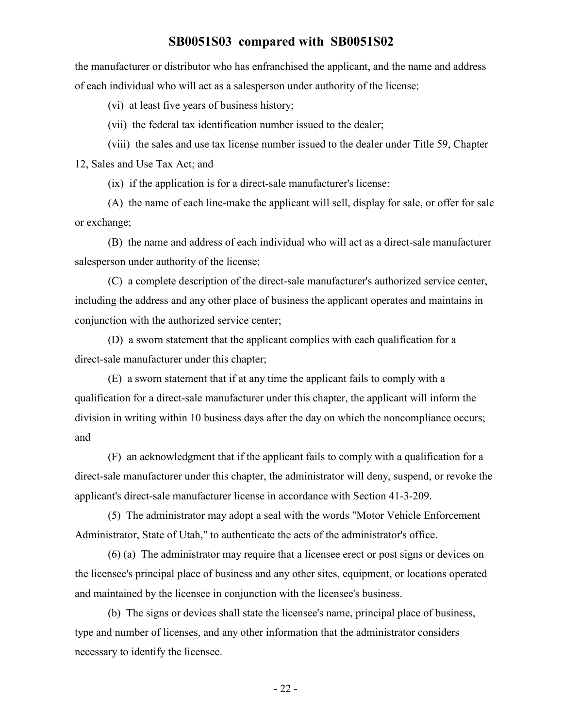the manufacturer or distributor who has enfranchised the applicant, and the name and address of each individual who will act as a salesperson under authority of the license;

(vi) at least five years of business history;

(vii) the federal tax identification number issued to the dealer;

(viii) the sales and use tax license number issued to the dealer under Title 59, Chapter 12, Sales and Use Tax Act; and

(ix) if the application is for a direct-sale manufacturer's license:

(A) the name of each line-make the applicant will sell, display for sale, or offer for sale or exchange;

(B) the name and address of each individual who will act as a direct-sale manufacturer salesperson under authority of the license;

(C) a complete description of the direct-sale manufacturer's authorized service center, including the address and any other place of business the applicant operates and maintains in conjunction with the authorized service center;

(D) a sworn statement that the applicant complies with each qualification for a direct-sale manufacturer under this chapter;

(E) a sworn statement that if at any time the applicant fails to comply with a qualification for a direct-sale manufacturer under this chapter, the applicant will inform the division in writing within 10 business days after the day on which the noncompliance occurs; and

(F) an acknowledgment that if the applicant fails to comply with a qualification for a direct-sale manufacturer under this chapter, the administrator will deny, suspend, or revoke the applicant's direct-sale manufacturer license in accordance with Section 41-3-209.

(5) The administrator may adopt a seal with the words "Motor Vehicle Enforcement Administrator, State of Utah," to authenticate the acts of the administrator's office.

(6) (a) The administrator may require that a licensee erect or post signs or devices on the licensee's principal place of business and any other sites, equipment, or locations operated and maintained by the licensee in conjunction with the licensee's business.

(b) The signs or devices shall state the licensee's name, principal place of business, type and number of licenses, and any other information that the administrator considers necessary to identify the licensee.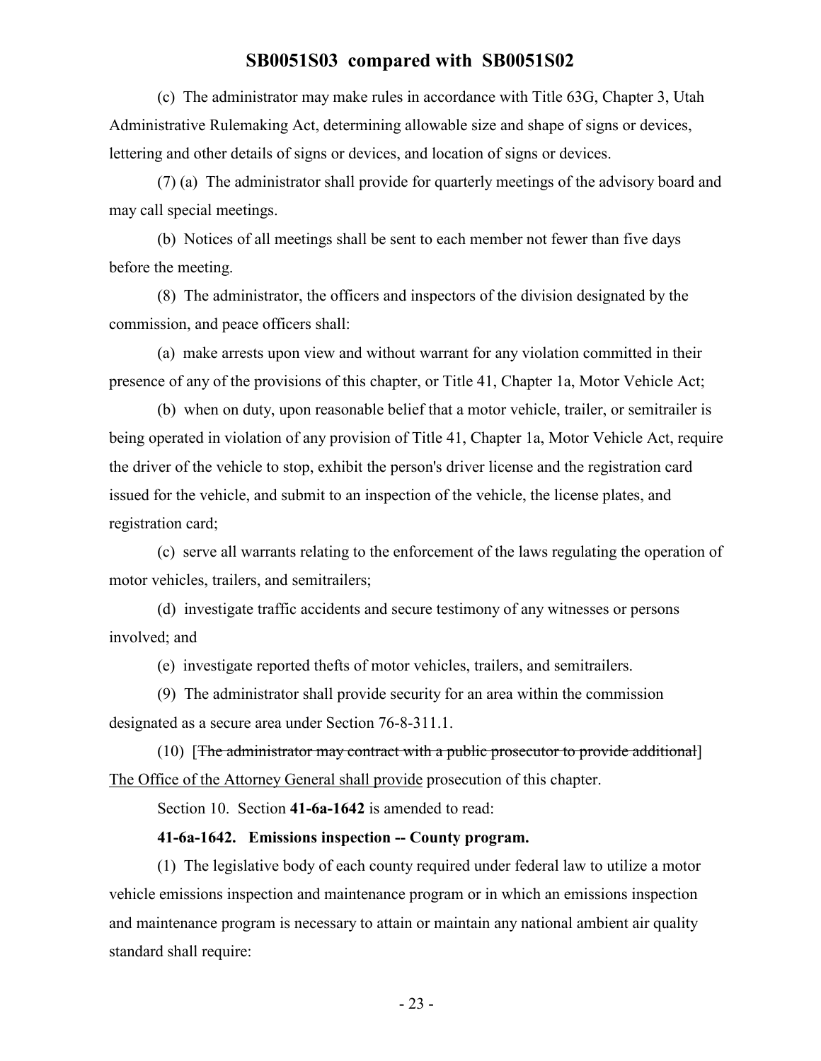(c) The administrator may make rules in accordance with Title 63G, Chapter 3, Utah Administrative Rulemaking Act, determining allowable size and shape of signs or devices, lettering and other details of signs or devices, and location of signs or devices.

(7) (a) The administrator shall provide for quarterly meetings of the advisory board and may call special meetings.

(b) Notices of all meetings shall be sent to each member not fewer than five days before the meeting.

(8) The administrator, the officers and inspectors of the division designated by the commission, and peace officers shall:

(a) make arrests upon view and without warrant for any violation committed in their presence of any of the provisions of this chapter, or Title 41, Chapter 1a, Motor Vehicle Act;

(b) when on duty, upon reasonable belief that a motor vehicle, trailer, or semitrailer is being operated in violation of any provision of Title 41, Chapter 1a, Motor Vehicle Act, require the driver of the vehicle to stop, exhibit the person's driver license and the registration card issued for the vehicle, and submit to an inspection of the vehicle, the license plates, and registration card;

(c) serve all warrants relating to the enforcement of the laws regulating the operation of motor vehicles, trailers, and semitrailers;

(d) investigate traffic accidents and secure testimony of any witnesses or persons involved; and

(e) investigate reported thefts of motor vehicles, trailers, and semitrailers.

(9) The administrator shall provide security for an area within the commission designated as a secure area under Section 76-8-311.1.

(10) [~~The administrator may contract with a public prosecutor to provide additional~~] <u>The Office of the Attorney General shall provide</u> prosecution of this chapter.

Section 10. Section **41-6a-1642** is amended to read:

**41-6a-1642. Emissions inspection -- County program.**

(1) The legislative body of each county required under federal law to utilize a motor vehicle emissions inspection and maintenance program or in which an emissions inspection and maintenance program is necessary to attain or maintain any national ambient air quality standard shall require: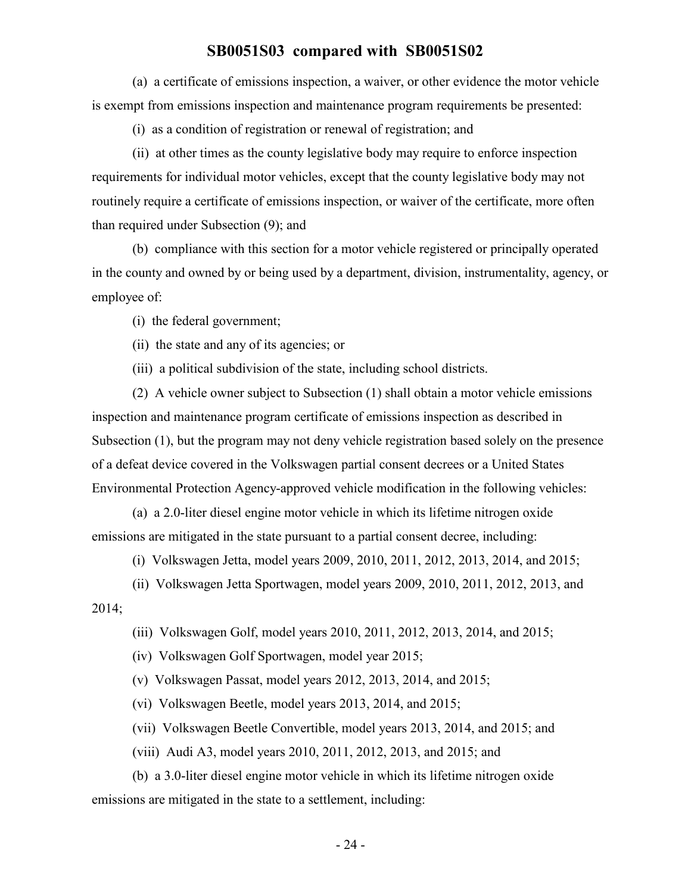(a) a certificate of emissions inspection, a waiver, or other evidence the motor vehicle is exempt from emissions inspection and maintenance program requirements be presented:

(i) as a condition of registration or renewal of registration; and

(ii) at other times as the county legislative body may require to enforce inspection requirements for individual motor vehicles, except that the county legislative body may not routinely require a certificate of emissions inspection, or waiver of the certificate, more often than required under Subsection (9); and

(b) compliance with this section for a motor vehicle registered or principally operated in the county and owned by or being used by a department, division, instrumentality, agency, or employee of:

(i) the federal government;

(ii) the state and any of its agencies; or

(iii) a political subdivision of the state, including school districts.

(2) A vehicle owner subject to Subsection (1) shall obtain a motor vehicle emissions inspection and maintenance program certificate of emissions inspection as described in Subsection (1), but the program may not deny vehicle registration based solely on the presence of a defeat device covered in the Volkswagen partial consent decrees or a United States Environmental Protection Agency-approved vehicle modification in the following vehicles:

(a) a 2.0-liter diesel engine motor vehicle in which its lifetime nitrogen oxide emissions are mitigated in the state pursuant to a partial consent decree, including:

(i) Volkswagen Jetta, model years 2009, 2010, 2011, 2012, 2013, 2014, and 2015;

(ii) Volkswagen Jetta Sportwagen, model years 2009, 2010, 2011, 2012, 2013, and 2014;

(iii) Volkswagen Golf, model years 2010, 2011, 2012, 2013, 2014, and 2015;

(iv) Volkswagen Golf Sportwagen, model year 2015;

(v) Volkswagen Passat, model years 2012, 2013, 2014, and 2015;

(vi) Volkswagen Beetle, model years 2013, 2014, and 2015;

(vii) Volkswagen Beetle Convertible, model years 2013, 2014, and 2015; and

(viii) Audi A3, model years 2010, 2011, 2012, 2013, and 2015; and

(b) a 3.0-liter diesel engine motor vehicle in which its lifetime nitrogen oxide emissions are mitigated in the state to a settlement, including: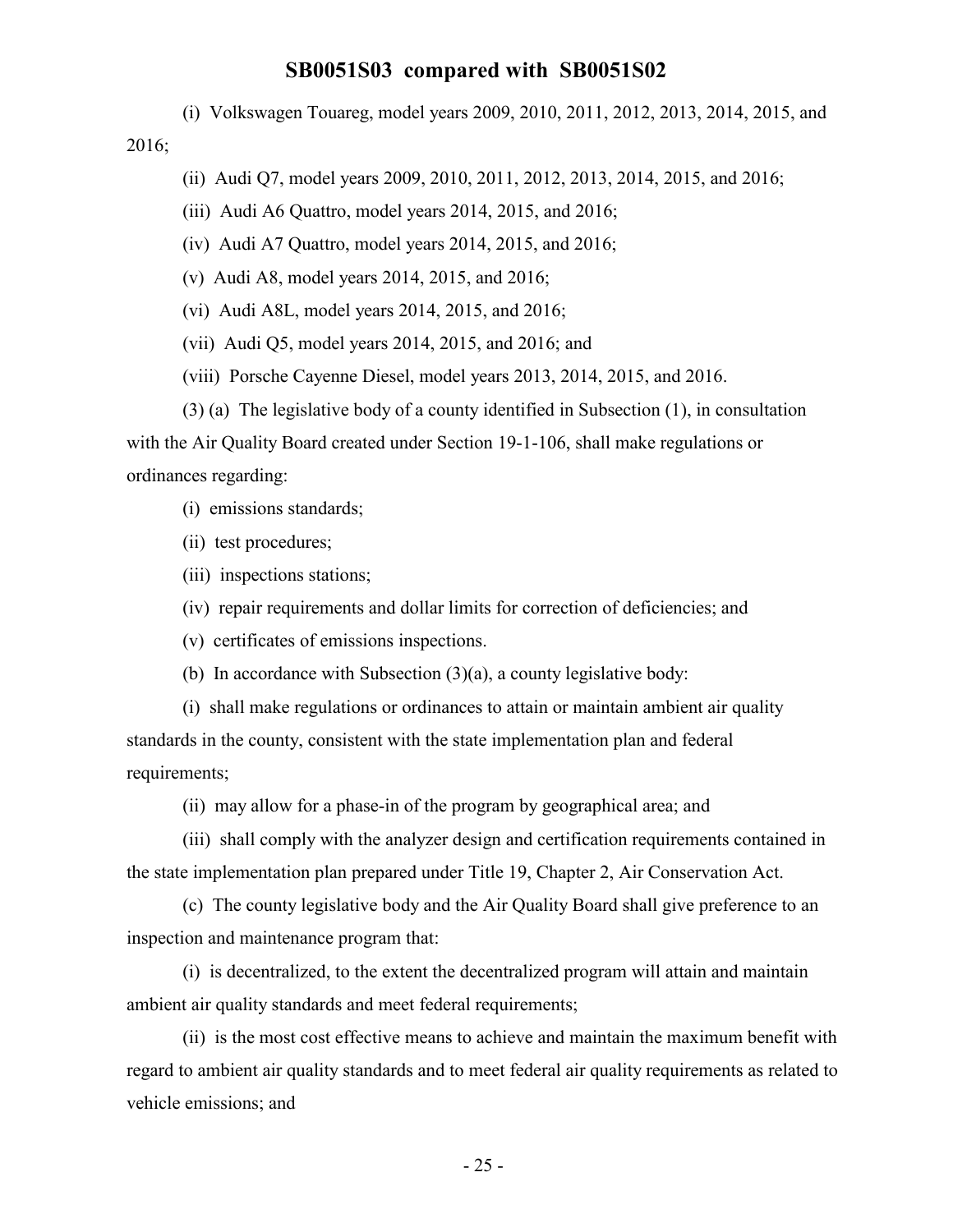(i) Volkswagen Touareg, model years 2009, 2010, 2011, 2012, 2013, 2014, 2015, and 2016;

(ii) Audi Q7, model years 2009, 2010, 2011, 2012, 2013, 2014, 2015, and 2016;

(iii) Audi A6 Quattro, model years 2014, 2015, and 2016;

(iv) Audi A7 Quattro, model years 2014, 2015, and 2016;

(v) Audi A8, model years 2014, 2015, and 2016;

(vi) Audi A8L, model years 2014, 2015, and 2016;

(vii) Audi Q5, model years 2014, 2015, and 2016; and

(viii) Porsche Cayenne Diesel, model years 2013, 2014, 2015, and 2016.

(3) (a) The legislative body of a county identified in Subsection (1), in consultation with the Air Quality Board created under Section 19-1-106, shall make regulations or ordinances regarding:

(i) emissions standards;

(ii) test procedures;

(iii) inspections stations;

(iv) repair requirements and dollar limits for correction of deficiencies; and

(v) certificates of emissions inspections.

(b) In accordance with Subsection (3)(a), a county legislative body:

(i) shall make regulations or ordinances to attain or maintain ambient air quality standards in the county, consistent with the state implementation plan and federal requirements;

(ii) may allow for a phase-in of the program by geographical area; and

(iii) shall comply with the analyzer design and certification requirements contained in the state implementation plan prepared under Title 19, Chapter 2, Air Conservation Act.

(c) The county legislative body and the Air Quality Board shall give preference to an inspection and maintenance program that:

(i) is decentralized, to the extent the decentralized program will attain and maintain ambient air quality standards and meet federal requirements;

(ii) is the most cost effective means to achieve and maintain the maximum benefit with regard to ambient air quality standards and to meet federal air quality requirements as related to vehicle emissions; and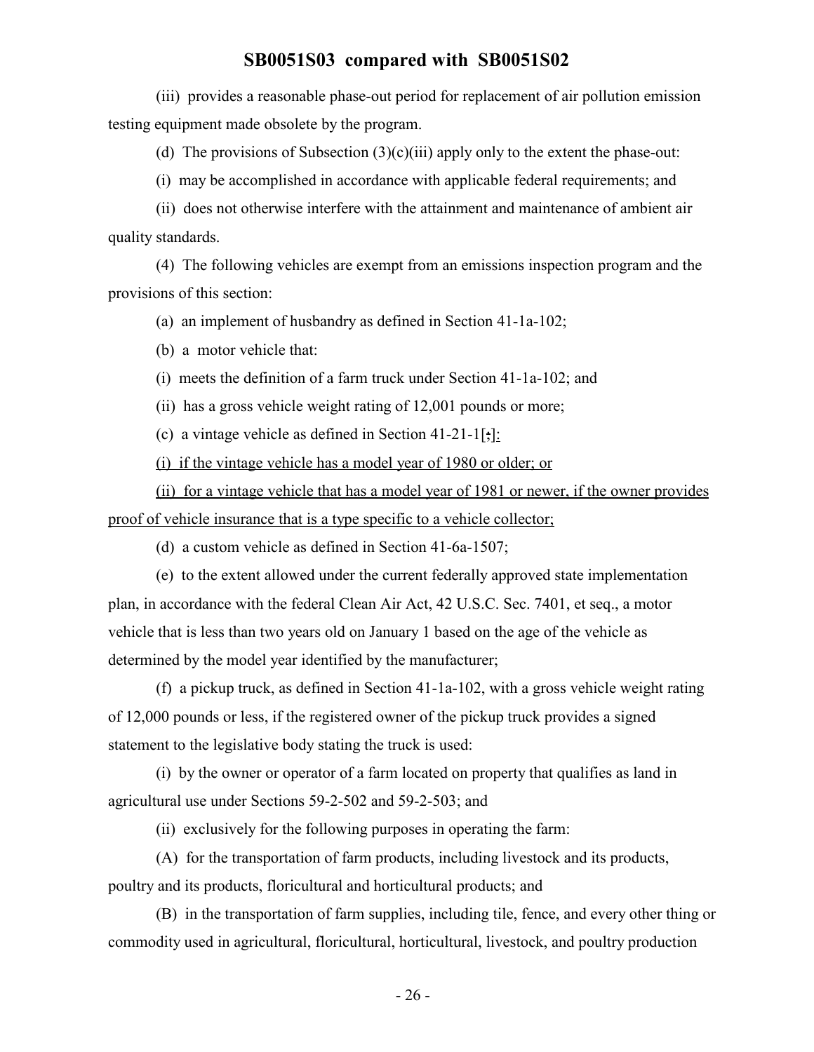(iii) provides a reasonable phase-out period for replacement of air pollution emission testing equipment made obsolete by the program.

(d) The provisions of Subsection (3)(c)(iii) apply only to the extent the phase-out:

(i) may be accomplished in accordance with applicable federal requirements; and

(ii) does not otherwise interfere with the attainment and maintenance of ambient air quality standards.

(4) The following vehicles are exempt from an emissions inspection program and the provisions of this section:

(a) an implement of husbandry as defined in Section 41-1a-102;

(b) a motor vehicle that:

(i) meets the definition of a farm truck under Section 41-1a-102; and

(ii) has a gross vehicle weight rating of 12,001 pounds or more;

(c) a vintage vehicle as defined in Section 41-21-1[;]<u>:</u>

<u>(i) if the vintage vehicle has a model year of 1980 or older; or</u>

<u>(ii) for a vintage vehicle that has a model year of 1981 or newer, if the owner provides proof of vehicle insurance that is a type specific to a vehicle collector;</u>

(d) a custom vehicle as defined in Section 41-6a-1507;

(e) to the extent allowed under the current federally approved state implementation plan, in accordance with the federal Clean Air Act, 42 U.S.C. Sec. 7401, et seq., a motor vehicle that is less than two years old on January 1 based on the age of the vehicle as determined by the model year identified by the manufacturer;

(f) a pickup truck, as defined in Section 41-1a-102, with a gross vehicle weight rating of 12,000 pounds or less, if the registered owner of the pickup truck provides a signed statement to the legislative body stating the truck is used:

(i) by the owner or operator of a farm located on property that qualifies as land in agricultural use under Sections 59-2-502 and 59-2-503; and

(ii) exclusively for the following purposes in operating the farm:

(A) for the transportation of farm products, including livestock and its products, poultry and its products, floricultural and horticultural products; and

(B) in the transportation of farm supplies, including tile, fence, and every other thing or commodity used in agricultural, floricultural, horticultural, livestock, and poultry production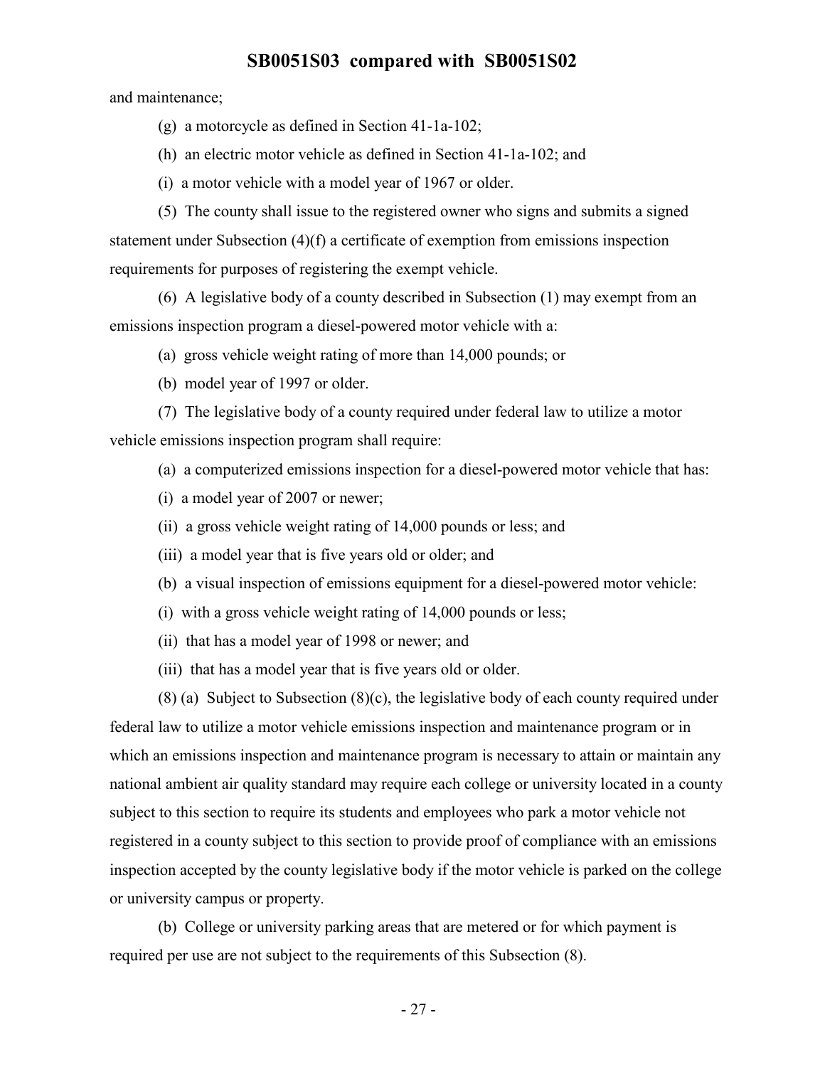and maintenance;

(g) a motorcycle as defined in Section 41-1a-102;

(h) an electric motor vehicle as defined in Section 41-1a-102; and

(i) a motor vehicle with a model year of 1967 or older.

(5) The county shall issue to the registered owner who signs and submits a signed statement under Subsection (4)(f) a certificate of exemption from emissions inspection requirements for purposes of registering the exempt vehicle.

(6) A legislative body of a county described in Subsection (1) may exempt from an emissions inspection program a diesel-powered motor vehicle with a:

(a) gross vehicle weight rating of more than 14,000 pounds; or

(b) model year of 1997 or older.

(7) The legislative body of a county required under federal law to utilize a motor vehicle emissions inspection program shall require:

(a) a computerized emissions inspection for a diesel-powered motor vehicle that has:

(i) a model year of 2007 or newer;

(ii) a gross vehicle weight rating of 14,000 pounds or less; and

(iii) a model year that is five years old or older; and

(b) a visual inspection of emissions equipment for a diesel-powered motor vehicle:

(i) with a gross vehicle weight rating of 14,000 pounds or less;

(ii) that has a model year of 1998 or newer; and

(iii) that has a model year that is five years old or older.

(8) (a) Subject to Subsection (8)(c), the legislative body of each county required under federal law to utilize a motor vehicle emissions inspection and maintenance program or in which an emissions inspection and maintenance program is necessary to attain or maintain any national ambient air quality standard may require each college or university located in a county subject to this section to require its students and employees who park a motor vehicle not registered in a county subject to this section to provide proof of compliance with an emissions inspection accepted by the county legislative body if the motor vehicle is parked on the college or university campus or property.

(b) College or university parking areas that are metered or for which payment is required per use are not subject to the requirements of this Subsection (8).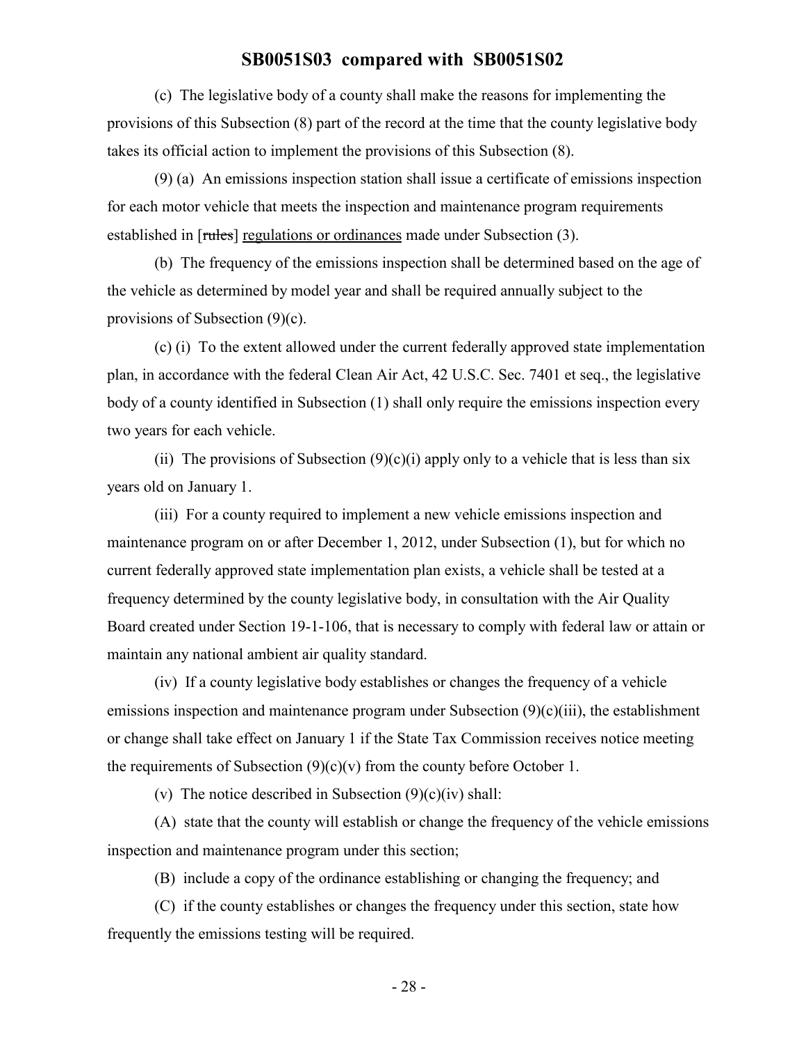(c) The legislative body of a county shall make the reasons for implementing the provisions of this Subsection (8) part of the record at the time that the county legislative body takes its official action to implement the provisions of this Subsection (8).

(9) (a) An emissions inspection station shall issue a certificate of emissions inspection for each motor vehicle that meets the inspection and maintenance program requirements established in [~~rules~~] regulations or ordinances made under Subsection (3).

(b) The frequency of the emissions inspection shall be determined based on the age of the vehicle as determined by model year and shall be required annually subject to the provisions of Subsection (9)(c).

(c) (i) To the extent allowed under the current federally approved state implementation plan, in accordance with the federal Clean Air Act, 42 U.S.C. Sec. 7401 et seq., the legislative body of a county identified in Subsection (1) shall only require the emissions inspection every two years for each vehicle.

(ii) The provisions of Subsection (9)(c)(i) apply only to a vehicle that is less than six years old on January 1.

(iii) For a county required to implement a new vehicle emissions inspection and maintenance program on or after December 1, 2012, under Subsection (1), but for which no current federally approved state implementation plan exists, a vehicle shall be tested at a frequency determined by the county legislative body, in consultation with the Air Quality Board created under Section 19-1-106, that is necessary to comply with federal law or attain or maintain any national ambient air quality standard.

(iv) If a county legislative body establishes or changes the frequency of a vehicle emissions inspection and maintenance program under Subsection (9)(c)(iii), the establishment or change shall take effect on January 1 if the State Tax Commission receives notice meeting the requirements of Subsection (9)(c)(v) from the county before October 1.

(v) The notice described in Subsection (9)(c)(iv) shall:

(A) state that the county will establish or change the frequency of the vehicle emissions inspection and maintenance program under this section;

(B) include a copy of the ordinance establishing or changing the frequency; and

(C) if the county establishes or changes the frequency under this section, state how frequently the emissions testing will be required.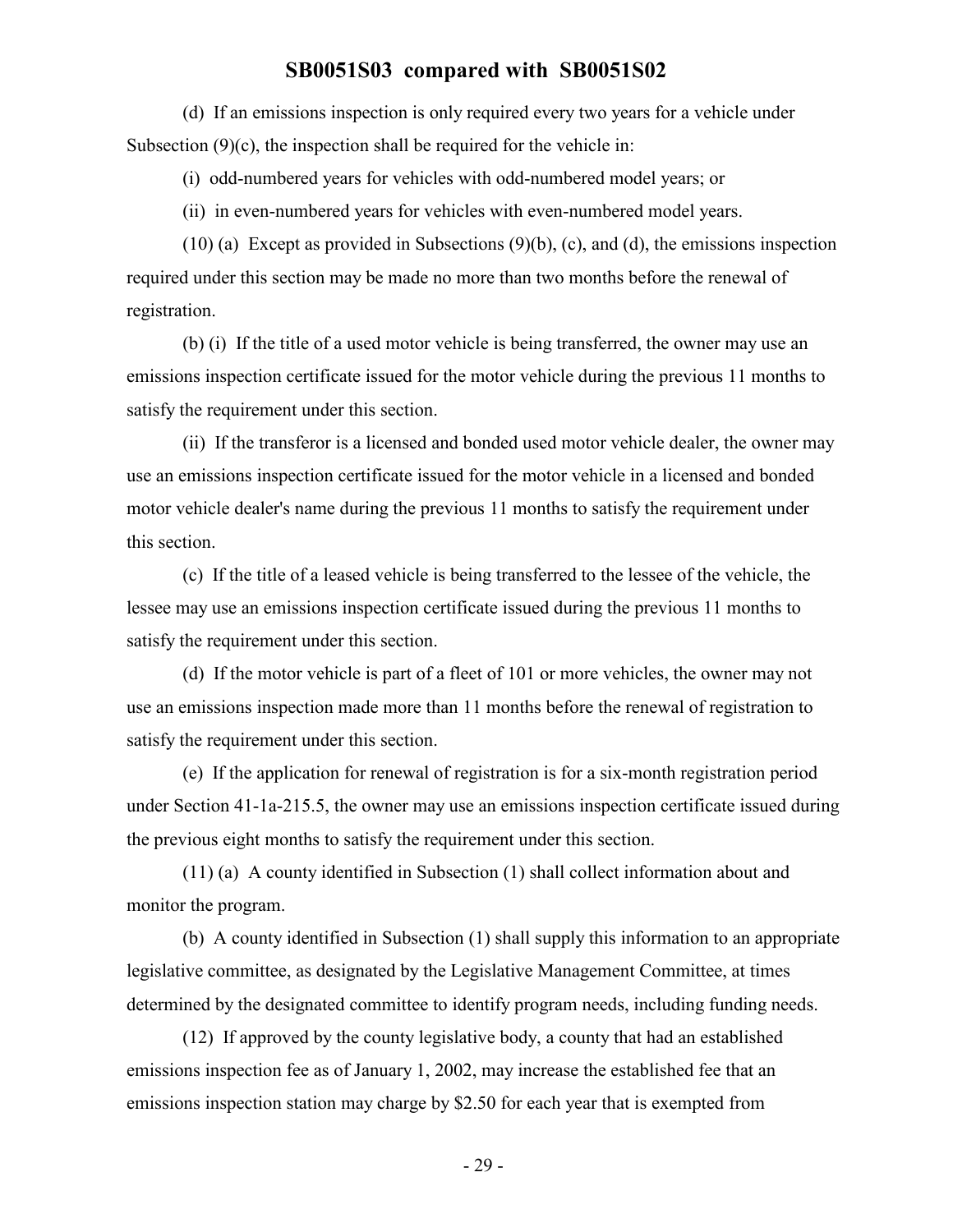(d) If an emissions inspection is only required every two years for a vehicle under Subsection (9)(c), the inspection shall be required for the vehicle in:

(i) odd-numbered years for vehicles with odd-numbered model years; or

(ii) in even-numbered years for vehicles with even-numbered model years.

(10) (a) Except as provided in Subsections (9)(b), (c), and (d), the emissions inspection required under this section may be made no more than two months before the renewal of registration.

(b) (i) If the title of a used motor vehicle is being transferred, the owner may use an emissions inspection certificate issued for the motor vehicle during the previous 11 months to satisfy the requirement under this section.

(ii) If the transferor is a licensed and bonded used motor vehicle dealer, the owner may use an emissions inspection certificate issued for the motor vehicle in a licensed and bonded motor vehicle dealer's name during the previous 11 months to satisfy the requirement under this section.

(c) If the title of a leased vehicle is being transferred to the lessee of the vehicle, the lessee may use an emissions inspection certificate issued during the previous 11 months to satisfy the requirement under this section.

(d) If the motor vehicle is part of a fleet of 101 or more vehicles, the owner may not use an emissions inspection made more than 11 months before the renewal of registration to satisfy the requirement under this section.

(e) If the application for renewal of registration is for a six-month registration period under Section 41-1a-215.5, the owner may use an emissions inspection certificate issued during the previous eight months to satisfy the requirement under this section.

(11) (a) A county identified in Subsection (1) shall collect information about and monitor the program.

(b) A county identified in Subsection (1) shall supply this information to an appropriate legislative committee, as designated by the Legislative Management Committee, at times determined by the designated committee to identify program needs, including funding needs.

(12) If approved by the county legislative body, a county that had an established emissions inspection fee as of January 1, 2002, may increase the established fee that an emissions inspection station may charge by $2.50 for each year that is exempted from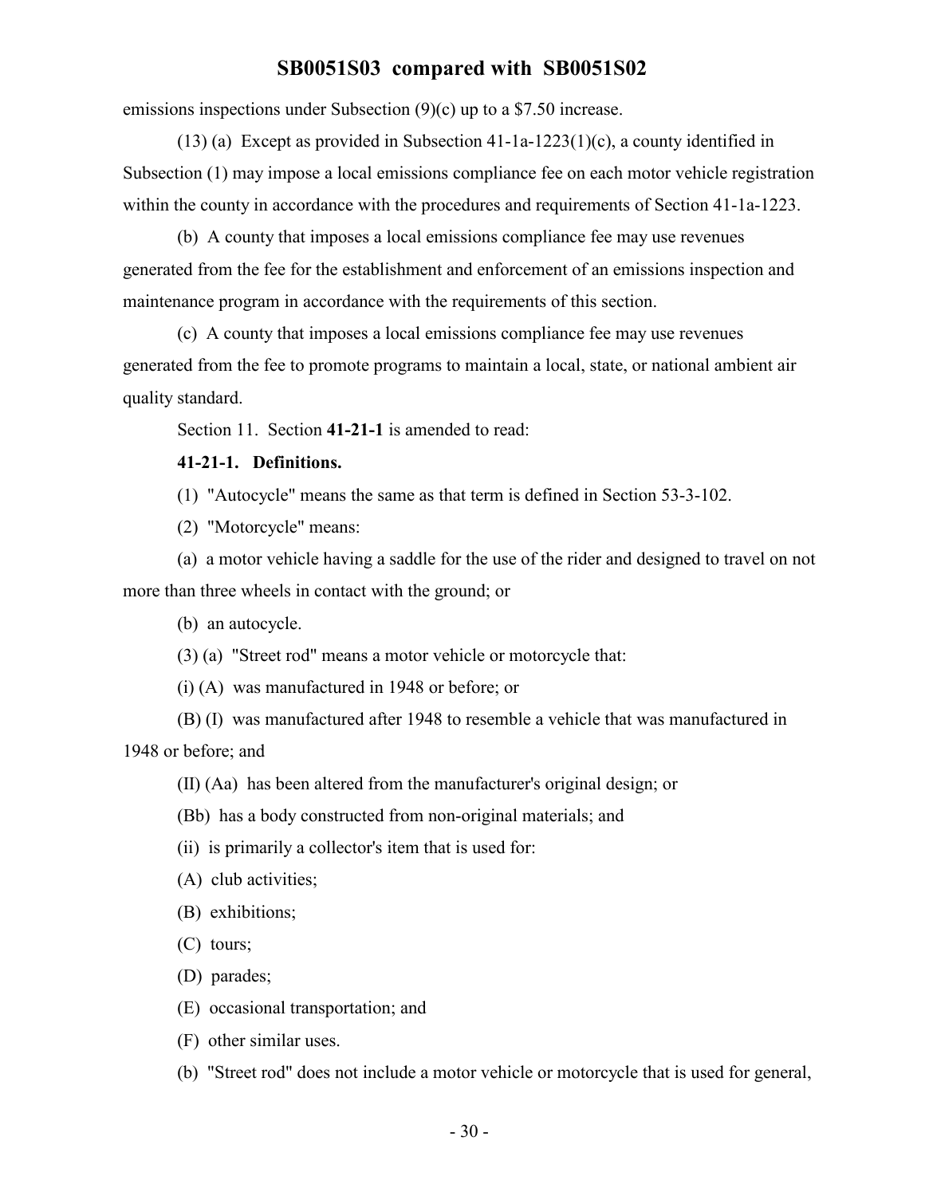emissions inspections under Subsection (9)(c) up to a $7.50 increase.

(13) (a) Except as provided in Subsection 41-1a-1223(1)(c), a county identified in Subsection (1) may impose a local emissions compliance fee on each motor vehicle registration within the county in accordance with the procedures and requirements of Section 41-1a-1223.

(b) A county that imposes a local emissions compliance fee may use revenues generated from the fee for the establishment and enforcement of an emissions inspection and maintenance program in accordance with the requirements of this section.

(c) A county that imposes a local emissions compliance fee may use revenues generated from the fee to promote programs to maintain a local, state, or national ambient air quality standard.

Section 11. Section **41-21-1** is amended to read:

**41-21-1. Definitions.**

(1) "Autocycle" means the same as that term is defined in Section 53-3-102.

(2) "Motorcycle" means:

(a) a motor vehicle having a saddle for the use of the rider and designed to travel on not more than three wheels in contact with the ground; or

(b) an autocycle.

(3) (a) "Street rod" means a motor vehicle or motorcycle that:

(i) (A) was manufactured in 1948 or before; or

(B) (I) was manufactured after 1948 to resemble a vehicle that was manufactured in 1948 or before; and

(II) (Aa) has been altered from the manufacturer's original design; or

(Bb) has a body constructed from non-original materials; and

(ii) is primarily a collector's item that is used for:

(A) club activities;

(B) exhibitions;

(C) tours;

(D) parades;

(E) occasional transportation; and

(F) other similar uses.

(b) "Street rod" does not include a motor vehicle or motorcycle that is used for general,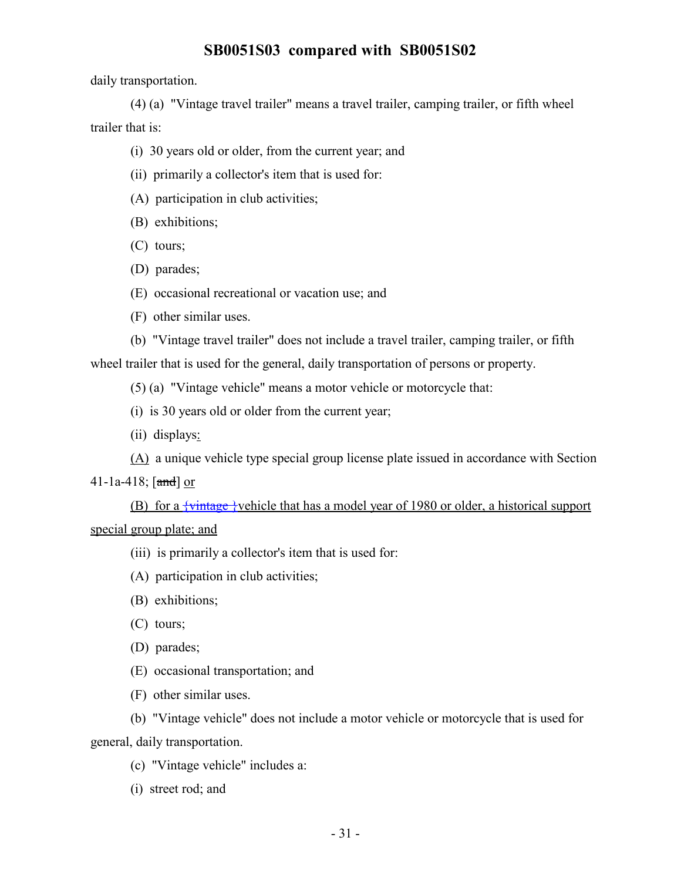daily transportation.

(4) (a) "Vintage travel trailer" means a travel trailer, camping trailer, or fifth wheel trailer that is:

(i) 30 years old or older, from the current year; and

(ii) primarily a collector's item that is used for:

(A) participation in club activities;

(B) exhibitions;

(C) tours;

(D) parades;

(E) occasional recreational or vacation use; and

(F) other similar uses.

(b) "Vintage travel trailer" does not include a travel trailer, camping trailer, or fifth wheel trailer that is used for the general, daily transportation of persons or property.

(5) (a) "Vintage vehicle" means a motor vehicle or motorcycle that:

(i) is 30 years old or older from the current year;

(ii) displays:

(A) a unique vehicle type special group license plate issued in accordance with Section 41-1a-418; [and] or

(B) for a {vintage }vehicle that has a model year of 1980 or older, a historical support special group plate; and

(iii) is primarily a collector's item that is used for:

(A) participation in club activities;

(B) exhibitions;

(C) tours;

(D) parades;

(E) occasional transportation; and

(F) other similar uses.

(b) "Vintage vehicle" does not include a motor vehicle or motorcycle that is used for general, daily transportation.

(c) "Vintage vehicle" includes a:

(i) street rod; and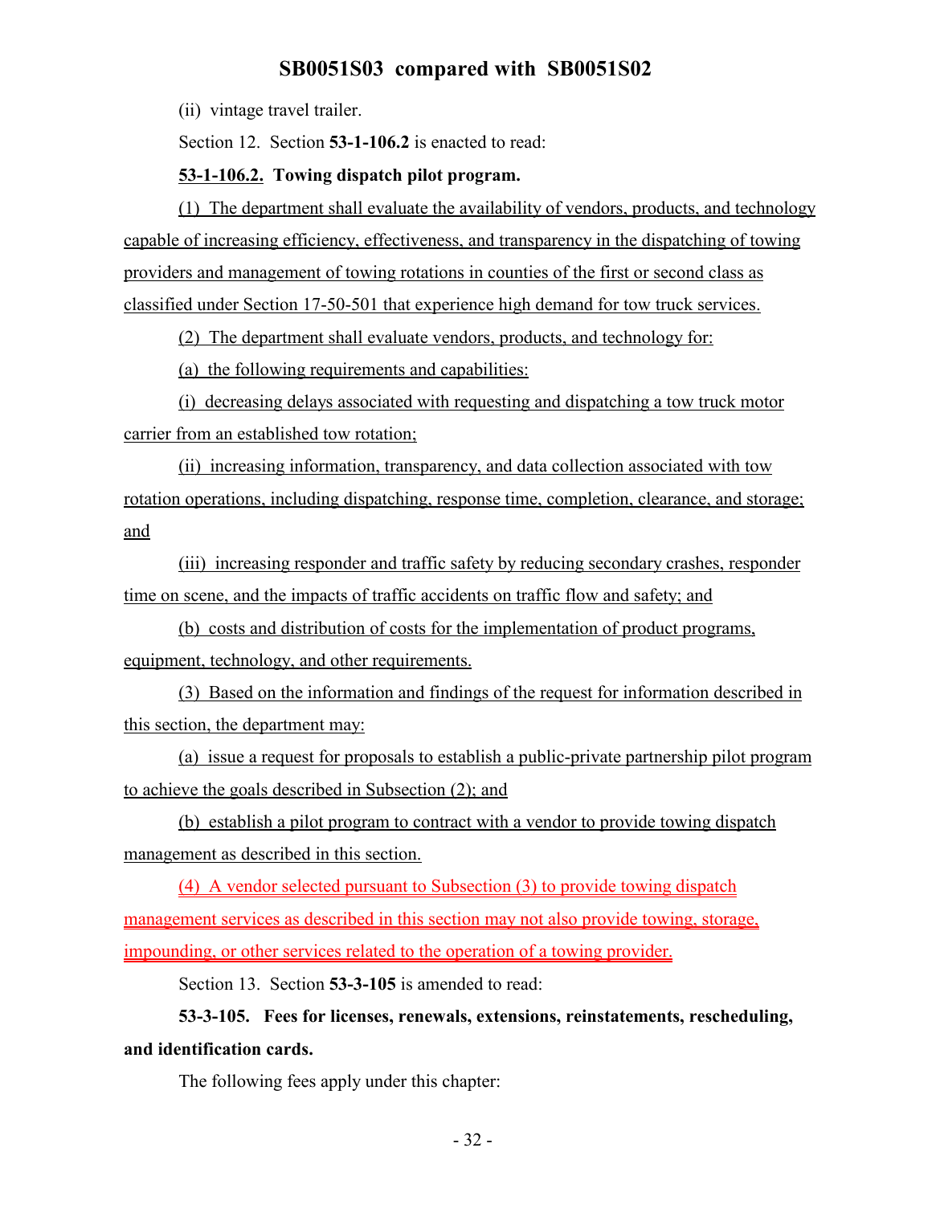(ii) vintage travel trailer.

Section 12. Section **53-1-106.2** is enacted to read:

**53-1-106.2. Towing dispatch pilot program.**

(1) The department shall evaluate the availability of vendors, products, and technology capable of increasing efficiency, effectiveness, and transparency in the dispatching of towing providers and management of towing rotations in counties of the first or second class as classified under Section 17-50-501 that experience high demand for tow truck services.

(2) The department shall evaluate vendors, products, and technology for:

(a) the following requirements and capabilities:

(i) decreasing delays associated with requesting and dispatching a tow truck motor carrier from an established tow rotation;

(ii) increasing information, transparency, and data collection associated with tow rotation operations, including dispatching, response time, completion, clearance, and storage; and

(iii) increasing responder and traffic safety by reducing secondary crashes, responder time on scene, and the impacts of traffic accidents on traffic flow and safety; and

(b) costs and distribution of costs for the implementation of product programs, equipment, technology, and other requirements.

(3) Based on the information and findings of the request for information described in this section, the department may:

(a) issue a request for proposals to establish a public-private partnership pilot program to achieve the goals described in Subsection (2); and

(b) establish a pilot program to contract with a vendor to provide towing dispatch management as described in this section.

(4) A vendor selected pursuant to Subsection (3) to provide towing dispatch management services as described in this section may not also provide towing, storage, impounding, or other services related to the operation of a towing provider.

Section 13. Section **53-3-105** is amended to read:

**53-3-105. Fees for licenses, renewals, extensions, reinstatements, rescheduling, and identification cards.**

The following fees apply under this chapter: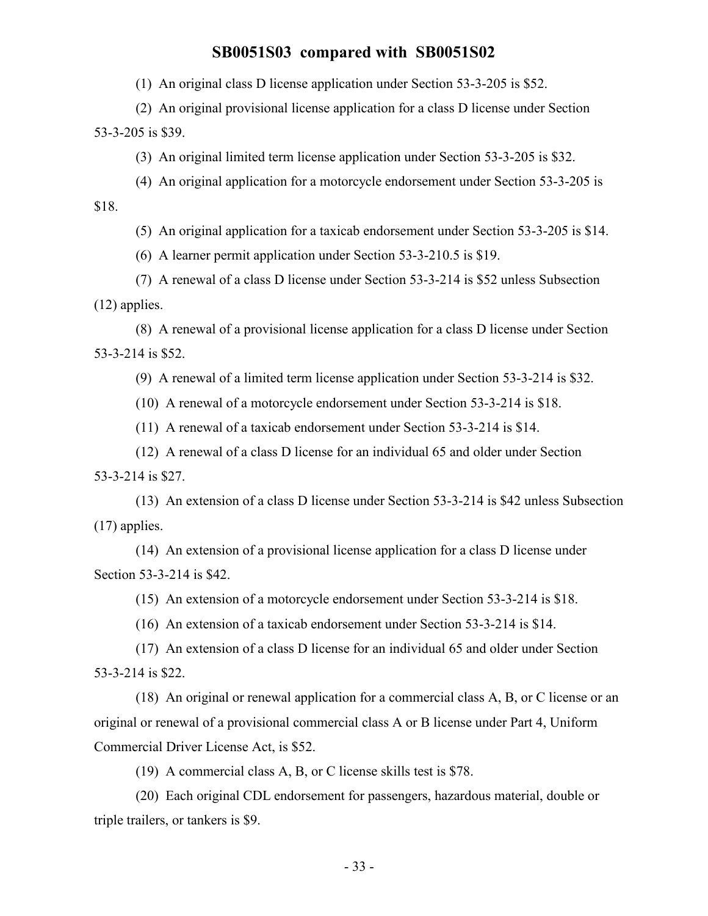(1) An original class D license application under Section 53-3-205 is $52.

(2) An original provisional license application for a class D license under Section 53-3-205 is $39.

(3) An original limited term license application under Section 53-3-205 is $32.

(4) An original application for a motorcycle endorsement under Section 53-3-205 is $18.

(5) An original application for a taxicab endorsement under Section 53-3-205 is $14.

(6) A learner permit application under Section 53-3-210.5 is $19.

(7) A renewal of a class D license under Section 53-3-214 is $52 unless Subsection (12) applies.

(8) A renewal of a provisional license application for a class D license under Section 53-3-214 is $52.

(9) A renewal of a limited term license application under Section 53-3-214 is $32.

(10) A renewal of a motorcycle endorsement under Section 53-3-214 is $18.

(11) A renewal of a taxicab endorsement under Section 53-3-214 is $14.

(12) A renewal of a class D license for an individual 65 and older under Section 53-3-214 is $27.

(13) An extension of a class D license under Section 53-3-214 is $42 unless Subsection (17) applies.

(14) An extension of a provisional license application for a class D license under Section 53-3-214 is $42.

(15) An extension of a motorcycle endorsement under Section 53-3-214 is $18.

(16) An extension of a taxicab endorsement under Section 53-3-214 is $14.

(17) An extension of a class D license for an individual 65 and older under Section 53-3-214 is $22.

(18) An original or renewal application for a commercial class A, B, or C license or an original or renewal of a provisional commercial class A or B license under Part 4, Uniform Commercial Driver License Act, is $52.

(19) A commercial class A, B, or C license skills test is $78.

(20) Each original CDL endorsement for passengers, hazardous material, double or triple trailers, or tankers is $9.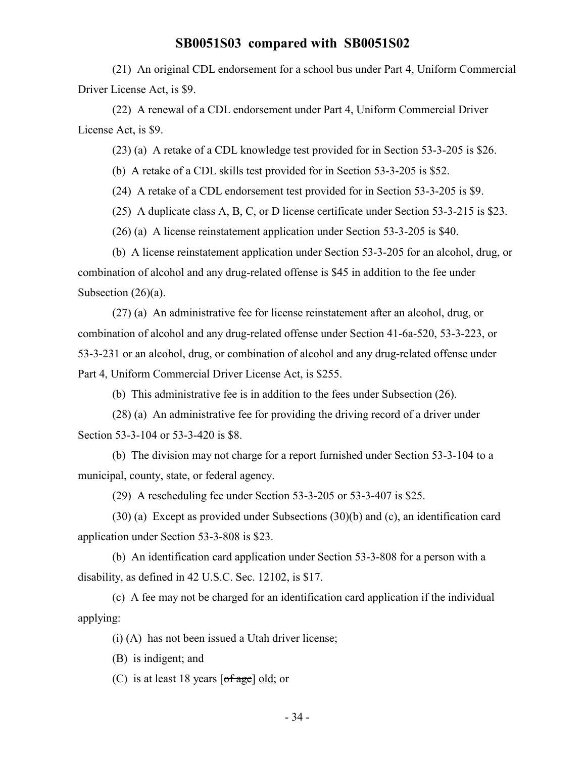(21) An original CDL endorsement for a school bus under Part 4, Uniform Commercial Driver License Act, is $9.

(22) A renewal of a CDL endorsement under Part 4, Uniform Commercial Driver License Act, is $9.

(23) (a) A retake of a CDL knowledge test provided for in Section 53-3-205 is $26.

(b) A retake of a CDL skills test provided for in Section 53-3-205 is $52.

(24) A retake of a CDL endorsement test provided for in Section 53-3-205 is $9.

(25) A duplicate class A, B, C, or D license certificate under Section 53-3-215 is $23.

(26) (a) A license reinstatement application under Section 53-3-205 is $40.

(b) A license reinstatement application under Section 53-3-205 for an alcohol, drug, or combination of alcohol and any drug-related offense is $45 in addition to the fee under Subsection (26)(a).

(27) (a) An administrative fee for license reinstatement after an alcohol, drug, or combination of alcohol and any drug-related offense under Section 41-6a-520, 53-3-223, or 53-3-231 or an alcohol, drug, or combination of alcohol and any drug-related offense under Part 4, Uniform Commercial Driver License Act, is $255.

(b) This administrative fee is in addition to the fees under Subsection (26).

(28) (a) An administrative fee for providing the driving record of a driver under Section 53-3-104 or 53-3-420 is $8.

(b) The division may not charge for a report furnished under Section 53-3-104 to a municipal, county, state, or federal agency.

(29) A rescheduling fee under Section 53-3-205 or 53-3-407 is $25.

(30) (a) Except as provided under Subsections (30)(b) and (c), an identification card application under Section 53-3-808 is $23.

(b) An identification card application under Section 53-3-808 for a person with a disability, as defined in 42 U.S.C. Sec. 12102, is $17.

(c) A fee may not be charged for an identification card application if the individual applying:

(i) (A) has not been issued a Utah driver license;

(B) is indigent; and

(C) is at least 18 years [~~of age~~] old; or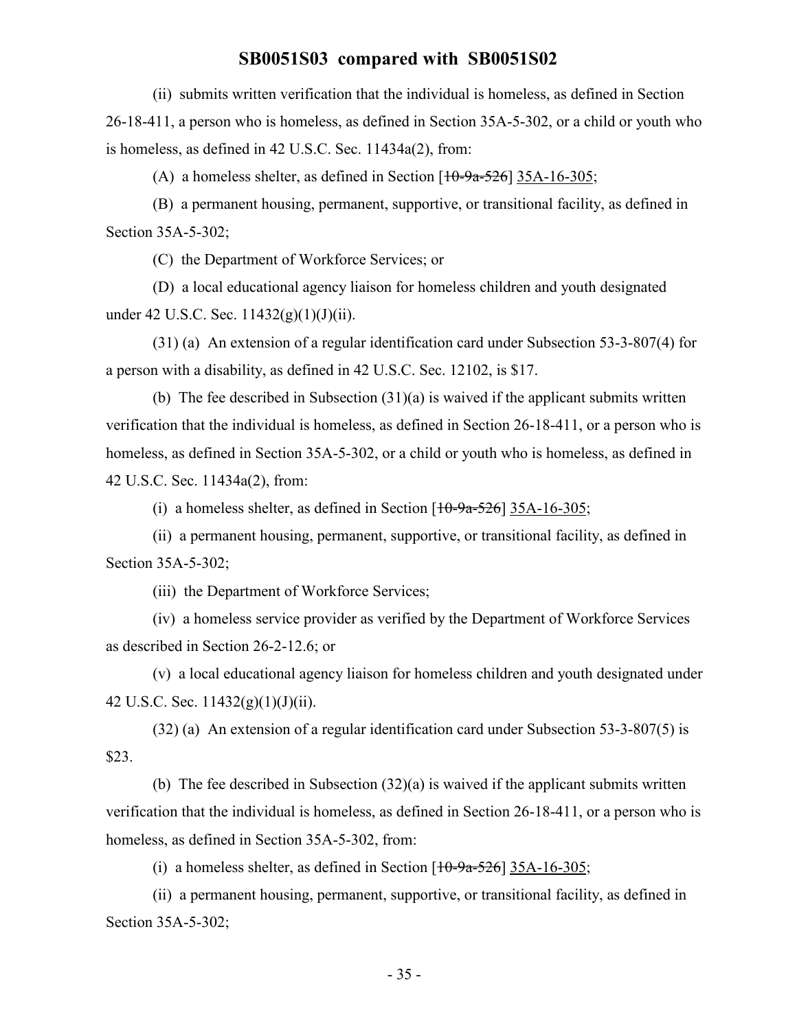(ii) submits written verification that the individual is homeless, as defined in Section 26-18-411, a person who is homeless, as defined in Section 35A-5-302, or a child or youth who is homeless, as defined in 42 U.S.C. Sec. 11434a(2), from:

(A) a homeless shelter, as defined in Section [~~10-9a-526~~] 35A-16-305;

(B) a permanent housing, permanent, supportive, or transitional facility, as defined in Section 35A-5-302;

(C) the Department of Workforce Services; or

(D) a local educational agency liaison for homeless children and youth designated under 42 U.S.C. Sec. 11432(g)(1)(J)(ii).

(31) (a) An extension of a regular identification card under Subsection 53-3-807(4) for a person with a disability, as defined in 42 U.S.C. Sec. 12102, is $17.

(b) The fee described in Subsection (31)(a) is waived if the applicant submits written verification that the individual is homeless, as defined in Section 26-18-411, or a person who is homeless, as defined in Section 35A-5-302, or a child or youth who is homeless, as defined in 42 U.S.C. Sec. 11434a(2), from:

(i) a homeless shelter, as defined in Section [~~10-9a-526~~] 35A-16-305;

(ii) a permanent housing, permanent, supportive, or transitional facility, as defined in Section 35A-5-302;

(iii) the Department of Workforce Services;

(iv) a homeless service provider as verified by the Department of Workforce Services as described in Section 26-2-12.6; or

(v) a local educational agency liaison for homeless children and youth designated under 42 U.S.C. Sec. 11432(g)(1)(J)(ii).

(32) (a) An extension of a regular identification card under Subsection 53-3-807(5) is $23.

(b) The fee described in Subsection (32)(a) is waived if the applicant submits written verification that the individual is homeless, as defined in Section 26-18-411, or a person who is homeless, as defined in Section 35A-5-302, from:

(i) a homeless shelter, as defined in Section [~~10-9a-526~~] 35A-16-305;

(ii) a permanent housing, permanent, supportive, or transitional facility, as defined in Section 35A-5-302;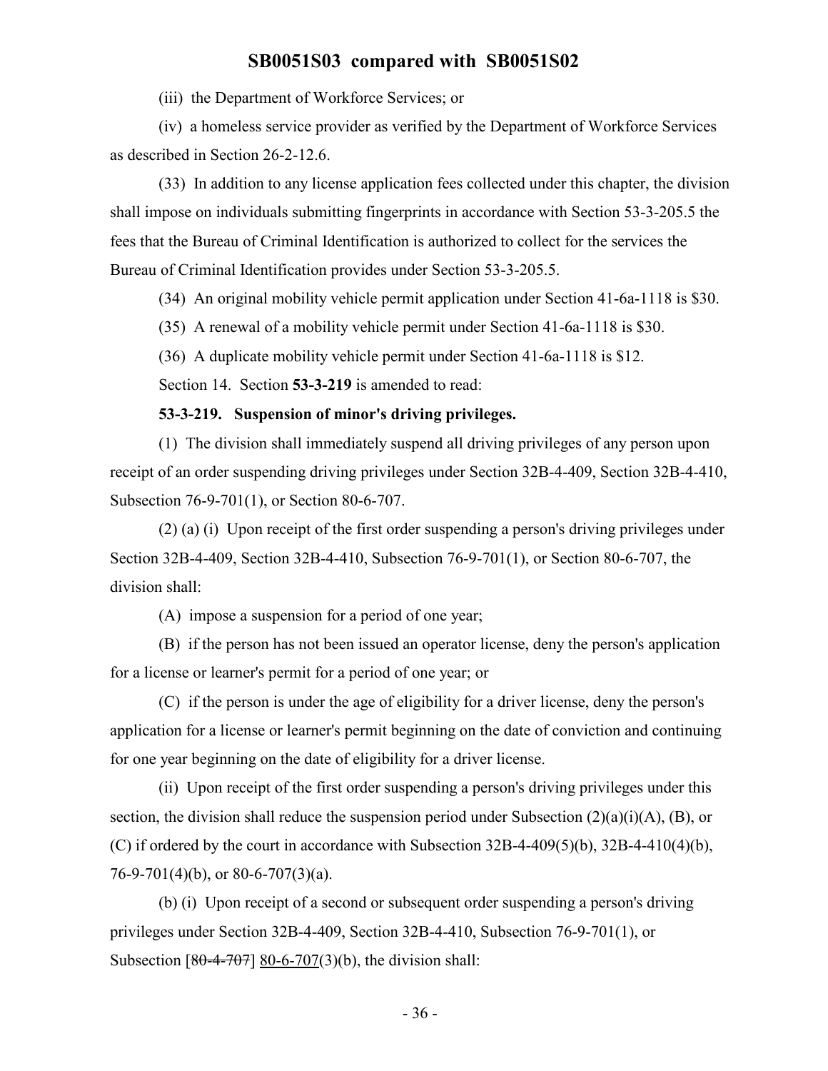(iii) the Department of Workforce Services; or

(iv) a homeless service provider as verified by the Department of Workforce Services as described in Section 26-2-12.6.

(33) In addition to any license application fees collected under this chapter, the division shall impose on individuals submitting fingerprints in accordance with Section 53-3-205.5 the fees that the Bureau of Criminal Identification is authorized to collect for the services the Bureau of Criminal Identification provides under Section 53-3-205.5.

(34) An original mobility vehicle permit application under Section 41-6a-1118 is $30.

(35) A renewal of a mobility vehicle permit under Section 41-6a-1118 is $30.

(36) A duplicate mobility vehicle permit under Section 41-6a-1118 is $12.

Section 14. Section **53-3-219** is amended to read:

**53-3-219. Suspension of minor's driving privileges.**

(1) The division shall immediately suspend all driving privileges of any person upon receipt of an order suspending driving privileges under Section 32B-4-409, Section 32B-4-410, Subsection 76-9-701(1), or Section 80-6-707.

(2) (a) (i) Upon receipt of the first order suspending a person's driving privileges under Section 32B-4-409, Section 32B-4-410, Subsection 76-9-701(1), or Section 80-6-707, the division shall:

(A) impose a suspension for a period of one year;

(B) if the person has not been issued an operator license, deny the person's application for a license or learner's permit for a period of one year; or

(C) if the person is under the age of eligibility for a driver license, deny the person's application for a license or learner's permit beginning on the date of conviction and continuing for one year beginning on the date of eligibility for a driver license.

(ii) Upon receipt of the first order suspending a person's driving privileges under this section, the division shall reduce the suspension period under Subsection (2)(a)(i)(A), (B), or (C) if ordered by the court in accordance with Subsection 32B-4-409(5)(b), 32B-4-410(4)(b), 76-9-701(4)(b), or 80-6-707(3)(a).

(b) (i) Upon receipt of a second or subsequent order suspending a person's driving privileges under Section 32B-4-409, Section 32B-4-410, Subsection 76-9-701(1), or Subsection [~~80-4-707~~] 80-6-707(3)(b), the division shall: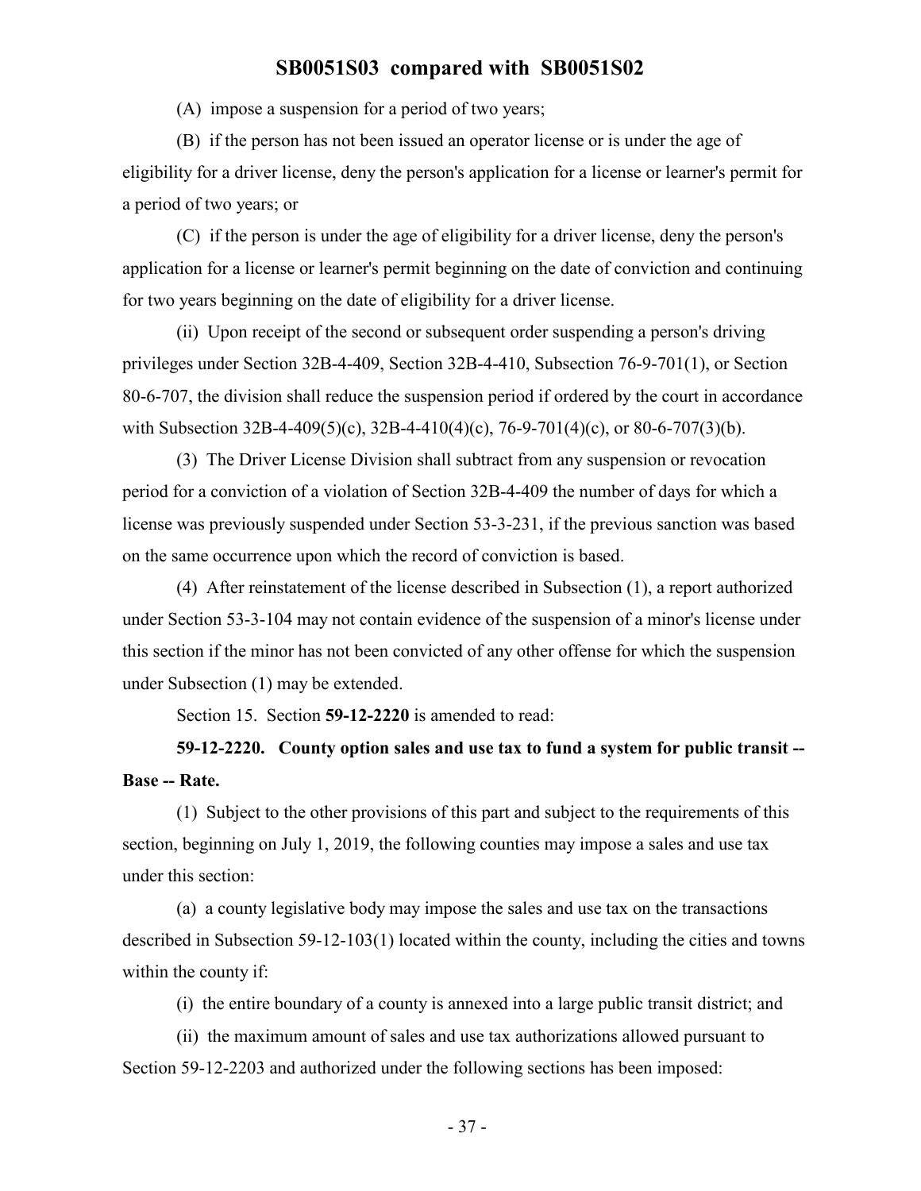(A) impose a suspension for a period of two years;

(B) if the person has not been issued an operator license or is under the age of eligibility for a driver license, deny the person's application for a license or learner's permit for a period of two years; or

(C) if the person is under the age of eligibility for a driver license, deny the person's application for a license or learner's permit beginning on the date of conviction and continuing for two years beginning on the date of eligibility for a driver license.

(ii) Upon receipt of the second or subsequent order suspending a person's driving privileges under Section 32B-4-409, Section 32B-4-410, Subsection 76-9-701(1), or Section 80-6-707, the division shall reduce the suspension period if ordered by the court in accordance with Subsection 32B-4-409(5)(c), 32B-4-410(4)(c), 76-9-701(4)(c), or 80-6-707(3)(b).

(3) The Driver License Division shall subtract from any suspension or revocation period for a conviction of a violation of Section 32B-4-409 the number of days for which a license was previously suspended under Section 53-3-231, if the previous sanction was based on the same occurrence upon which the record of conviction is based.

(4) After reinstatement of the license described in Subsection (1), a report authorized under Section 53-3-104 may not contain evidence of the suspension of a minor's license under this section if the minor has not been convicted of any other offense for which the suspension under Subsection (1) may be extended.

Section 15. Section **59-12-2220** is amended to read:

**59-12-2220. County option sales and use tax to fund a system for public transit -- Base -- Rate.**

(1) Subject to the other provisions of this part and subject to the requirements of this section, beginning on July 1, 2019, the following counties may impose a sales and use tax under this section:

(a) a county legislative body may impose the sales and use tax on the transactions described in Subsection 59-12-103(1) located within the county, including the cities and towns within the county if:

(i) the entire boundary of a county is annexed into a large public transit district; and

(ii) the maximum amount of sales and use tax authorizations allowed pursuant to Section 59-12-2203 and authorized under the following sections has been imposed: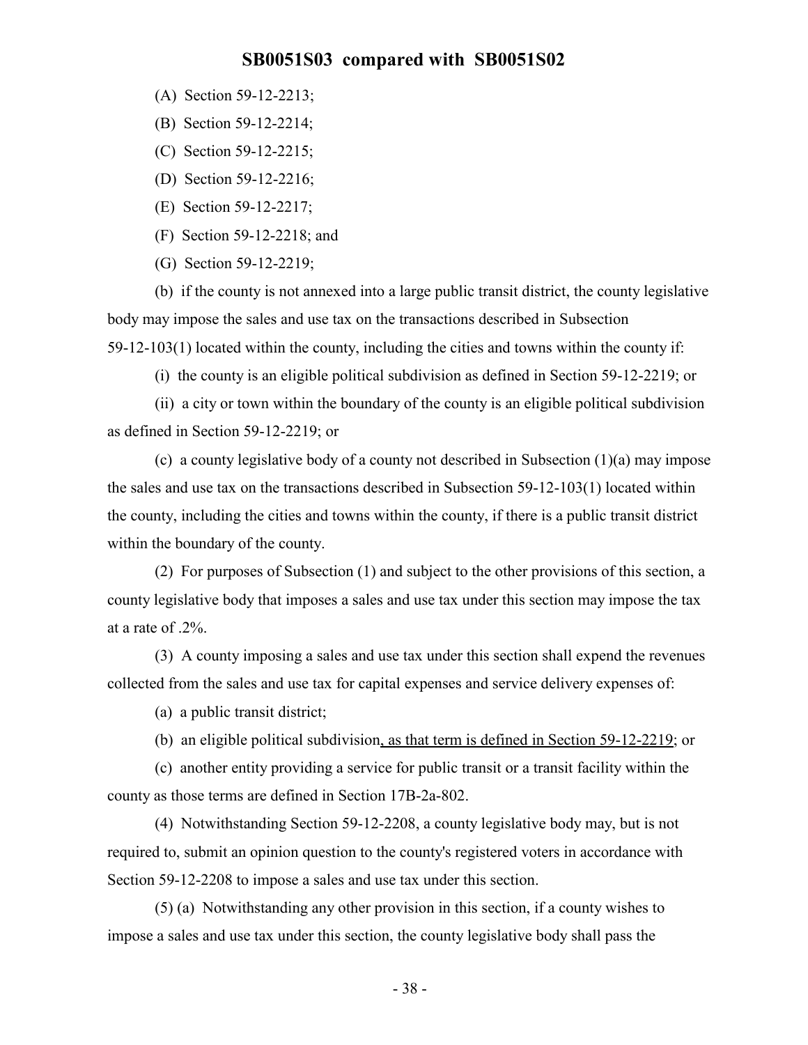(A) Section 59-12-2213;

(B) Section 59-12-2214;

(C) Section 59-12-2215;

(D) Section 59-12-2216;

(E) Section 59-12-2217;

(F) Section 59-12-2218; and

(G) Section 59-12-2219;

(b) if the county is not annexed into a large public transit district, the county legislative body may impose the sales and use tax on the transactions described in Subsection 59-12-103(1) located within the county, including the cities and towns within the county if:

(i) the county is an eligible political subdivision as defined in Section 59-12-2219; or

(ii) a city or town within the boundary of the county is an eligible political subdivision as defined in Section 59-12-2219; or

(c) a county legislative body of a county not described in Subsection (1)(a) may impose the sales and use tax on the transactions described in Subsection 59-12-103(1) located within the county, including the cities and towns within the county, if there is a public transit district within the boundary of the county.

(2) For purposes of Subsection (1) and subject to the other provisions of this section, a county legislative body that imposes a sales and use tax under this section may impose the tax at a rate of .2%.

(3) A county imposing a sales and use tax under this section shall expend the revenues collected from the sales and use tax for capital expenses and service delivery expenses of:

(a) a public transit district;

(b) an eligible political subdivision, as that term is defined in Section 59-12-2219; or

(c) another entity providing a service for public transit or a transit facility within the county as those terms are defined in Section 17B-2a-802.

(4) Notwithstanding Section 59-12-2208, a county legislative body may, but is not required to, submit an opinion question to the county's registered voters in accordance with Section 59-12-2208 to impose a sales and use tax under this section.

(5) (a) Notwithstanding any other provision in this section, if a county wishes to impose a sales and use tax under this section, the county legislative body shall pass the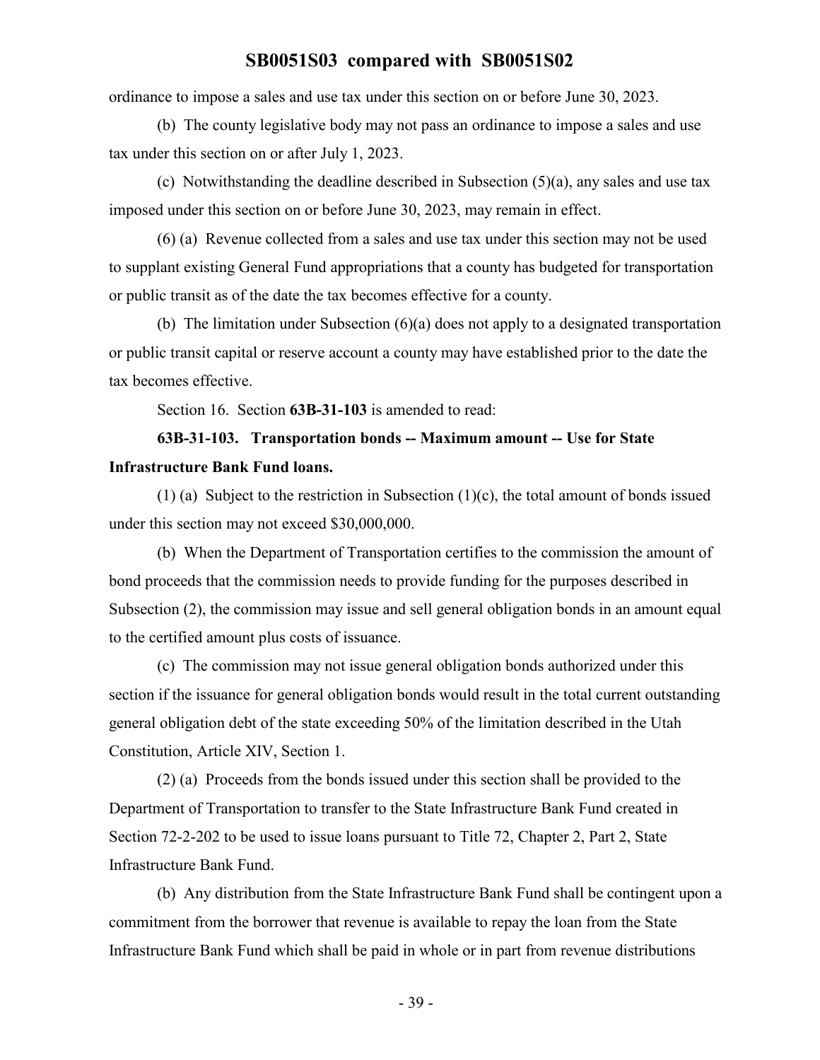ordinance to impose a sales and use tax under this section on or before June 30, 2023.

(b) The county legislative body may not pass an ordinance to impose a sales and use tax under this section on or after July 1, 2023.

(c) Notwithstanding the deadline described in Subsection (5)(a), any sales and use tax imposed under this section on or before June 30, 2023, may remain in effect.

(6) (a) Revenue collected from a sales and use tax under this section may not be used to supplant existing General Fund appropriations that a county has budgeted for transportation or public transit as of the date the tax becomes effective for a county.

(b) The limitation under Subsection (6)(a) does not apply to a designated transportation or public transit capital or reserve account a county may have established prior to the date the tax becomes effective.

Section 16. Section **63B-31-103** is amended to read:

**63B-31-103. Transportation bonds -- Maximum amount -- Use for State Infrastructure Bank Fund loans.**

(1) (a) Subject to the restriction in Subsection (1)(c), the total amount of bonds issued under this section may not exceed $30,000,000.

(b) When the Department of Transportation certifies to the commission the amount of bond proceeds that the commission needs to provide funding for the purposes described in Subsection (2), the commission may issue and sell general obligation bonds in an amount equal to the certified amount plus costs of issuance.

(c) The commission may not issue general obligation bonds authorized under this section if the issuance for general obligation bonds would result in the total current outstanding general obligation debt of the state exceeding 50% of the limitation described in the Utah Constitution, Article XIV, Section 1.

(2) (a) Proceeds from the bonds issued under this section shall be provided to the Department of Transportation to transfer to the State Infrastructure Bank Fund created in Section 72-2-202 to be used to issue loans pursuant to Title 72, Chapter 2, Part 2, State Infrastructure Bank Fund.

(b) Any distribution from the State Infrastructure Bank Fund shall be contingent upon a commitment from the borrower that revenue is available to repay the loan from the State Infrastructure Bank Fund which shall be paid in whole or in part from revenue distributions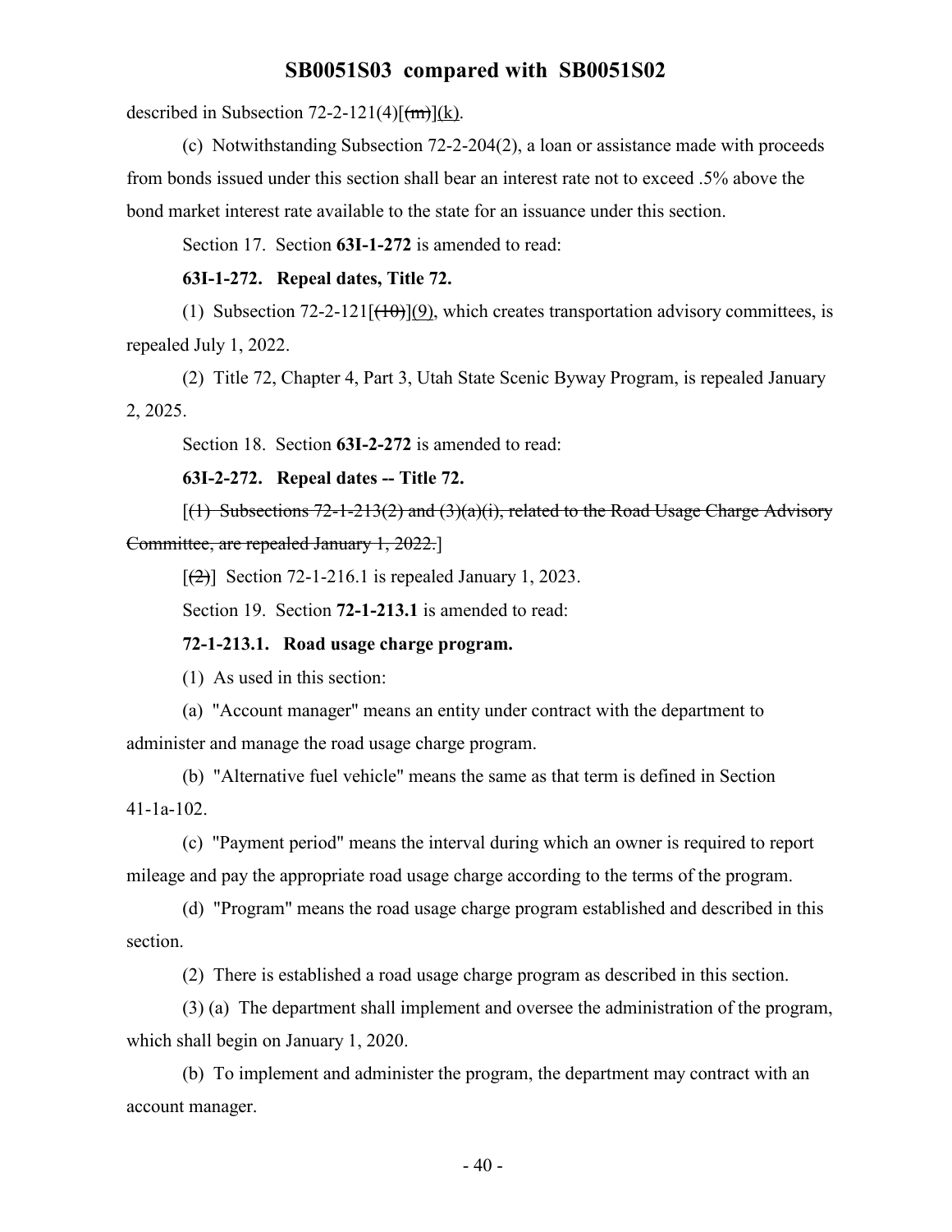described in Subsection 72-2-121(4)[(m)](k).

(c) Notwithstanding Subsection 72-2-204(2), a loan or assistance made with proceeds from bonds issued under this section shall bear an interest rate not to exceed .5% above the bond market interest rate available to the state for an issuance under this section.

Section 17. Section **63I-1-272** is amended to read:

**63I-1-272. Repeal dates, Title 72.**

(1) Subsection 72-2-121[(10)](9), which creates transportation advisory committees, is repealed July 1, 2022.

(2) Title 72, Chapter 4, Part 3, Utah State Scenic Byway Program, is repealed January 2, 2025.

Section 18. Section **63I-2-272** is amended to read:

**63I-2-272. Repeal dates -- Title 72.**

[~~(1) Subsections 72-1-213(2) and (3)(a)(i), related to the Road Usage Charge Advisory Committee, are repealed January 1, 2022.~~]

[~~(2)~~] Section 72-1-216.1 is repealed January 1, 2023.

Section 19. Section **72-1-213.1** is amended to read:

**72-1-213.1. Road usage charge program.**

(1) As used in this section:

(a) "Account manager" means an entity under contract with the department to administer and manage the road usage charge program.

(b) "Alternative fuel vehicle" means the same as that term is defined in Section 41-1a-102.

(c) "Payment period" means the interval during which an owner is required to report mileage and pay the appropriate road usage charge according to the terms of the program.

(d) "Program" means the road usage charge program established and described in this section.

(2) There is established a road usage charge program as described in this section.

(3) (a) The department shall implement and oversee the administration of the program, which shall begin on January 1, 2020.

(b) To implement and administer the program, the department may contract with an account manager.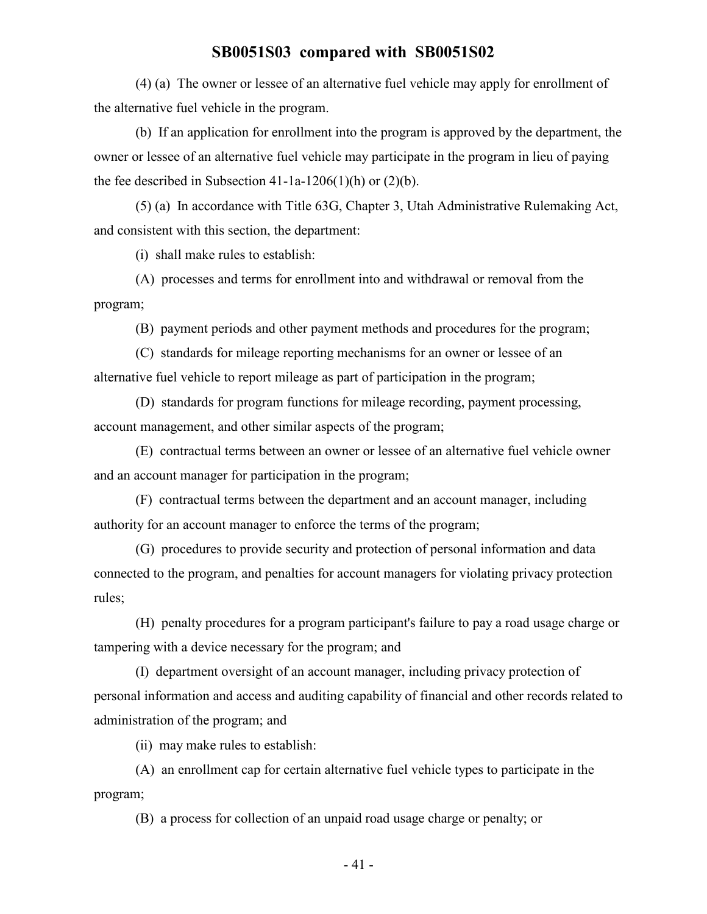(4) (a) The owner or lessee of an alternative fuel vehicle may apply for enrollment of the alternative fuel vehicle in the program.

(b) If an application for enrollment into the program is approved by the department, the owner or lessee of an alternative fuel vehicle may participate in the program in lieu of paying the fee described in Subsection 41-1a-1206(1)(h) or (2)(b).

(5) (a) In accordance with Title 63G, Chapter 3, Utah Administrative Rulemaking Act, and consistent with this section, the department:

(i) shall make rules to establish:

(A) processes and terms for enrollment into and withdrawal or removal from the program;

(B) payment periods and other payment methods and procedures for the program;

(C) standards for mileage reporting mechanisms for an owner or lessee of an alternative fuel vehicle to report mileage as part of participation in the program;

(D) standards for program functions for mileage recording, payment processing, account management, and other similar aspects of the program;

(E) contractual terms between an owner or lessee of an alternative fuel vehicle owner and an account manager for participation in the program;

(F) contractual terms between the department and an account manager, including authority for an account manager to enforce the terms of the program;

(G) procedures to provide security and protection of personal information and data connected to the program, and penalties for account managers for violating privacy protection rules;

(H) penalty procedures for a program participant's failure to pay a road usage charge or tampering with a device necessary for the program; and

(I) department oversight of an account manager, including privacy protection of personal information and access and auditing capability of financial and other records related to administration of the program; and

(ii) may make rules to establish:

(A) an enrollment cap for certain alternative fuel vehicle types to participate in the program;

(B) a process for collection of an unpaid road usage charge or penalty; or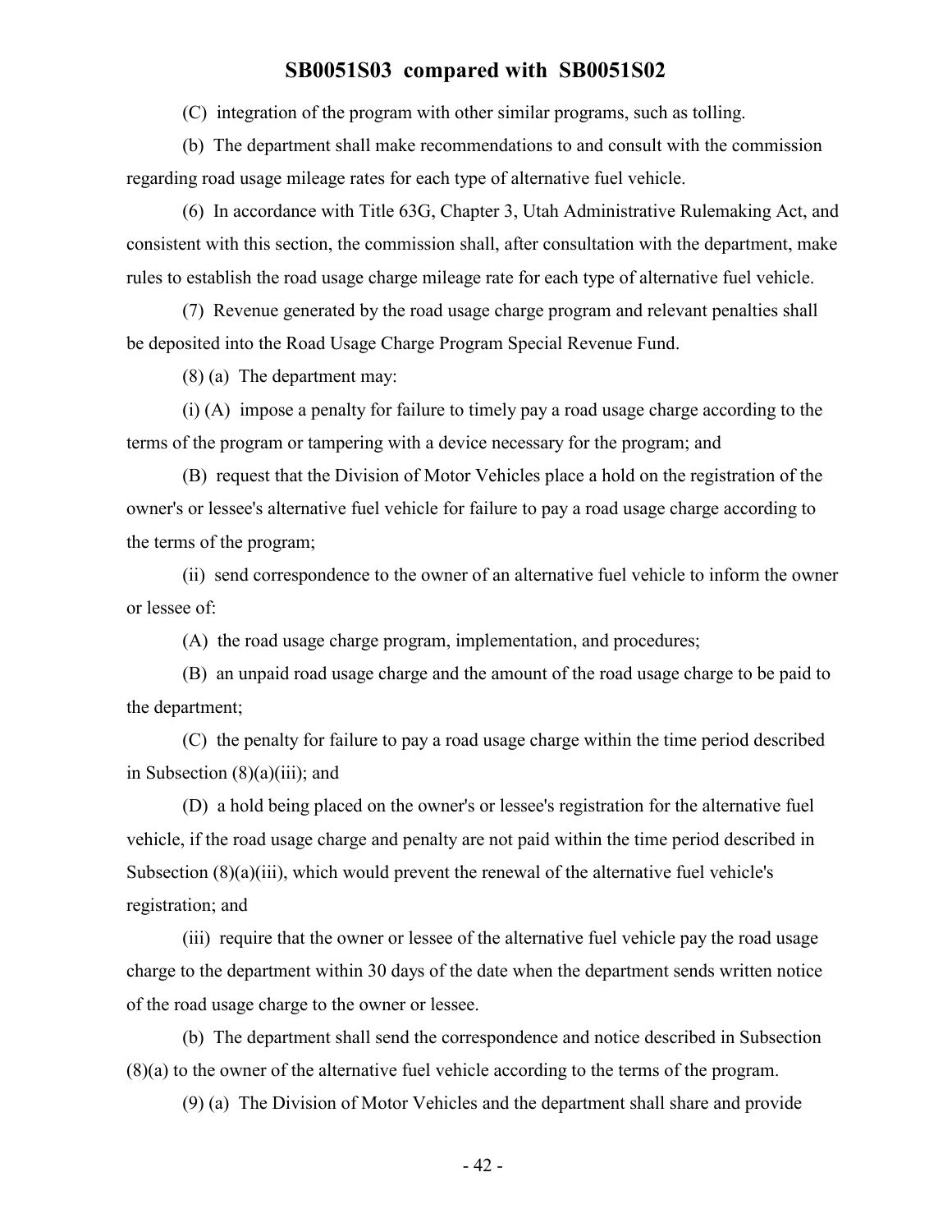(C) integration of the program with other similar programs, such as tolling.

(b) The department shall make recommendations to and consult with the commission regarding road usage mileage rates for each type of alternative fuel vehicle.

(6) In accordance with Title 63G, Chapter 3, Utah Administrative Rulemaking Act, and consistent with this section, the commission shall, after consultation with the department, make rules to establish the road usage charge mileage rate for each type of alternative fuel vehicle.

(7) Revenue generated by the road usage charge program and relevant penalties shall be deposited into the Road Usage Charge Program Special Revenue Fund.

(8) (a) The department may:

(i) (A) impose a penalty for failure to timely pay a road usage charge according to the terms of the program or tampering with a device necessary for the program; and

(B) request that the Division of Motor Vehicles place a hold on the registration of the owner's or lessee's alternative fuel vehicle for failure to pay a road usage charge according to the terms of the program;

(ii) send correspondence to the owner of an alternative fuel vehicle to inform the owner or lessee of:

(A) the road usage charge program, implementation, and procedures;

(B) an unpaid road usage charge and the amount of the road usage charge to be paid to the department;

(C) the penalty for failure to pay a road usage charge within the time period described in Subsection (8)(a)(iii); and

(D) a hold being placed on the owner's or lessee's registration for the alternative fuel vehicle, if the road usage charge and penalty are not paid within the time period described in Subsection (8)(a)(iii), which would prevent the renewal of the alternative fuel vehicle's registration; and

(iii) require that the owner or lessee of the alternative fuel vehicle pay the road usage charge to the department within 30 days of the date when the department sends written notice of the road usage charge to the owner or lessee.

(b) The department shall send the correspondence and notice described in Subsection (8)(a) to the owner of the alternative fuel vehicle according to the terms of the program.

(9) (a) The Division of Motor Vehicles and the department shall share and provide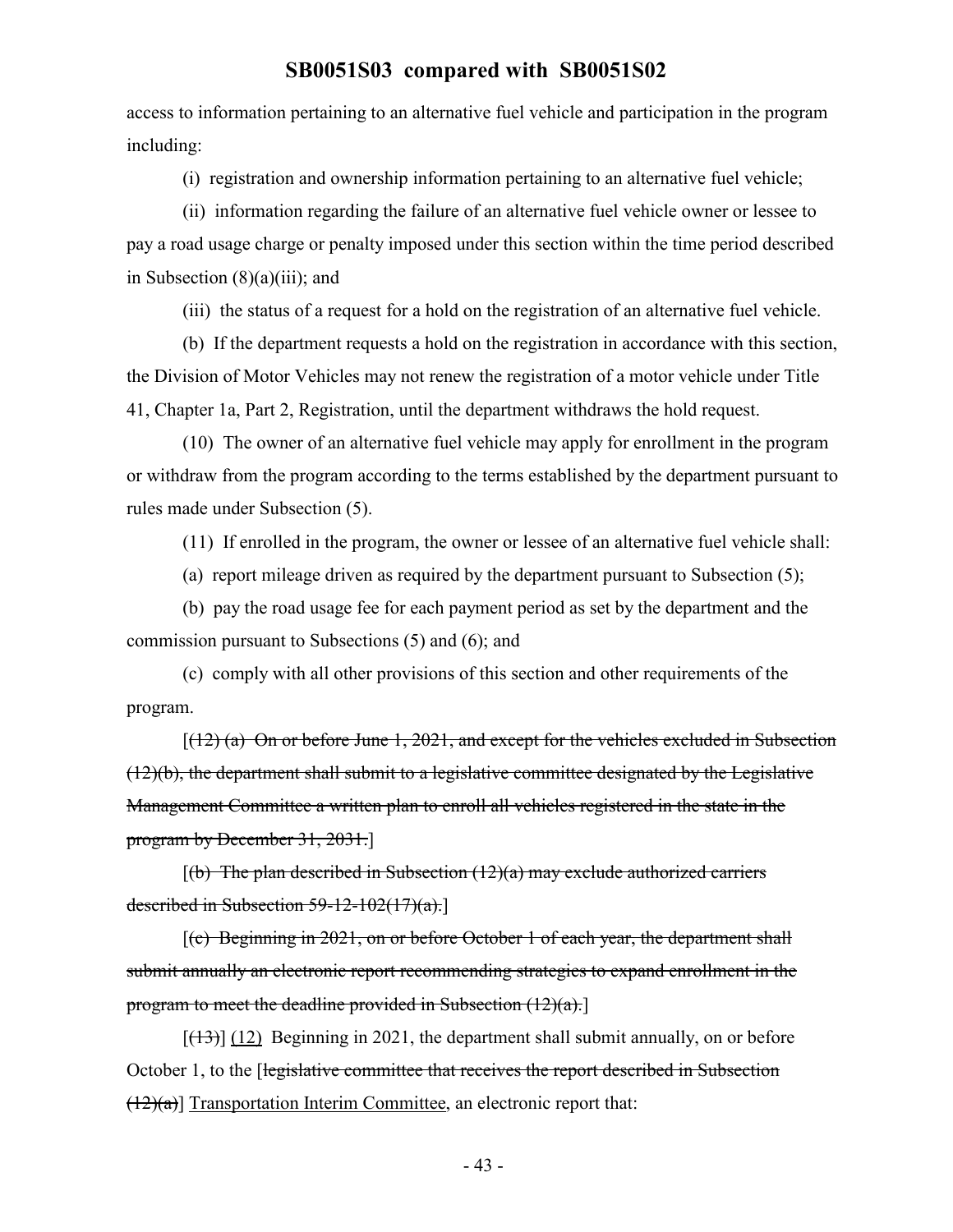access to information pertaining to an alternative fuel vehicle and participation in the program including:

(i) registration and ownership information pertaining to an alternative fuel vehicle;

(ii) information regarding the failure of an alternative fuel vehicle owner or lessee to pay a road usage charge or penalty imposed under this section within the time period described in Subsection (8)(a)(iii); and

(iii) the status of a request for a hold on the registration of an alternative fuel vehicle.

(b) If the department requests a hold on the registration in accordance with this section, the Division of Motor Vehicles may not renew the registration of a motor vehicle under Title 41, Chapter 1a, Part 2, Registration, until the department withdraws the hold request.

(10) The owner of an alternative fuel vehicle may apply for enrollment in the program or withdraw from the program according to the terms established by the department pursuant to rules made under Subsection (5).

(11) If enrolled in the program, the owner or lessee of an alternative fuel vehicle shall:

(a) report mileage driven as required by the department pursuant to Subsection (5);

(b) pay the road usage fee for each payment period as set by the department and the commission pursuant to Subsections (5) and (6); and

(c) comply with all other provisions of this section and other requirements of the program.

[~~(12) (a) On or before June 1, 2021, and except for the vehicles excluded in Subsection (12)(b), the department shall submit to a legislative committee designated by the Legislative Management Committee a written plan to enroll all vehicles registered in the state in the program by December 31, 2031.~~]

[~~(b) The plan described in Subsection (12)(a) may exclude authorized carriers described in Subsection 59-12-102(17)(a).~~]

[~~(c) Beginning in 2021, on or before October 1 of each year, the department shall submit annually an electronic report recommending strategies to expand enrollment in the program to meet the deadline provided in Subsection (12)(a).~~]

[~~(13)~~] <u>(12)</u> Beginning in 2021, the department shall submit annually, on or before October 1, to the [~~legislative committee that receives the report described in Subsection (12)(a)~~] <u>Transportation Interim Committee</u>, an electronic report that: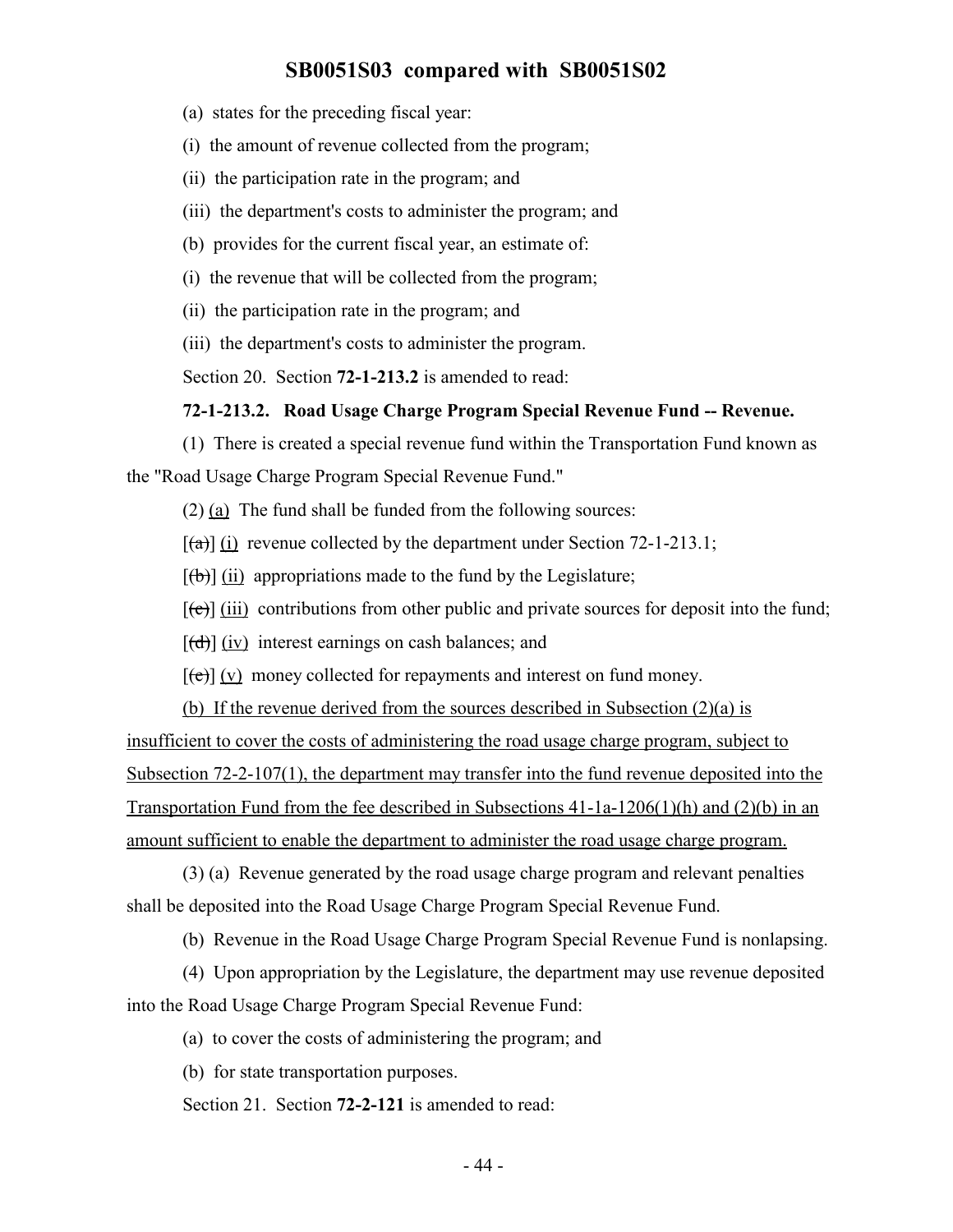(a) states for the preceding fiscal year:

(i) the amount of revenue collected from the program;

(ii) the participation rate in the program; and

(iii) the department's costs to administer the program; and

(b) provides for the current fiscal year, an estimate of:

(i) the revenue that will be collected from the program;

(ii) the participation rate in the program; and

(iii) the department's costs to administer the program.

Section 20. Section **72-1-213.2** is amended to read:

**72-1-213.2. Road Usage Charge Program Special Revenue Fund -- Revenue.**

(1) There is created a special revenue fund within the Transportation Fund known as the "Road Usage Charge Program Special Revenue Fund."

(2) (a) The fund shall be funded from the following sources:

[~~(a)~~] (i) revenue collected by the department under Section 72-1-213.1;

[~~(b)~~] (ii) appropriations made to the fund by the Legislature;

[~~(c)~~] (iii) contributions from other public and private sources for deposit into the fund;

[~~(d)~~] (iv) interest earnings on cash balances; and

[~~(e)~~] (v) money collected for repayments and interest on fund money.

(b) If the revenue derived from the sources described in Subsection (2)(a) is insufficient to cover the costs of administering the road usage charge program, subject to Subsection 72-2-107(1), the department may transfer into the fund revenue deposited into the Transportation Fund from the fee described in Subsections 41-1a-1206(1)(h) and (2)(b) in an amount sufficient to enable the department to administer the road usage charge program.

(3) (a) Revenue generated by the road usage charge program and relevant penalties shall be deposited into the Road Usage Charge Program Special Revenue Fund.

(b) Revenue in the Road Usage Charge Program Special Revenue Fund is nonlapsing.

(4) Upon appropriation by the Legislature, the department may use revenue deposited into the Road Usage Charge Program Special Revenue Fund:

(a) to cover the costs of administering the program; and

(b) for state transportation purposes.

Section 21. Section **72-2-121** is amended to read: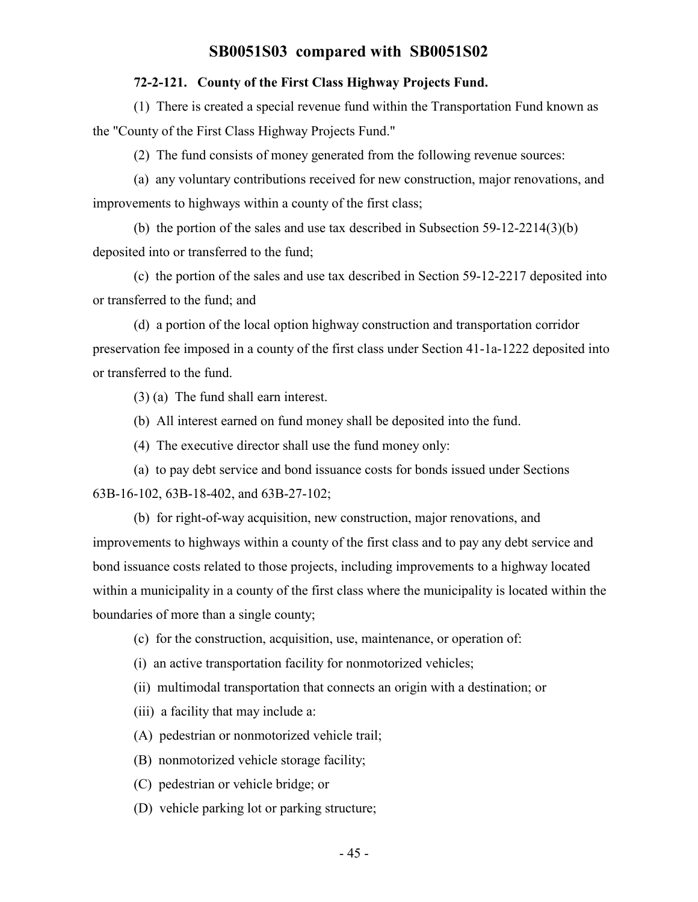**72-2-121. County of the First Class Highway Projects Fund.**

(1) There is created a special revenue fund within the Transportation Fund known as the "County of the First Class Highway Projects Fund."

(2) The fund consists of money generated from the following revenue sources:

(a) any voluntary contributions received for new construction, major renovations, and improvements to highways within a county of the first class;

(b) the portion of the sales and use tax described in Subsection 59-12-2214(3)(b) deposited into or transferred to the fund;

(c) the portion of the sales and use tax described in Section 59-12-2217 deposited into or transferred to the fund; and

(d) a portion of the local option highway construction and transportation corridor preservation fee imposed in a county of the first class under Section 41-1a-1222 deposited into or transferred to the fund.

(3) (a) The fund shall earn interest.

(b) All interest earned on fund money shall be deposited into the fund.

(4) The executive director shall use the fund money only:

(a) to pay debt service and bond issuance costs for bonds issued under Sections 63B-16-102, 63B-18-402, and 63B-27-102;

(b) for right-of-way acquisition, new construction, major renovations, and improvements to highways within a county of the first class and to pay any debt service and bond issuance costs related to those projects, including improvements to a highway located within a municipality in a county of the first class where the municipality is located within the boundaries of more than a single county;

(c) for the construction, acquisition, use, maintenance, or operation of:

(i) an active transportation facility for nonmotorized vehicles;

(ii) multimodal transportation that connects an origin with a destination; or

(iii) a facility that may include a:

(A) pedestrian or nonmotorized vehicle trail;

(B) nonmotorized vehicle storage facility;

(C) pedestrian or vehicle bridge; or

(D) vehicle parking lot or parking structure;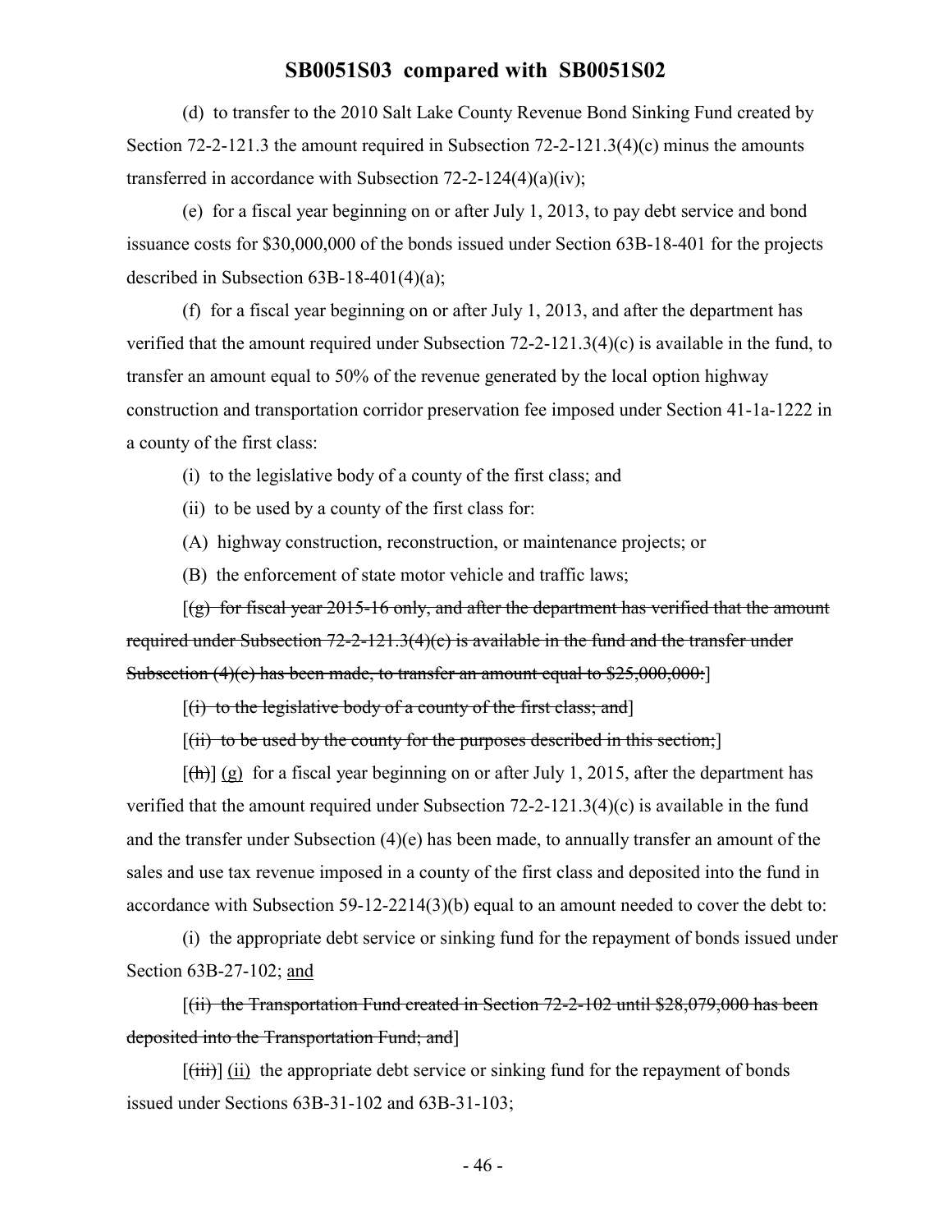(d) to transfer to the 2010 Salt Lake County Revenue Bond Sinking Fund created by Section 72-2-121.3 the amount required in Subsection 72-2-121.3(4)(c) minus the amounts transferred in accordance with Subsection 72-2-124(4)(a)(iv);

(e) for a fiscal year beginning on or after July 1, 2013, to pay debt service and bond issuance costs for $30,000,000 of the bonds issued under Section 63B-18-401 for the projects described in Subsection 63B-18-401(4)(a);

(f) for a fiscal year beginning on or after July 1, 2013, and after the department has verified that the amount required under Subsection 72-2-121.3(4)(c) is available in the fund, to transfer an amount equal to 50% of the revenue generated by the local option highway construction and transportation corridor preservation fee imposed under Section 41-1a-1222 in a county of the first class:

(i) to the legislative body of a county of the first class; and

(ii) to be used by a county of the first class for:

(A) highway construction, reconstruction, or maintenance projects; or

(B) the enforcement of state motor vehicle and traffic laws;

[~~(g) for fiscal year 2015-16 only, and after the department has verified that the amount required under Subsection 72-2-121.3(4)(c) is available in the fund and the transfer under Subsection (4)(e) has been made, to transfer an amount equal to $25,000,000:~~]

[~~(i) to the legislative body of a county of the first class; and~~]

[~~(ii) to be used by the county for the purposes described in this section;~~]

[~~(h)~~] <u>(g)</u> for a fiscal year beginning on or after July 1, 2015, after the department has verified that the amount required under Subsection 72-2-121.3(4)(c) is available in the fund and the transfer under Subsection (4)(e) has been made, to annually transfer an amount of the sales and use tax revenue imposed in a county of the first class and deposited into the fund in accordance with Subsection 59-12-2214(3)(b) equal to an amount needed to cover the debt to:

(i) the appropriate debt service or sinking fund for the repayment of bonds issued under Section 63B-27-102; <u>and</u>

[~~(ii) the Transportation Fund created in Section 72-2-102 until $28,079,000 has been deposited into the Transportation Fund; and~~]

[~~(iii)~~] <u>(ii)</u> the appropriate debt service or sinking fund for the repayment of bonds issued under Sections 63B-31-102 and 63B-31-103;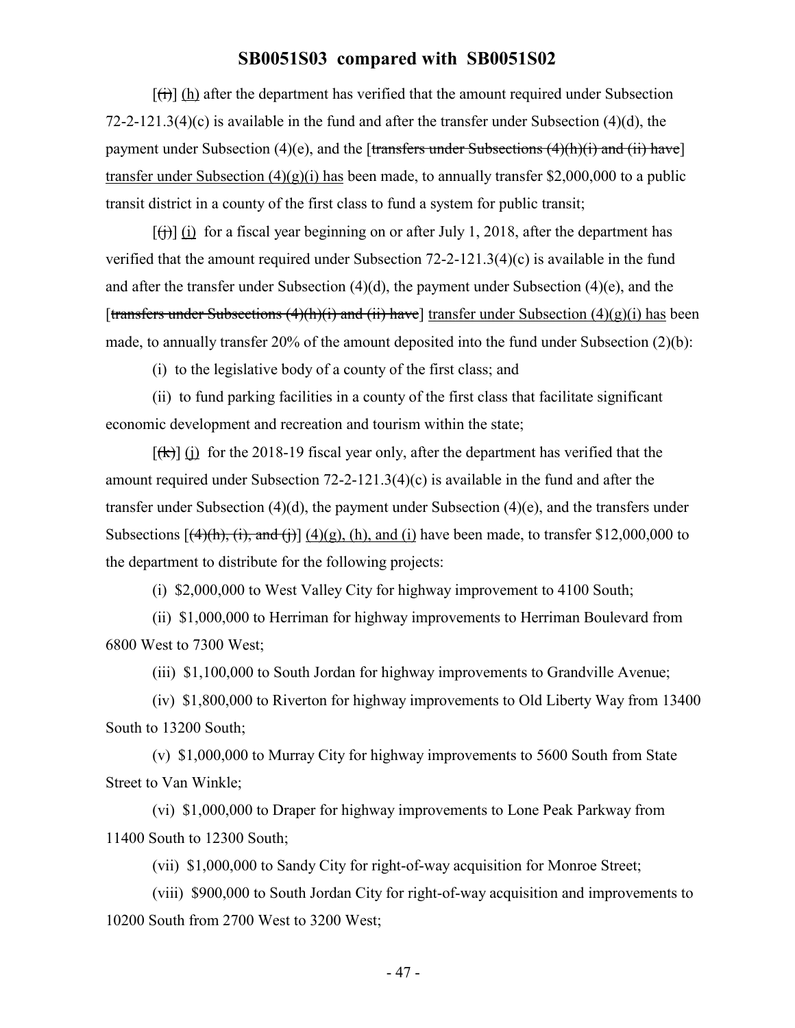[~~(i)~~] (h) after the department has verified that the amount required under Subsection 72-2-121.3(4)(c) is available in the fund and after the transfer under Subsection (4)(d), the payment under Subsection (4)(e), and the [~~transfers under Subsections (4)(h)(i) and (ii) have~~] transfer under Subsection (4)(g)(i) has been made, to annually transfer $2,000,000 to a public transit district in a county of the first class to fund a system for public transit;

[~~(j)~~] (i) for a fiscal year beginning on or after July 1, 2018, after the department has verified that the amount required under Subsection 72-2-121.3(4)(c) is available in the fund and after the transfer under Subsection (4)(d), the payment under Subsection (4)(e), and the [~~transfers under Subsections (4)(h)(i) and (ii) have~~] transfer under Subsection (4)(g)(i) has been made, to annually transfer 20% of the amount deposited into the fund under Subsection (2)(b):

(i) to the legislative body of a county of the first class; and

(ii) to fund parking facilities in a county of the first class that facilitate significant economic development and recreation and tourism within the state;

[~~(k)~~] (j) for the 2018-19 fiscal year only, after the department has verified that the amount required under Subsection 72-2-121.3(4)(c) is available in the fund and after the transfer under Subsection (4)(d), the payment under Subsection (4)(e), and the transfers under Subsections [~~(4)(h), (i), and (j)~~] (4)(g), (h), and (i) have been made, to transfer $12,000,000 to the department to distribute for the following projects:

(i) $2,000,000 to West Valley City for highway improvement to 4100 South;

(ii) $1,000,000 to Herriman for highway improvements to Herriman Boulevard from 6800 West to 7300 West;

(iii) $1,100,000 to South Jordan for highway improvements to Grandville Avenue;

(iv) $1,800,000 to Riverton for highway improvements to Old Liberty Way from 13400 South to 13200 South;

(v) $1,000,000 to Murray City for highway improvements to 5600 South from State Street to Van Winkle;

(vi) $1,000,000 to Draper for highway improvements to Lone Peak Parkway from 11400 South to 12300 South;

(vii) $1,000,000 to Sandy City for right-of-way acquisition for Monroe Street;

(viii) $900,000 to South Jordan City for right-of-way acquisition and improvements to 10200 South from 2700 West to 3200 West;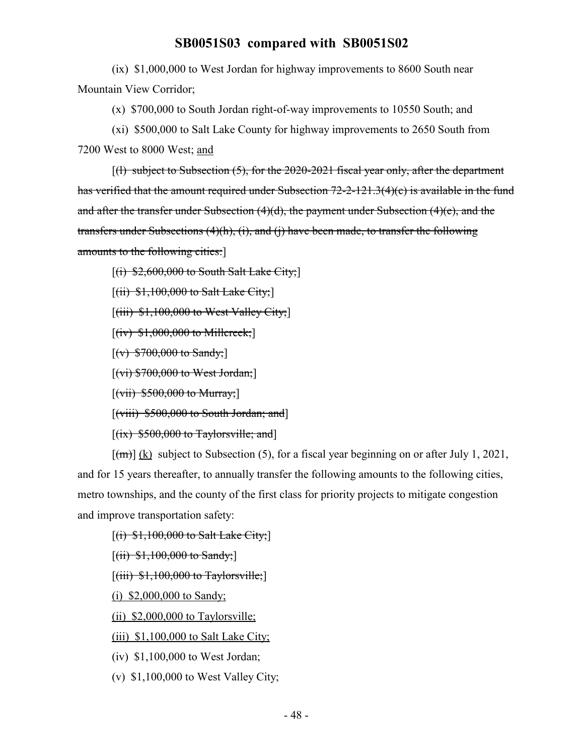(ix) $1,000,000 to West Jordan for highway improvements to 8600 South near Mountain View Corridor;

(x) $700,000 to South Jordan right-of-way improvements to 10550 South; and

(xi) $500,000 to Salt Lake County for highway improvements to 2650 South from 7200 West to 8000 West; <u>and</u>

[~~(l) subject to Subsection (5), for the 2020-2021 fiscal year only, after the department has verified that the amount required under Subsection 72-2-121.3(4)(c) is available in the fund and after the transfer under Subsection (4)(d), the payment under Subsection (4)(e), and the transfers under Subsections (4)(h), (i), and (j) have been made, to transfer the following amounts to the following cities:~~]

[~~(i) $2,600,000 to South Salt Lake City;~~]

[~~(ii) $1,100,000 to Salt Lake City;~~]

[~~(iii) $1,100,000 to West Valley City;~~]

[~~(iv) $1,000,000 to Millcreek;~~]

[~~(v) $700,000 to Sandy;~~]

[~~(vi) $700,000 to West Jordan;~~]

[~~(vii) $500,000 to Murray;~~]

[~~(viii) $500,000 to South Jordan; and~~]

[~~(ix) $500,000 to Taylorsville; and~~]

[~~(m)~~] <u>(k)</u> subject to Subsection (5), for a fiscal year beginning on or after July 1, 2021, and for 15 years thereafter, to annually transfer the following amounts to the following cities, metro townships, and the county of the first class for priority projects to mitigate congestion and improve transportation safety:

[~~(i) $1,100,000 to Salt Lake City;~~]

[~~(ii) $1,100,000 to Sandy;~~]

[~~(iii) $1,100,000 to Taylorsville;~~]

<u>(i) $2,000,000 to Sandy;</u>

<u>(ii) $2,000,000 to Taylorsville;</u>

<u>(iii) $1,100,000 to Salt Lake City;</u>

(iv) $1,100,000 to West Jordan;

(v) $1,100,000 to West Valley City;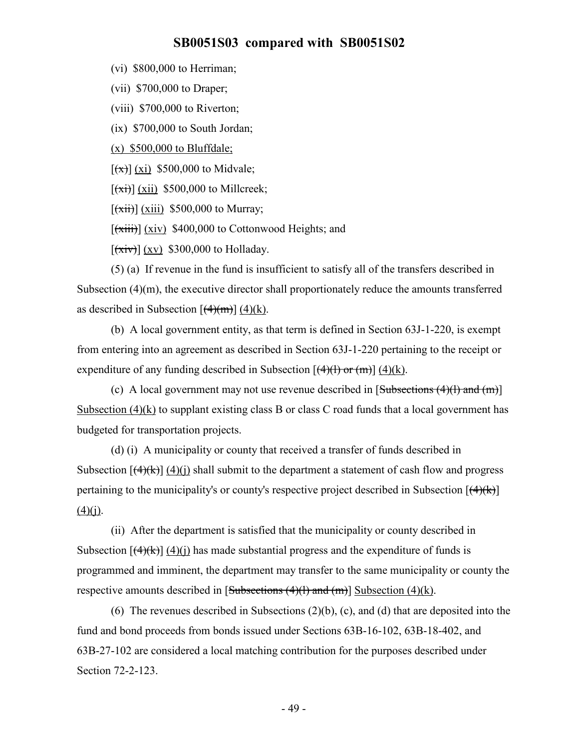(vi) $800,000 to Herriman;

(vii) $700,000 to Draper;

(viii) $700,000 to Riverton;

(ix) $700,000 to South Jordan;

(x) $500,000 to Bluffdale;

[~~(x)~~] (xi) $500,000 to Midvale;

[~~(xi)~~] (xii) $500,000 to Millcreek;

[~~(xii)~~] (xiii) $500,000 to Murray;

[~~(xiii)~~] (xiv) $400,000 to Cottonwood Heights; and

[~~(xiv)~~] (xv) $300,000 to Holladay.

(5) (a) If revenue in the fund is insufficient to satisfy all of the transfers described in Subsection (4)(m), the executive director shall proportionately reduce the amounts transferred as described in Subsection [~~(4)(m)~~] (4)(k).

(b) A local government entity, as that term is defined in Section 63J-1-220, is exempt from entering into an agreement as described in Section 63J-1-220 pertaining to the receipt or expenditure of any funding described in Subsection [~~(4)(l) or (m)~~] (4)(k).

(c) A local government may not use revenue described in [~~Subsections (4)(l) and (m)~~] Subsection (4)(k) to supplant existing class B or class C road funds that a local government has budgeted for transportation projects.

(d) (i) A municipality or county that received a transfer of funds described in Subsection [~~(4)(k)~~] (4)(j) shall submit to the department a statement of cash flow and progress pertaining to the municipality's or county's respective project described in Subsection [~~(4)(k)~~] (4)(j).

(ii) After the department is satisfied that the municipality or county described in Subsection [~~(4)(k)~~] (4)(j) has made substantial progress and the expenditure of funds is programmed and imminent, the department may transfer to the same municipality or county the respective amounts described in [~~Subsections (4)(l) and (m)~~] Subsection (4)(k).

(6) The revenues described in Subsections (2)(b), (c), and (d) that are deposited into the fund and bond proceeds from bonds issued under Sections 63B-16-102, 63B-18-402, and 63B-27-102 are considered a local matching contribution for the purposes described under Section 72-2-123.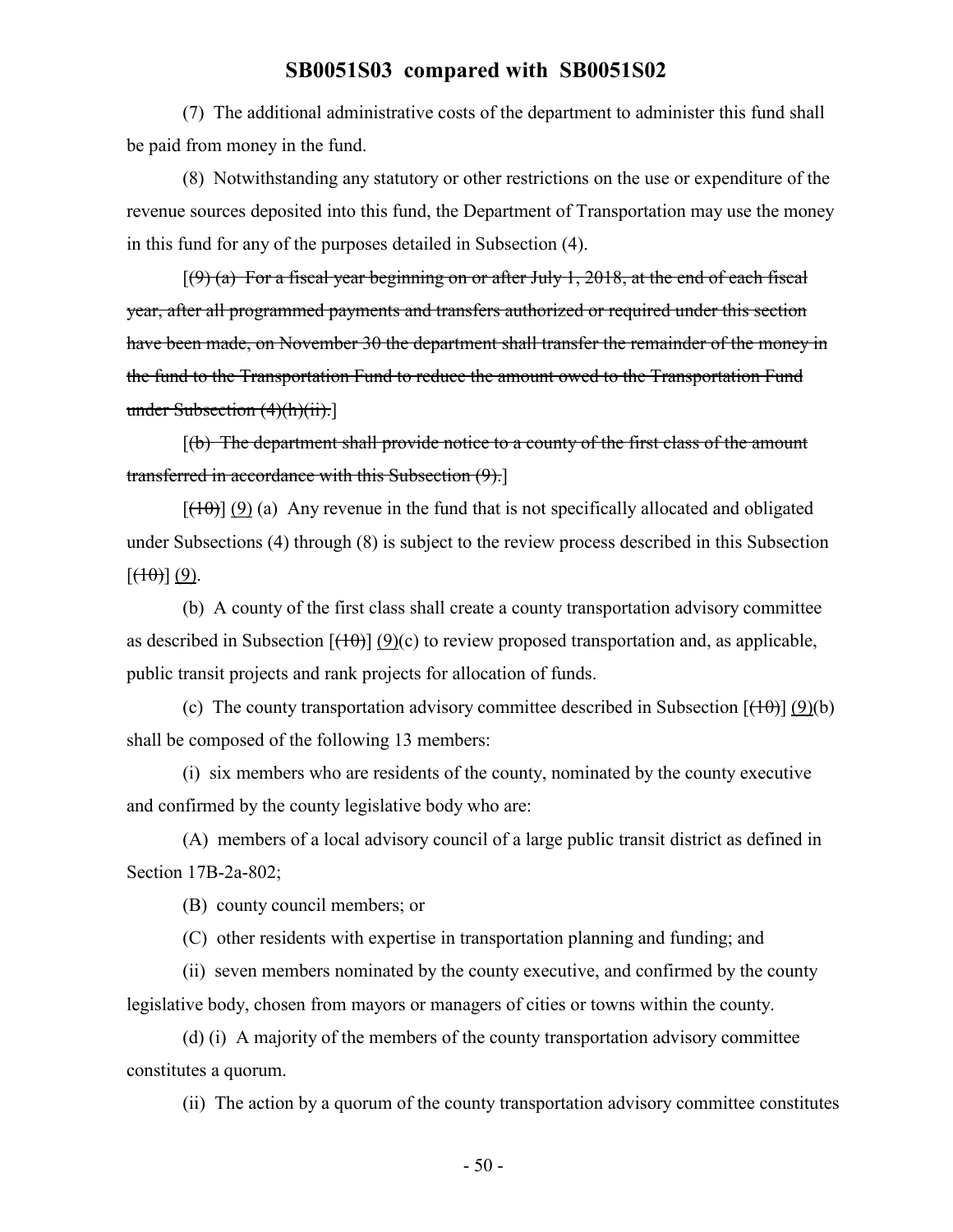(7) The additional administrative costs of the department to administer this fund shall be paid from money in the fund.

(8) Notwithstanding any statutory or other restrictions on the use or expenditure of the revenue sources deposited into this fund, the Department of Transportation may use the money in this fund for any of the purposes detailed in Subsection (4).

[~~(9) (a) For a fiscal year beginning on or after July 1, 2018, at the end of each fiscal year, after all programmed payments and transfers authorized or required under this section have been made, on November 30 the department shall transfer the remainder of the money in the fund to the Transportation Fund to reduce the amount owed to the Transportation Fund under Subsection (4)(h)(ii).~~]

[~~(b) The department shall provide notice to a county of the first class of the amount transferred in accordance with this Subsection (9).~~]

[~~(10)~~] (9) (a) Any revenue in the fund that is not specifically allocated and obligated under Subsections (4) through (8) is subject to the review process described in this Subsection [~~(10)~~] (9).

(b) A county of the first class shall create a county transportation advisory committee as described in Subsection [~~(10)~~] (9)(c) to review proposed transportation and, as applicable, public transit projects and rank projects for allocation of funds.

(c) The county transportation advisory committee described in Subsection [~~(10)~~] (9)(b) shall be composed of the following 13 members:

(i) six members who are residents of the county, nominated by the county executive and confirmed by the county legislative body who are:

(A) members of a local advisory council of a large public transit district as defined in Section 17B-2a-802;

(B) county council members; or

(C) other residents with expertise in transportation planning and funding; and

(ii) seven members nominated by the county executive, and confirmed by the county legislative body, chosen from mayors or managers of cities or towns within the county.

(d) (i) A majority of the members of the county transportation advisory committee constitutes a quorum.

(ii) The action by a quorum of the county transportation advisory committee constitutes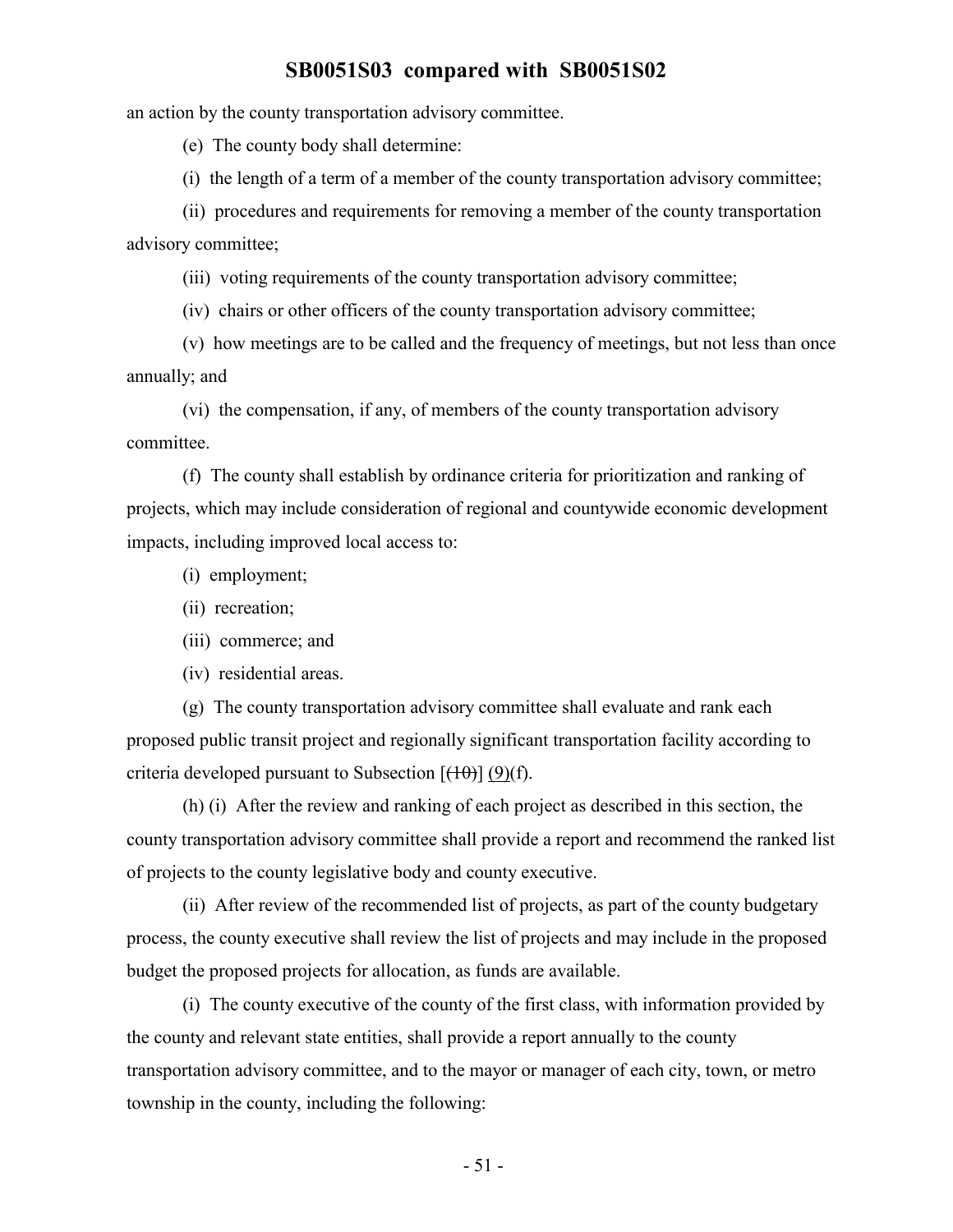an action by the county transportation advisory committee.

(e) The county body shall determine:

(i) the length of a term of a member of the county transportation advisory committee;

(ii) procedures and requirements for removing a member of the county transportation advisory committee;

(iii) voting requirements of the county transportation advisory committee;

(iv) chairs or other officers of the county transportation advisory committee;

(v) how meetings are to be called and the frequency of meetings, but not less than once annually; and

(vi) the compensation, if any, of members of the county transportation advisory committee.

(f) The county shall establish by ordinance criteria for prioritization and ranking of projects, which may include consideration of regional and countywide economic development impacts, including improved local access to:

(i) employment;

(ii) recreation;

(iii) commerce; and

(iv) residential areas.

(g) The county transportation advisory committee shall evaluate and rank each proposed public transit project and regionally significant transportation facility according to criteria developed pursuant to Subsection [~~(10)~~] (9)(f).

(h) (i) After the review and ranking of each project as described in this section, the county transportation advisory committee shall provide a report and recommend the ranked list of projects to the county legislative body and county executive.

(ii) After review of the recommended list of projects, as part of the county budgetary process, the county executive shall review the list of projects and may include in the proposed budget the proposed projects for allocation, as funds are available.

(i) The county executive of the county of the first class, with information provided by the county and relevant state entities, shall provide a report annually to the county transportation advisory committee, and to the mayor or manager of each city, town, or metro township in the county, including the following: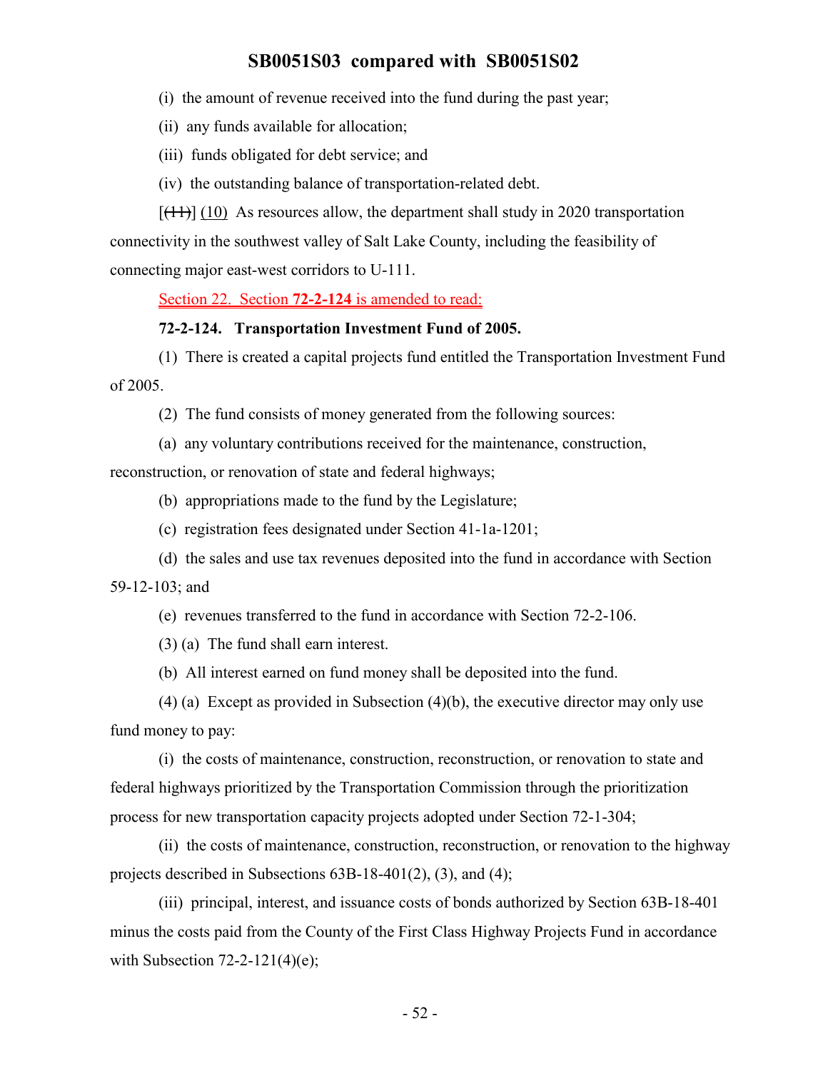(i) the amount of revenue received into the fund during the past year;

(ii) any funds available for allocation;

(iii) funds obligated for debt service; and

(iv) the outstanding balance of transportation-related debt.

[~~(11)~~] (10) As resources allow, the department shall study in 2020 transportation connectivity in the southwest valley of Salt Lake County, including the feasibility of connecting major east-west corridors to U-111.

Section 22. Section **72-2-124** is amended to read:

**72-2-124. Transportation Investment Fund of 2005.**

(1) There is created a capital projects fund entitled the Transportation Investment Fund of 2005.

(2) The fund consists of money generated from the following sources:

(a) any voluntary contributions received for the maintenance, construction, reconstruction, or renovation of state and federal highways;

(b) appropriations made to the fund by the Legislature;

(c) registration fees designated under Section 41-1a-1201;

(d) the sales and use tax revenues deposited into the fund in accordance with Section 59-12-103; and

(e) revenues transferred to the fund in accordance with Section 72-2-106.

(3) (a) The fund shall earn interest.

(b) All interest earned on fund money shall be deposited into the fund.

(4) (a) Except as provided in Subsection (4)(b), the executive director may only use fund money to pay:

(i) the costs of maintenance, construction, reconstruction, or renovation to state and federal highways prioritized by the Transportation Commission through the prioritization process for new transportation capacity projects adopted under Section 72-1-304;

(ii) the costs of maintenance, construction, reconstruction, or renovation to the highway projects described in Subsections 63B-18-401(2), (3), and (4);

(iii) principal, interest, and issuance costs of bonds authorized by Section 63B-18-401 minus the costs paid from the County of the First Class Highway Projects Fund in accordance with Subsection 72-2-121(4)(e);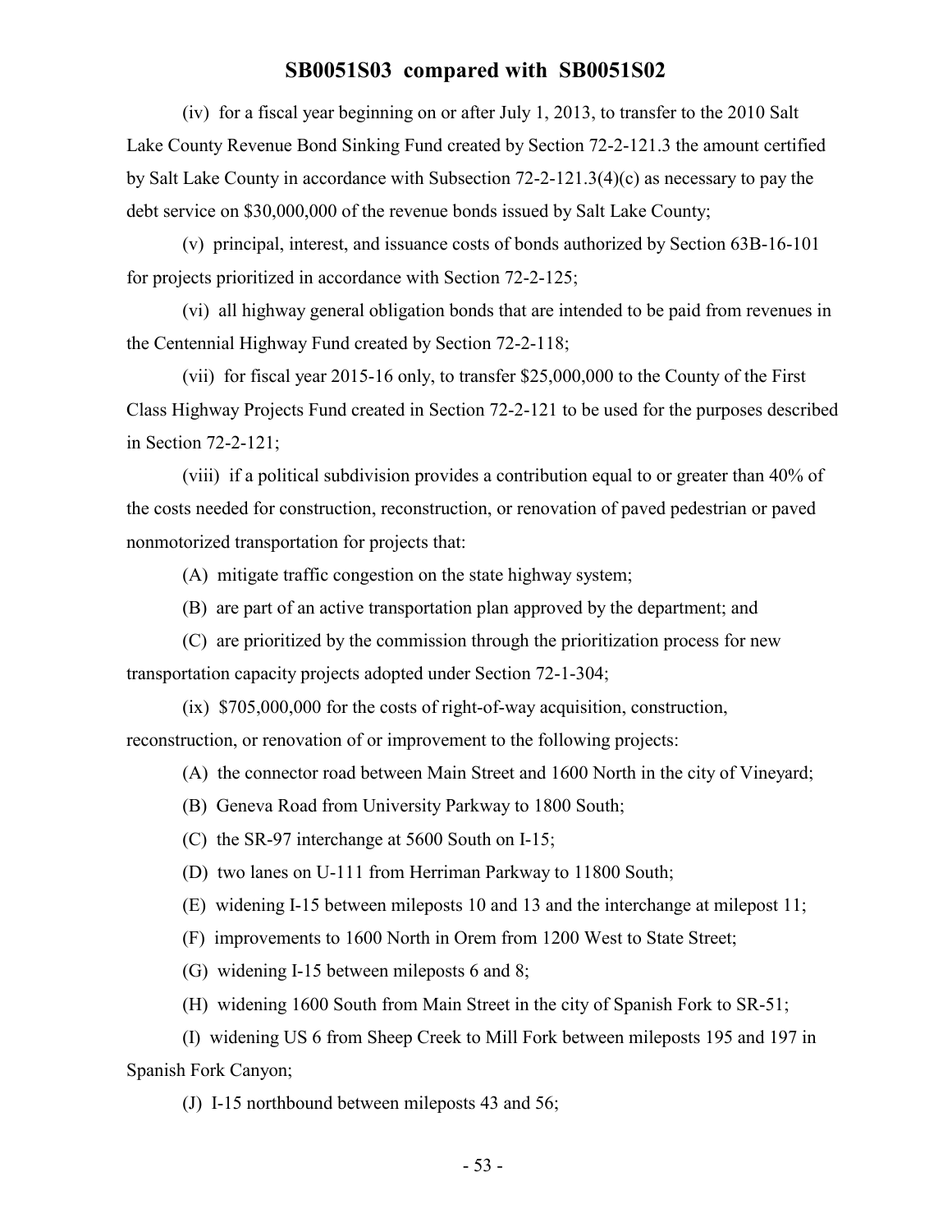(iv) for a fiscal year beginning on or after July 1, 2013, to transfer to the 2010 Salt Lake County Revenue Bond Sinking Fund created by Section 72-2-121.3 the amount certified by Salt Lake County in accordance with Subsection 72-2-121.3(4)(c) as necessary to pay the debt service on $30,000,000 of the revenue bonds issued by Salt Lake County;

(v) principal, interest, and issuance costs of bonds authorized by Section 63B-16-101 for projects prioritized in accordance with Section 72-2-125;

(vi) all highway general obligation bonds that are intended to be paid from revenues in the Centennial Highway Fund created by Section 72-2-118;

(vii) for fiscal year 2015-16 only, to transfer $25,000,000 to the County of the First Class Highway Projects Fund created in Section 72-2-121 to be used for the purposes described in Section 72-2-121;

(viii) if a political subdivision provides a contribution equal to or greater than 40% of the costs needed for construction, reconstruction, or renovation of paved pedestrian or paved nonmotorized transportation for projects that:

(A) mitigate traffic congestion on the state highway system;

(B) are part of an active transportation plan approved by the department; and

(C) are prioritized by the commission through the prioritization process for new transportation capacity projects adopted under Section 72-1-304;

(ix) $705,000,000 for the costs of right-of-way acquisition, construction, reconstruction, or renovation of or improvement to the following projects:

(A) the connector road between Main Street and 1600 North in the city of Vineyard;

(B) Geneva Road from University Parkway to 1800 South;

(C) the SR-97 interchange at 5600 South on I-15;

(D) two lanes on U-111 from Herriman Parkway to 11800 South;

(E) widening I-15 between mileposts 10 and 13 and the interchange at milepost 11;

(F) improvements to 1600 North in Orem from 1200 West to State Street;

(G) widening I-15 between mileposts 6 and 8;

(H) widening 1600 South from Main Street in the city of Spanish Fork to SR-51;

(I) widening US 6 from Sheep Creek to Mill Fork between mileposts 195 and 197 in Spanish Fork Canyon;

(J) I-15 northbound between mileposts 43 and 56;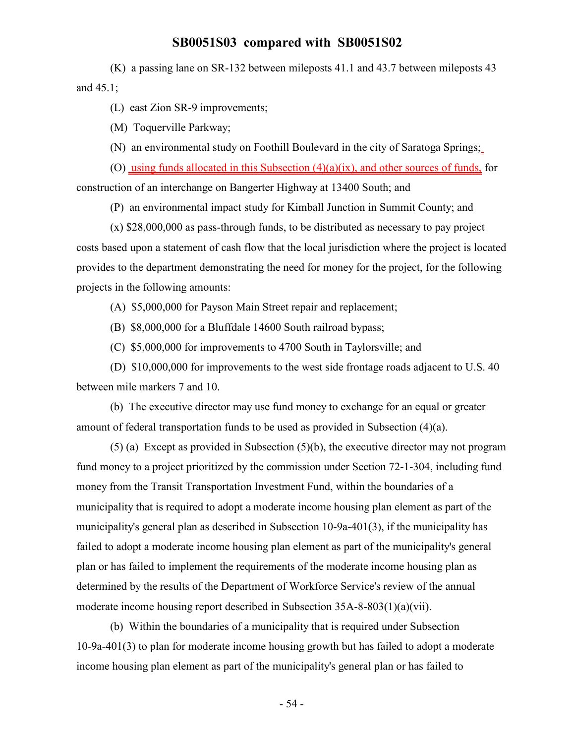(K) a passing lane on SR-132 between mileposts 41.1 and 43.7 between mileposts 43 and 45.1;

(L) east Zion SR-9 improvements;

(M) Toquerville Parkway;

(N) an environmental study on Foothill Boulevard in the city of Saratoga Springs;

(O) using funds allocated in this Subsection (4)(a)(ix), and other sources of funds, for construction of an interchange on Bangerter Highway at 13400 South; and

(P) an environmental impact study for Kimball Junction in Summit County; and

(x) $28,000,000 as pass-through funds, to be distributed as necessary to pay project costs based upon a statement of cash flow that the local jurisdiction where the project is located provides to the department demonstrating the need for money for the project, for the following projects in the following amounts:

(A) $5,000,000 for Payson Main Street repair and replacement;

(B) $8,000,000 for a Bluffdale 14600 South railroad bypass;

(C) $5,000,000 for improvements to 4700 South in Taylorsville; and

(D) $10,000,000 for improvements to the west side frontage roads adjacent to U.S. 40 between mile markers 7 and 10.

(b) The executive director may use fund money to exchange for an equal or greater amount of federal transportation funds to be used as provided in Subsection (4)(a).

(5) (a) Except as provided in Subsection (5)(b), the executive director may not program fund money to a project prioritized by the commission under Section 72-1-304, including fund money from the Transit Transportation Investment Fund, within the boundaries of a municipality that is required to adopt a moderate income housing plan element as part of the municipality's general plan as described in Subsection 10-9a-401(3), if the municipality has failed to adopt a moderate income housing plan element as part of the municipality's general plan or has failed to implement the requirements of the moderate income housing plan as determined by the results of the Department of Workforce Service's review of the annual moderate income housing report described in Subsection 35A-8-803(1)(a)(vii).

(b) Within the boundaries of a municipality that is required under Subsection 10-9a-401(3) to plan for moderate income housing growth but has failed to adopt a moderate income housing plan element as part of the municipality's general plan or has failed to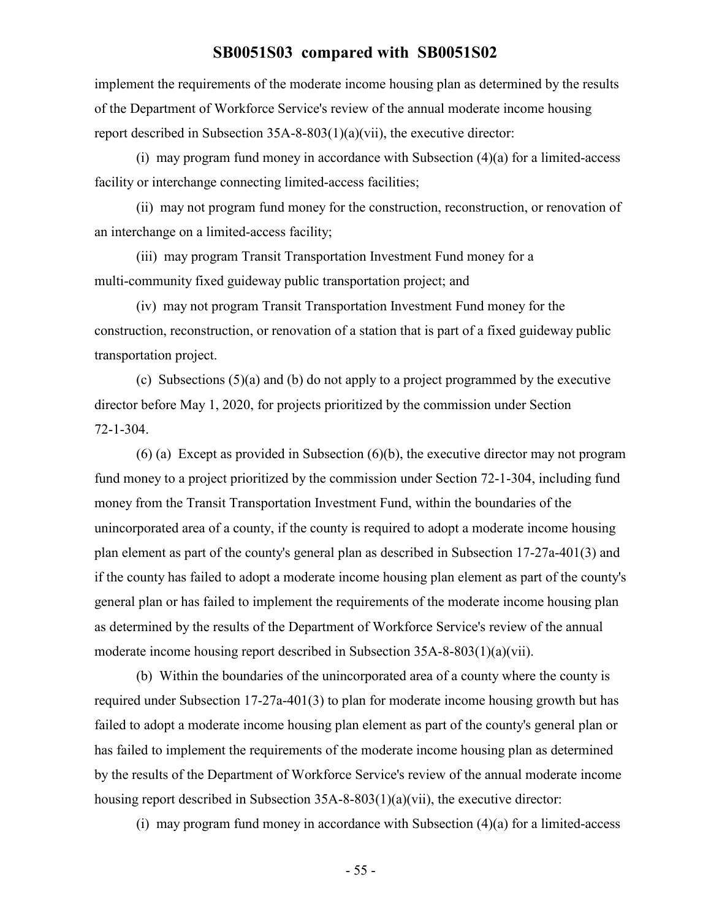implement the requirements of the moderate income housing plan as determined by the results of the Department of Workforce Service's review of the annual moderate income housing report described in Subsection 35A-8-803(1)(a)(vii), the executive director:

(i) may program fund money in accordance with Subsection (4)(a) for a limited-access facility or interchange connecting limited-access facilities;

(ii) may not program fund money for the construction, reconstruction, or renovation of an interchange on a limited-access facility;

(iii) may program Transit Transportation Investment Fund money for a multi-community fixed guideway public transportation project; and

(iv) may not program Transit Transportation Investment Fund money for the construction, reconstruction, or renovation of a station that is part of a fixed guideway public transportation project.

(c) Subsections (5)(a) and (b) do not apply to a project programmed by the executive director before May 1, 2020, for projects prioritized by the commission under Section 72-1-304.

(6) (a) Except as provided in Subsection (6)(b), the executive director may not program fund money to a project prioritized by the commission under Section 72-1-304, including fund money from the Transit Transportation Investment Fund, within the boundaries of the unincorporated area of a county, if the county is required to adopt a moderate income housing plan element as part of the county's general plan as described in Subsection 17-27a-401(3) and if the county has failed to adopt a moderate income housing plan element as part of the county's general plan or has failed to implement the requirements of the moderate income housing plan as determined by the results of the Department of Workforce Service's review of the annual moderate income housing report described in Subsection 35A-8-803(1)(a)(vii).

(b) Within the boundaries of the unincorporated area of a county where the county is required under Subsection 17-27a-401(3) to plan for moderate income housing growth but has failed to adopt a moderate income housing plan element as part of the county's general plan or has failed to implement the requirements of the moderate income housing plan as determined by the results of the Department of Workforce Service's review of the annual moderate income housing report described in Subsection 35A-8-803(1)(a)(vii), the executive director:

(i) may program fund money in accordance with Subsection (4)(a) for a limited-access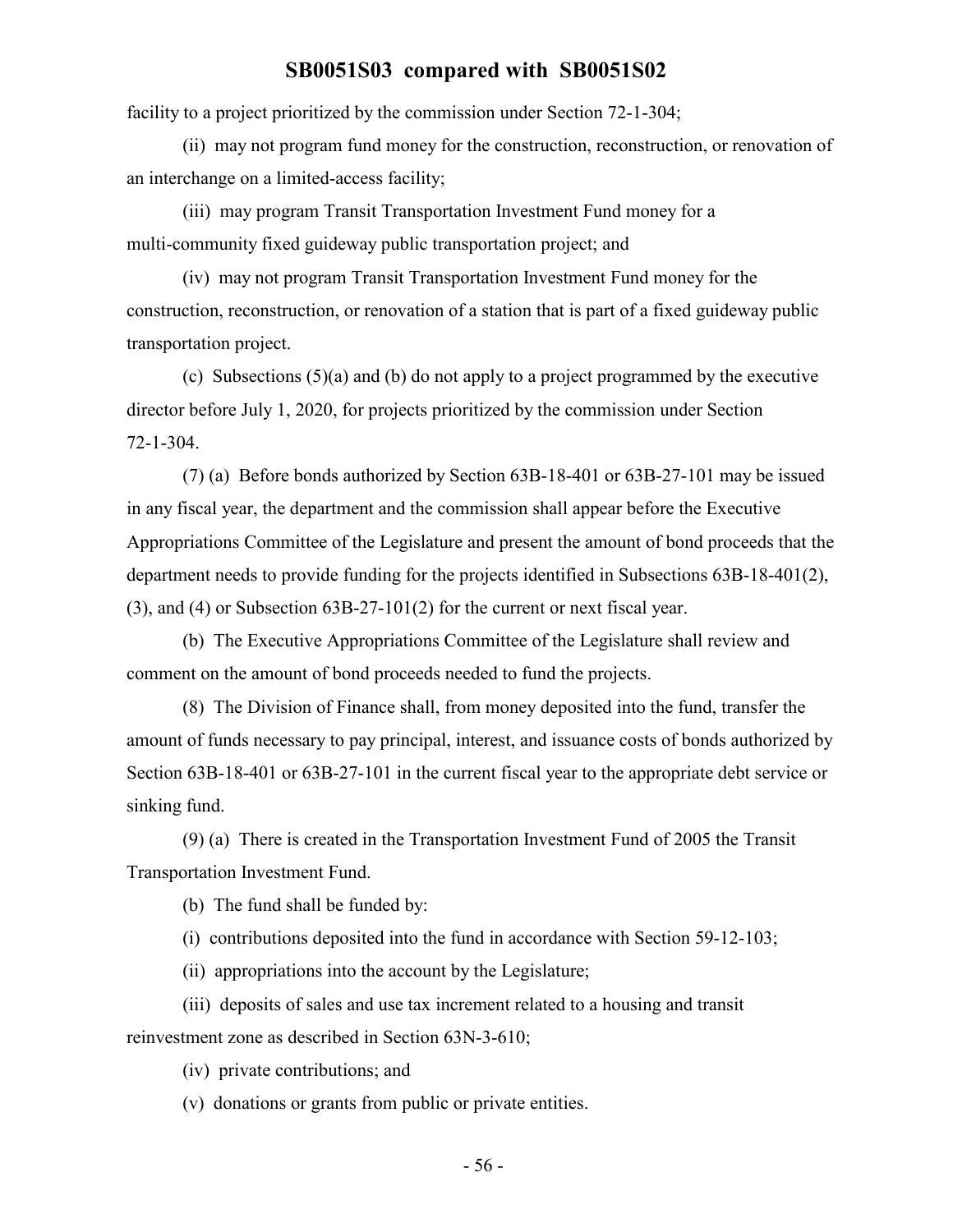facility to a project prioritized by the commission under Section 72-1-304;

(ii) may not program fund money for the construction, reconstruction, or renovation of an interchange on a limited-access facility;

(iii) may program Transit Transportation Investment Fund money for a multi-community fixed guideway public transportation project; and

(iv) may not program Transit Transportation Investment Fund money for the construction, reconstruction, or renovation of a station that is part of a fixed guideway public transportation project.

(c) Subsections (5)(a) and (b) do not apply to a project programmed by the executive director before July 1, 2020, for projects prioritized by the commission under Section 72-1-304.

(7) (a) Before bonds authorized by Section 63B-18-401 or 63B-27-101 may be issued in any fiscal year, the department and the commission shall appear before the Executive Appropriations Committee of the Legislature and present the amount of bond proceeds that the department needs to provide funding for the projects identified in Subsections 63B-18-401(2), (3), and (4) or Subsection 63B-27-101(2) for the current or next fiscal year.

(b) The Executive Appropriations Committee of the Legislature shall review and comment on the amount of bond proceeds needed to fund the projects.

(8) The Division of Finance shall, from money deposited into the fund, transfer the amount of funds necessary to pay principal, interest, and issuance costs of bonds authorized by Section 63B-18-401 or 63B-27-101 in the current fiscal year to the appropriate debt service or sinking fund.

(9) (a) There is created in the Transportation Investment Fund of 2005 the Transit Transportation Investment Fund.

(b) The fund shall be funded by:

(i) contributions deposited into the fund in accordance with Section 59-12-103;

(ii) appropriations into the account by the Legislature;

(iii) deposits of sales and use tax increment related to a housing and transit reinvestment zone as described in Section 63N-3-610;

(iv) private contributions; and

(v) donations or grants from public or private entities.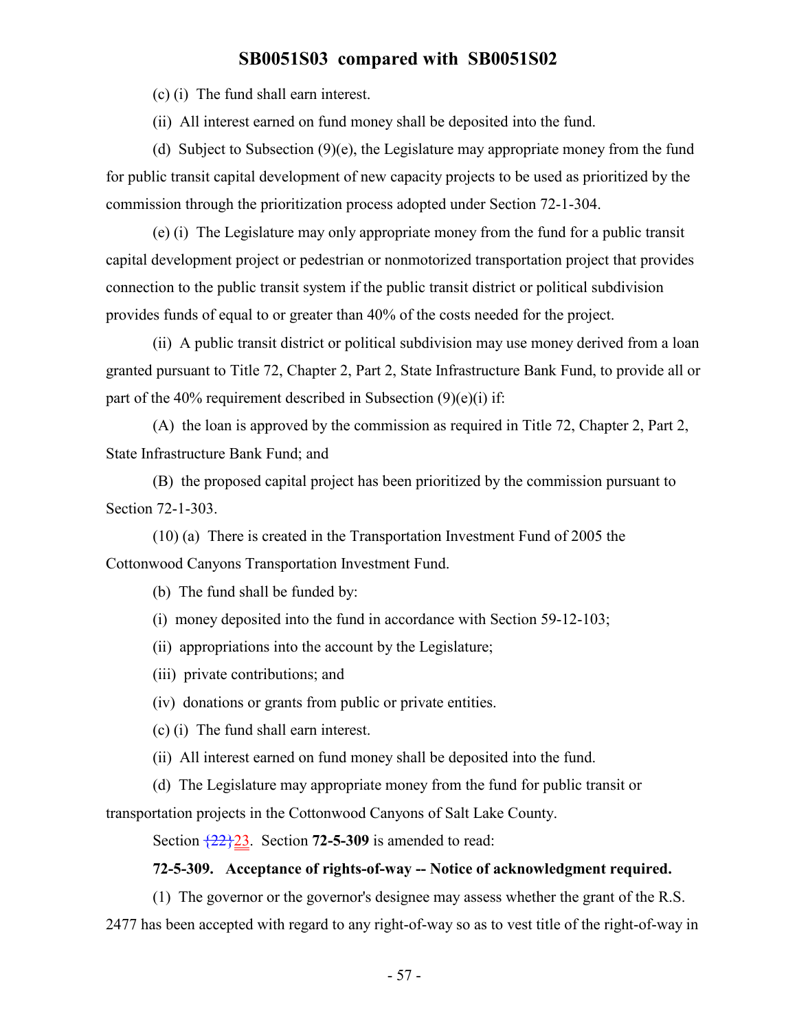(c) (i) The fund shall earn interest.

(ii) All interest earned on fund money shall be deposited into the fund.

(d) Subject to Subsection (9)(e), the Legislature may appropriate money from the fund for public transit capital development of new capacity projects to be used as prioritized by the commission through the prioritization process adopted under Section 72-1-304.

(e) (i) The Legislature may only appropriate money from the fund for a public transit capital development project or pedestrian or nonmotorized transportation project that provides connection to the public transit system if the public transit district or political subdivision provides funds of equal to or greater than 40% of the costs needed for the project.

(ii) A public transit district or political subdivision may use money derived from a loan granted pursuant to Title 72, Chapter 2, Part 2, State Infrastructure Bank Fund, to provide all or part of the 40% requirement described in Subsection (9)(e)(i) if:

(A) the loan is approved by the commission as required in Title 72, Chapter 2, Part 2, State Infrastructure Bank Fund; and

(B) the proposed capital project has been prioritized by the commission pursuant to Section 72-1-303.

(10) (a) There is created in the Transportation Investment Fund of 2005 the Cottonwood Canyons Transportation Investment Fund.

(b) The fund shall be funded by:

(i) money deposited into the fund in accordance with Section 59-12-103;

(ii) appropriations into the account by the Legislature;

(iii) private contributions; and

(iv) donations or grants from public or private entities.

(c) (i) The fund shall earn interest.

(ii) All interest earned on fund money shall be deposited into the fund.

(d) The Legislature may appropriate money from the fund for public transit or transportation projects in the Cottonwood Canyons of Salt Lake County.

Section {22}23. Section **72-5-309** is amended to read:

**72-5-309. Acceptance of rights-of-way -- Notice of acknowledgment required.**

(1) The governor or the governor's designee may assess whether the grant of the R.S. 2477 has been accepted with regard to any right-of-way so as to vest title of the right-of-way in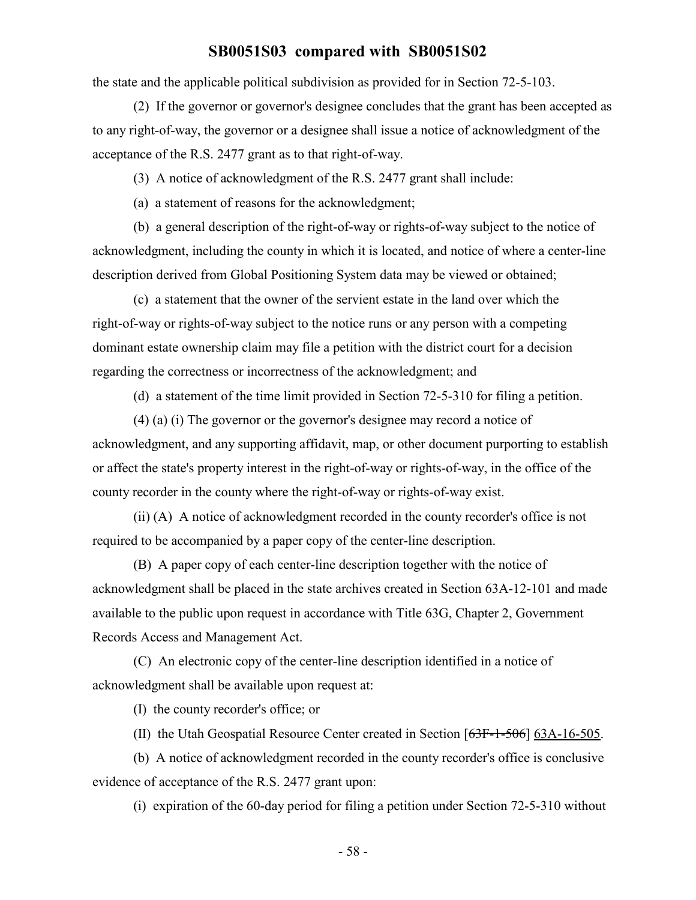the state and the applicable political subdivision as provided for in Section 72-5-103.

(2) If the governor or governor's designee concludes that the grant has been accepted as to any right-of-way, the governor or a designee shall issue a notice of acknowledgment of the acceptance of the R.S. 2477 grant as to that right-of-way.

(3) A notice of acknowledgment of the R.S. 2477 grant shall include:

(a) a statement of reasons for the acknowledgment;

(b) a general description of the right-of-way or rights-of-way subject to the notice of acknowledgment, including the county in which it is located, and notice of where a center-line description derived from Global Positioning System data may be viewed or obtained;

(c) a statement that the owner of the servient estate in the land over which the right-of-way or rights-of-way subject to the notice runs or any person with a competing dominant estate ownership claim may file a petition with the district court for a decision regarding the correctness or incorrectness of the acknowledgment; and

(d) a statement of the time limit provided in Section 72-5-310 for filing a petition.

(4) (a) (i) The governor or the governor's designee may record a notice of acknowledgment, and any supporting affidavit, map, or other document purporting to establish or affect the state's property interest in the right-of-way or rights-of-way, in the office of the county recorder in the county where the right-of-way or rights-of-way exist.

(ii) (A) A notice of acknowledgment recorded in the county recorder's office is not required to be accompanied by a paper copy of the center-line description.

(B) A paper copy of each center-line description together with the notice of acknowledgment shall be placed in the state archives created in Section 63A-12-101 and made available to the public upon request in accordance with Title 63G, Chapter 2, Government Records Access and Management Act.

(C) An electronic copy of the center-line description identified in a notice of acknowledgment shall be available upon request at:

(I) the county recorder's office; or

(II) the Utah Geospatial Resource Center created in Section [~~63F-1-506~~] 63A-16-505.

(b) A notice of acknowledgment recorded in the county recorder's office is conclusive evidence of acceptance of the R.S. 2477 grant upon:

(i) expiration of the 60-day period for filing a petition under Section 72-5-310 without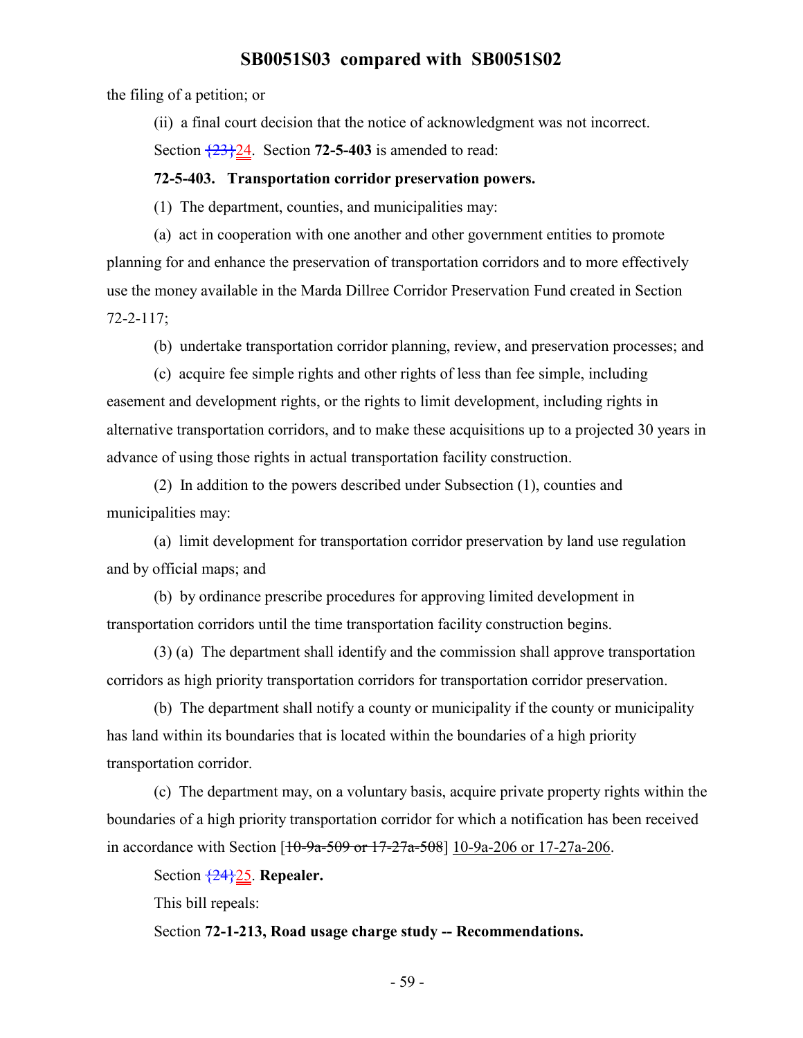the filing of a petition; or

(ii) a final court decision that the notice of acknowledgment was not incorrect.

Section {23}24. Section **72-5-403** is amended to read:

**72-5-403. Transportation corridor preservation powers.**

(1) The department, counties, and municipalities may:

(a) act in cooperation with one another and other government entities to promote planning for and enhance the preservation of transportation corridors and to more effectively use the money available in the Marda Dillree Corridor Preservation Fund created in Section 72-2-117;

(b) undertake transportation corridor planning, review, and preservation processes; and

(c) acquire fee simple rights and other rights of less than fee simple, including easement and development rights, or the rights to limit development, including rights in alternative transportation corridors, and to make these acquisitions up to a projected 30 years in advance of using those rights in actual transportation facility construction.

(2) In addition to the powers described under Subsection (1), counties and municipalities may:

(a) limit development for transportation corridor preservation by land use regulation and by official maps; and

(b) by ordinance prescribe procedures for approving limited development in transportation corridors until the time transportation facility construction begins.

(3) (a) The department shall identify and the commission shall approve transportation corridors as high priority transportation corridors for transportation corridor preservation.

(b) The department shall notify a county or municipality if the county or municipality has land within its boundaries that is located within the boundaries of a high priority transportation corridor.

(c) The department may, on a voluntary basis, acquire private property rights within the boundaries of a high priority transportation corridor for which a notification has been received in accordance with Section [~~10-9a-509 or 17-27a-508~~] 10-9a-206 or 17-27a-206.

Section {24}25. **Repealer.**

This bill repeals:

Section **72-1-213, Road usage charge study -- Recommendations.**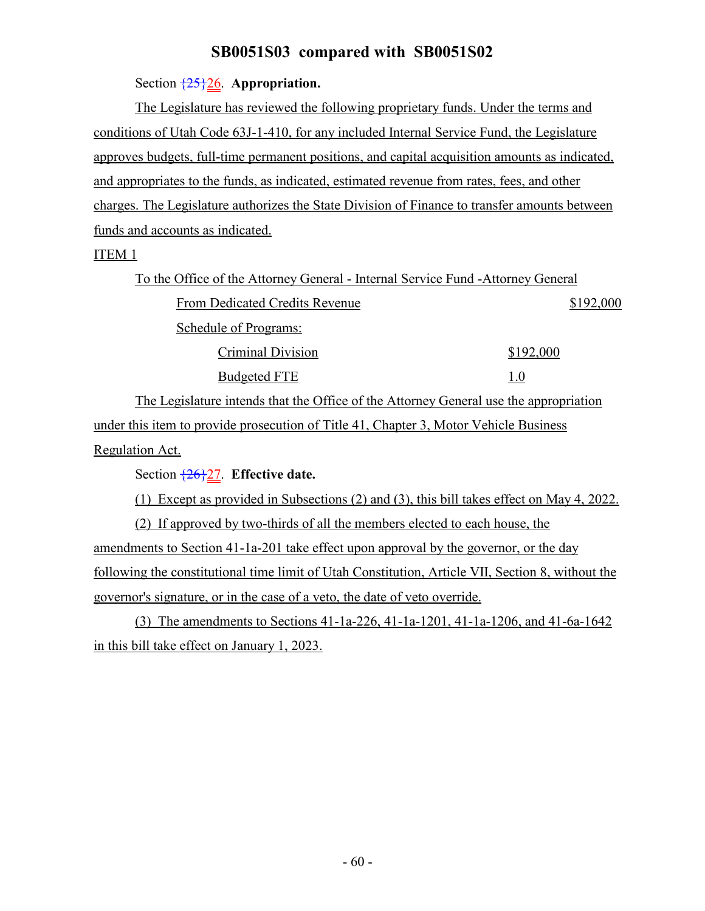# SB0051S03 compared with SB0051S02

Section {25}26. **Appropriation.**

The Legislature has reviewed the following proprietary funds. Under the terms and conditions of Utah Code 63J-1-410, for any included Internal Service Fund, the Legislature approves budgets, full-time permanent positions, and capital acquisition amounts as indicated, and appropriates to the funds, as indicated, estimated revenue from rates, fees, and other charges. The Legislature authorizes the State Division of Finance to transfer amounts between funds and accounts as indicated.

ITEM 1

To the Office of the Attorney General - Internal Service Fund -Attorney General

| | | |
|---|---|---|
| From Dedicated Credits Revenue | | $192,000 |
| Schedule of Programs: | | |
| Criminal Division | $192,000 | |
| Budgeted FTE | 1.0 | |

The Legislature intends that the Office of the Attorney General use the appropriation under this item to provide prosecution of Title 41, Chapter 3, Motor Vehicle Business Regulation Act.

Section {26}27. **Effective date.**

(1) Except as provided in Subsections (2) and (3), this bill takes effect on May 4, 2022.

(2) If approved by two-thirds of all the members elected to each house, the amendments to Section 41-1a-201 take effect upon approval by the governor, or the day following the constitutional time limit of Utah Constitution, Article VII, Section 8, without the governor's signature, or in the case of a veto, the date of veto override.

(3) The amendments to Sections 41-1a-226, 41-1a-1201, 41-1a-1206, and 41-6a-1642 in this bill take effect on January 1, 2023.